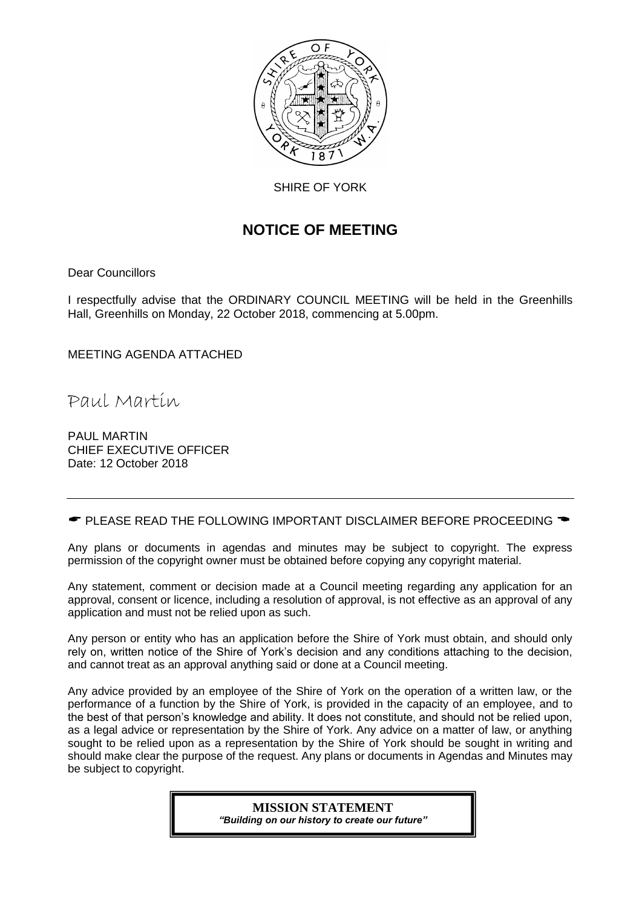SHIRE OF YORK

# NOTICE OF MEETING

Dear Councillors

I respectfully advise that the ORDINARY COUNCIL MEETING will be held in the Greenhills Hall, Greenhills on Monday, 22 October 2018, commencing at 5.00pm.

MEETING AGENDA ATTACHED

Paul Martin

PAUL MARTIN
CHIEF EXECUTIVE OFFICER
Date: 12 October 2018

---

☛ PLEASE READ THE FOLLOWING IMPORTANT DISCLAIMER BEFORE PROCEEDING ☚

Any plans or documents in agendas and minutes may be subject to copyright. The express permission of the copyright owner must be obtained before copying any copyright material.

Any statement, comment or decision made at a Council meeting regarding any application for an approval, consent or licence, including a resolution of approval, is not effective as an approval of any application and must not be relied upon as such.

Any person or entity who has an application before the Shire of York must obtain, and should only rely on, written notice of the Shire of York's decision and any conditions attaching to the decision, and cannot treat as an approval anything said or done at a Council meeting.

Any advice provided by an employee of the Shire of York on the operation of a written law, or the performance of a function by the Shire of York, is provided in the capacity of an employee, and to the best of that person's knowledge and ability. It does not constitute, and should not be relied upon, as a legal advice or representation by the Shire of York. Any advice on a matter of law, or anything sought to be relied upon as a representation by the Shire of York should be sought in writing and should make clear the purpose of the request. Any plans or documents in Agendas and Minutes may be subject to copyright.

**MISSION STATEMENT**
***"Building on our history to create our future"***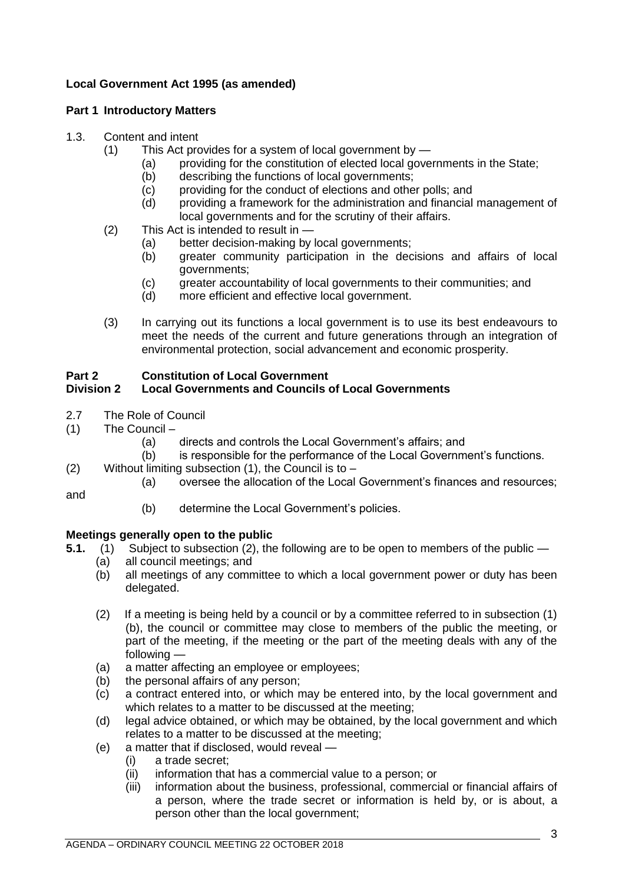**Local Government Act 1995 (as amended)**

**Part 1 Introductory Matters**

1.3. Content and intent

(1) This Act provides for a system of local government by —

(a) providing for the constitution of elected local governments in the State;

(b) describing the functions of local governments;

(c) providing for the conduct of elections and other polls; and

(d) providing a framework for the administration and financial management of local governments and for the scrutiny of their affairs.

(2) This Act is intended to result in —

(a) better decision-making by local governments;

(b) greater community participation in the decisions and affairs of local governments;

(c) greater accountability of local governments to their communities; and

(d) more efficient and effective local government.

(3) In carrying out its functions a local government is to use its best endeavours to meet the needs of the current and future generations through an integration of environmental protection, social advancement and economic prosperity.

**Part 2 Constitution of Local Government**
**Division 2 Local Governments and Councils of Local Governments**

2.7 The Role of Council

(1) The Council –

(a) directs and controls the Local Government's affairs; and

(b) is responsible for the performance of the Local Government's functions.

(2) Without limiting subsection (1), the Council is to –

(a) oversee the allocation of the Local Government's finances and resources; and

(b) determine the Local Government's policies.

**Meetings generally open to the public**

**5.1.** (1) Subject to subsection (2), the following are to be open to members of the public —

(a) all council meetings; and

(b) all meetings of any committee to which a local government power or duty has been delegated.

(2) If a meeting is being held by a council or by a committee referred to in subsection (1) (b), the council or committee may close to members of the public the meeting, or part of the meeting, if the meeting or the part of the meeting deals with any of the following —

(a) a matter affecting an employee or employees;

(b) the personal affairs of any person;

(c) a contract entered into, or which may be entered into, by the local government and which relates to a matter to be discussed at the meeting;

(d) legal advice obtained, or which may be obtained, by the local government and which relates to a matter to be discussed at the meeting;

(e) a matter that if disclosed, would reveal —

(i) a trade secret;

(ii) information that has a commercial value to a person; or

(iii) information about the business, professional, commercial or financial affairs of a person, where the trade secret or information is held by, or is about, a person other than the local government;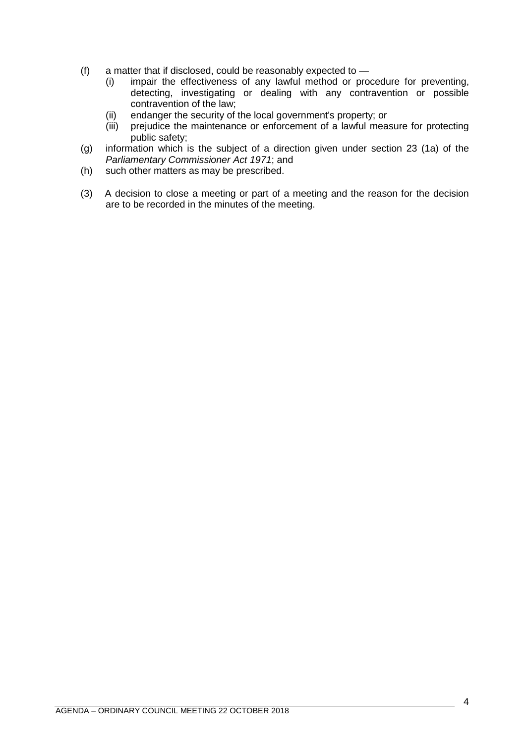(f) a matter that if disclosed, could be reasonably expected to —
   (i) impair the effectiveness of any lawful method or procedure for preventing, detecting, investigating or dealing with any contravention or possible contravention of the law;
   (ii) endanger the security of the local government's property; or
   (iii) prejudice the maintenance or enforcement of a lawful measure for protecting public safety;

(g) information which is the subject of a direction given under section 23 (1a) of the *Parliamentary Commissioner Act 1971*; and

(h) such other matters as may be prescribed.

(3) A decision to close a meeting or part of a meeting and the reason for the decision are to be recorded in the minutes of the meeting.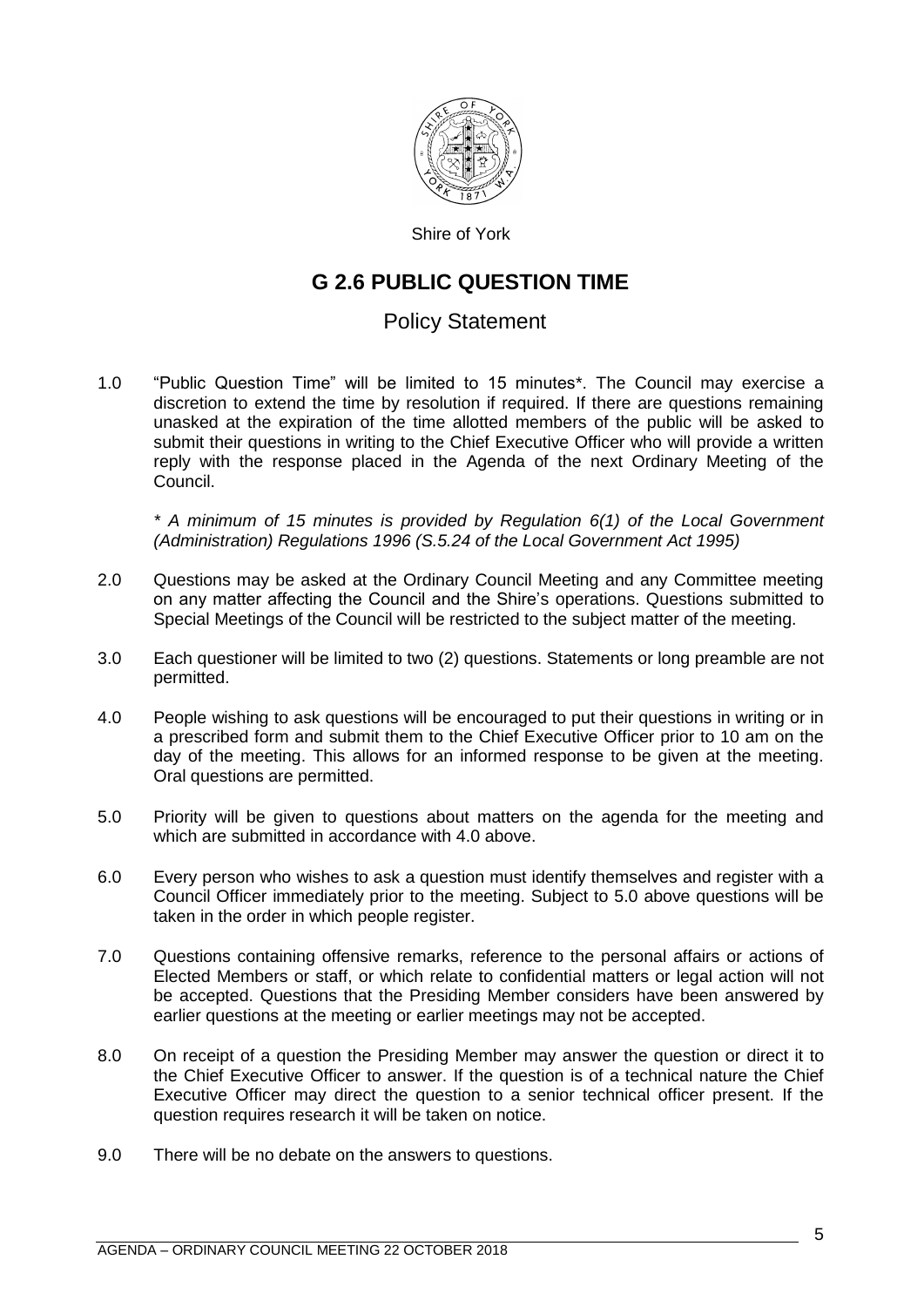Shire of York

# G 2.6 PUBLIC QUESTION TIME

## Policy Statement

1.0 "Public Question Time" will be limited to 15 minutes*. The Council may exercise a discretion to extend the time by resolution if required. If there are questions remaining unasked at the expiration of the time allotted members of the public will be asked to submit their questions in writing to the Chief Executive Officer who will provide a written reply with the response placed in the Agenda of the next Ordinary Meeting of the Council.

*\* A minimum of 15 minutes is provided by Regulation 6(1) of the Local Government (Administration) Regulations 1996 (S.5.24 of the Local Government Act 1995)*

2.0 Questions may be asked at the Ordinary Council Meeting and any Committee meeting on any matter affecting the Council and the Shire's operations. Questions submitted to Special Meetings of the Council will be restricted to the subject matter of the meeting.

3.0 Each questioner will be limited to two (2) questions. Statements or long preamble are not permitted.

4.0 People wishing to ask questions will be encouraged to put their questions in writing or in a prescribed form and submit them to the Chief Executive Officer prior to 10 am on the day of the meeting. This allows for an informed response to be given at the meeting. Oral questions are permitted.

5.0 Priority will be given to questions about matters on the agenda for the meeting and which are submitted in accordance with 4.0 above.

6.0 Every person who wishes to ask a question must identify themselves and register with a Council Officer immediately prior to the meeting. Subject to 5.0 above questions will be taken in the order in which people register.

7.0 Questions containing offensive remarks, reference to the personal affairs or actions of Elected Members or staff, or which relate to confidential matters or legal action will not be accepted. Questions that the Presiding Member considers have been answered by earlier questions at the meeting or earlier meetings may not be accepted.

8.0 On receipt of a question the Presiding Member may answer the question or direct it to the Chief Executive Officer to answer. If the question is of a technical nature the Chief Executive Officer may direct the question to a senior technical officer present. If the question requires research it will be taken on notice.

9.0 There will be no debate on the answers to questions.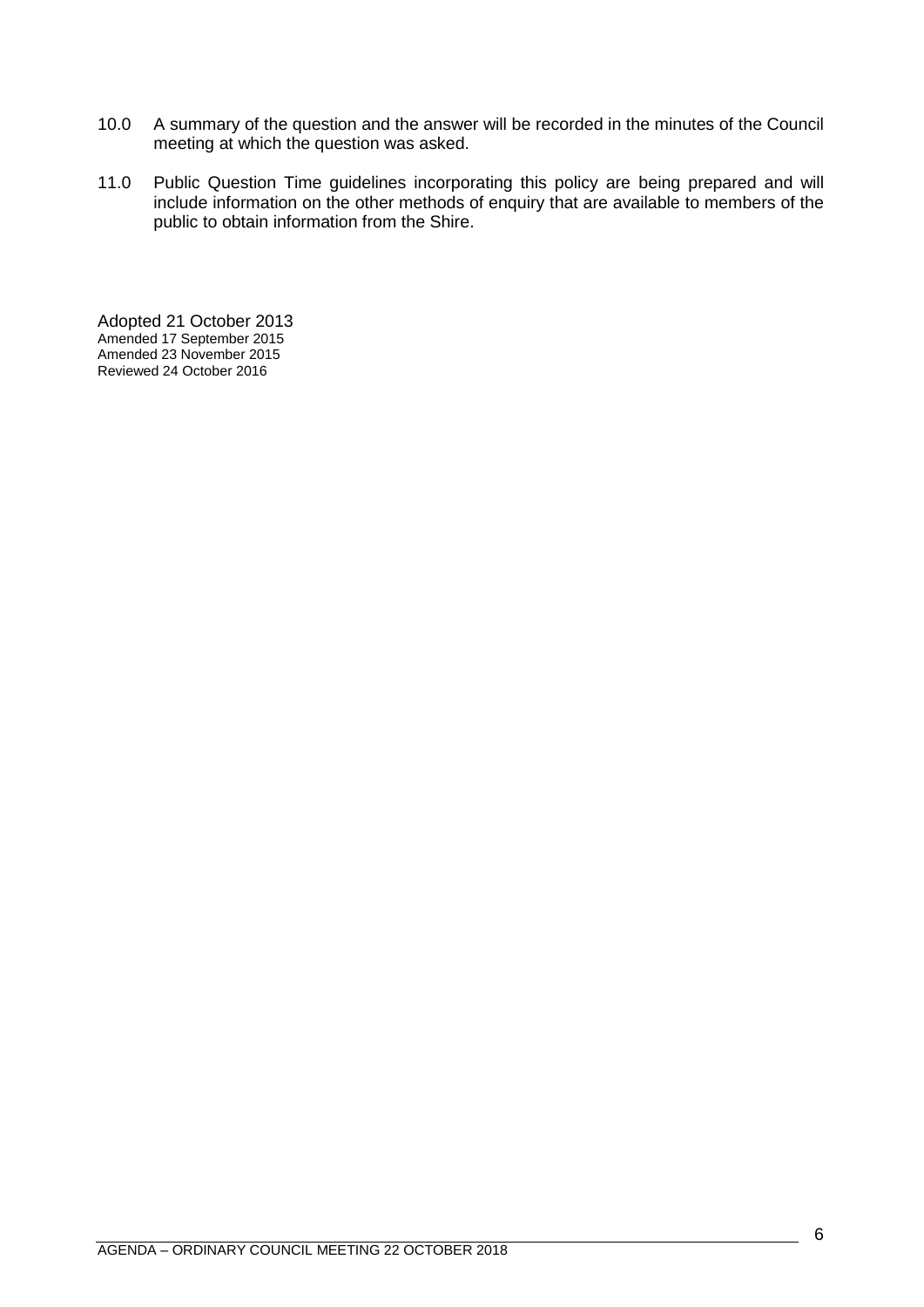10.0 A summary of the question and the answer will be recorded in the minutes of the Council meeting at which the question was asked.

11.0 Public Question Time guidelines incorporating this policy are being prepared and will include information on the other methods of enquiry that are available to members of the public to obtain information from the Shire.

Adopted 21 October 2013
Amended 17 September 2015
Amended 23 November 2015
Reviewed 24 October 2016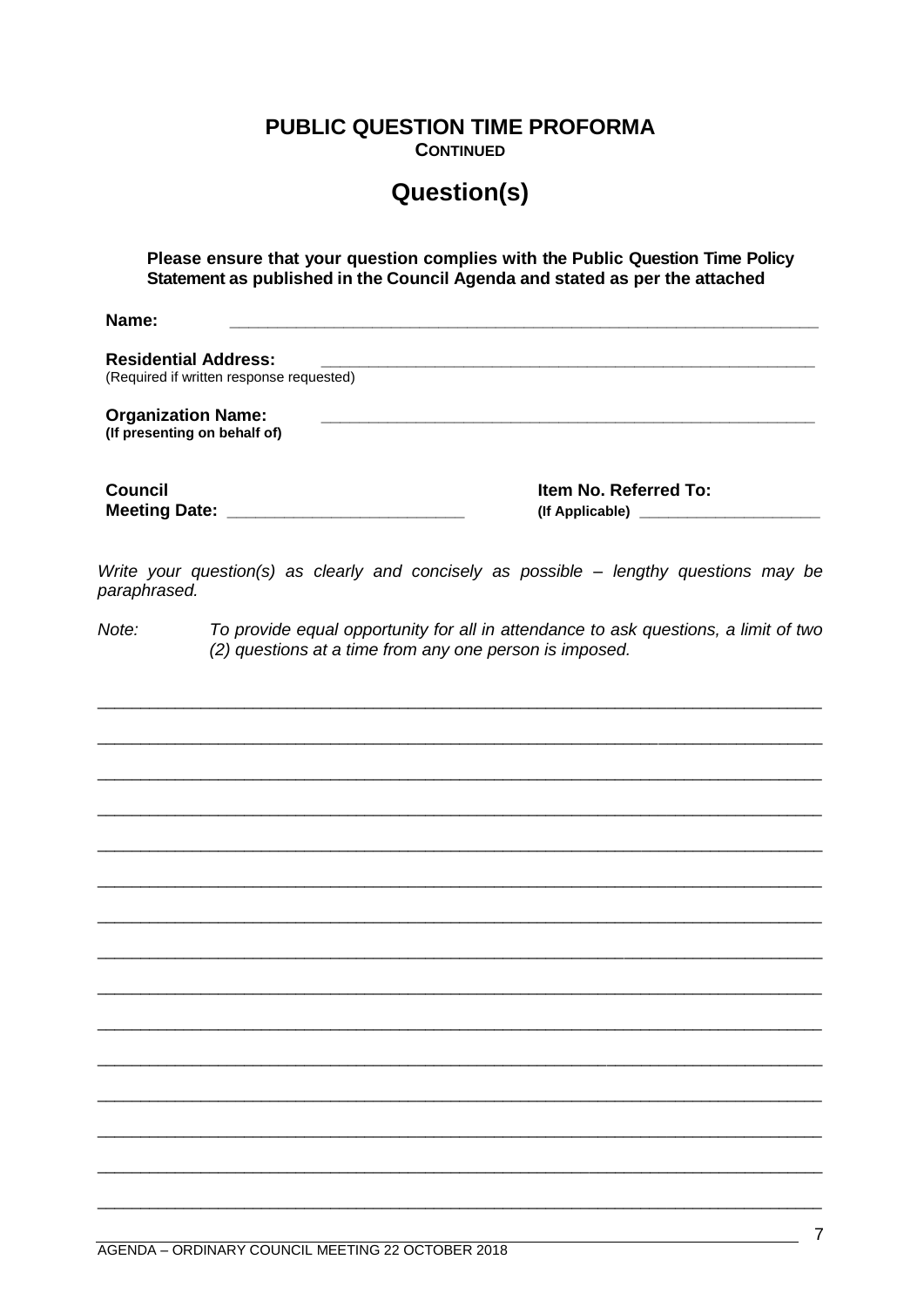# PUBLIC QUESTION TIME PROFORMA

**CONTINUED**

## Question(s)

**Please ensure that your question complies with the Public Question Time Policy Statement as published in the Council Agenda and stated as per the attached**

**Name:** ____________________________________________________________

**Residential Address:** ______________________________________________________
(Required if written response requested)

**Organization Name:** ______________________________________________________
**(If presenting on behalf of)**

**Council Meeting Date:** __________________________ **Item No. Referred To: (If Applicable)** ____________________

*Write your question(s) as clearly and concisely as possible – lengthy questions may be paraphrased.*

*Note:* *To provide equal opportunity for all in attendance to ask questions, a limit of two (2) questions at a time from any one person is imposed.*

___________________________________________________________________________

___________________________________________________________________________

___________________________________________________________________________

___________________________________________________________________________

___________________________________________________________________________

___________________________________________________________________________

___________________________________________________________________________

___________________________________________________________________________

___________________________________________________________________________

___________________________________________________________________________

___________________________________________________________________________

___________________________________________________________________________

___________________________________________________________________________

___________________________________________________________________________

___________________________________________________________________________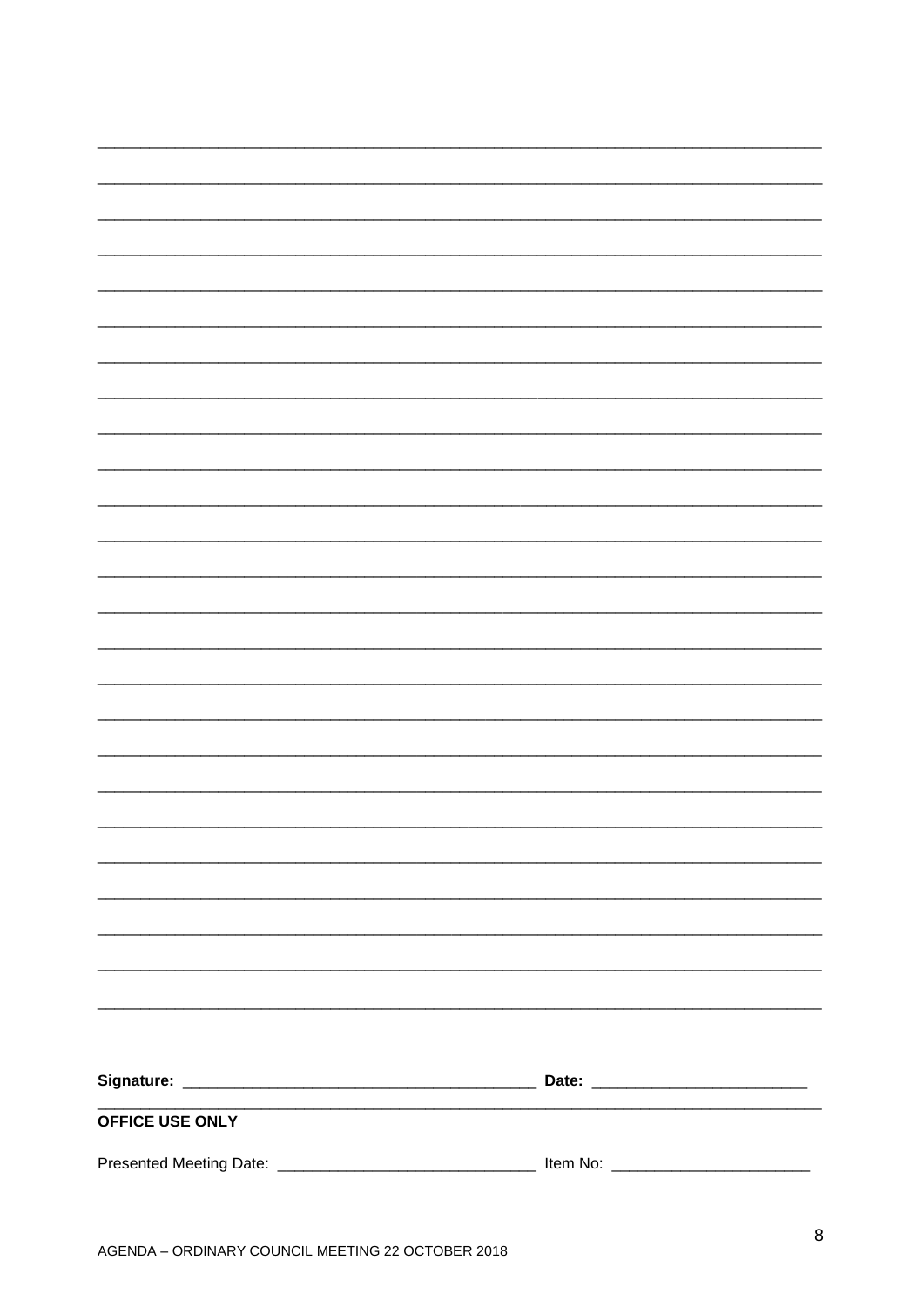Signature: ________________________________________ Date: ________________________

**OFFICE USE ONLY**

Presented Meeting Date: ____________________________ Item No: ______________________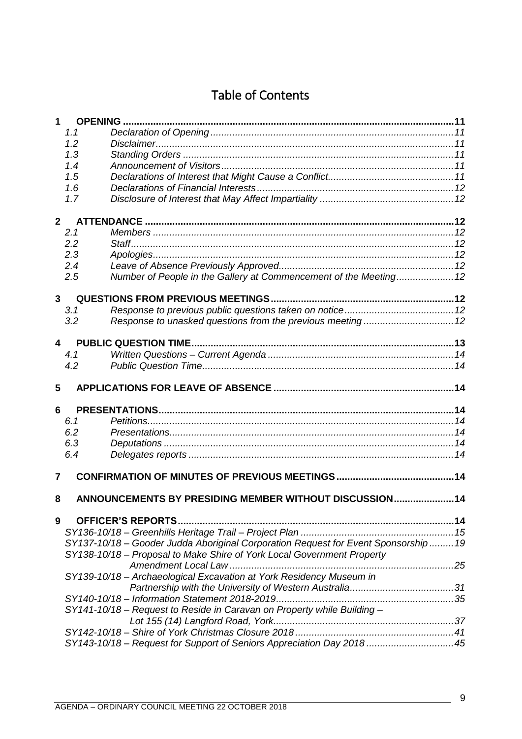# Table of Contents

**1 OPENING** ........ **11**

- 1.1 *Declaration of Opening* ........ *11*
- 1.2 *Disclaimer* ........ *11*
- 1.3 *Standing Orders* ........ *11*
- 1.4 *Announcement of Visitors* ........ *11*
- 1.5 *Declarations of Interest that Might Cause a Conflict* ........ *11*
- 1.6 *Declarations of Financial Interests* ........ *12*
- 1.7 *Disclosure of Interest that May Affect Impartiality* ........ *12*

**2 ATTENDANCE** ........ **12**

- 2.1 *Members* ........ *12*
- 2.2 *Staff* ........ *12*
- 2.3 *Apologies* ........ *12*
- 2.4 *Leave of Absence Previously Approved* ........ *12*
- 2.5 *Number of People in the Gallery at Commencement of the Meeting* ........ *12*

**3 QUESTIONS FROM PREVIOUS MEETINGS** ........ **12**

- 3.1 *Response to previous public questions taken on notice* ........ *12*
- 3.2 *Response to unasked questions from the previous meeting* ........ *12*

**4 PUBLIC QUESTION TIME** ........ **13**

- 4.1 *Written Questions – Current Agenda* ........ *14*
- 4.2 *Public Question Time* ........ *14*

**5 APPLICATIONS FOR LEAVE OF ABSENCE** ........ **14**

**6 PRESENTATIONS** ........ **14**

- 6.1 *Petitions* ........ *14*
- 6.2 *Presentations* ........ *14*
- 6.3 *Deputations* ........ *14*
- 6.4 *Delegates reports* ........ *14*

**7 CONFIRMATION OF MINUTES OF PREVIOUS MEETINGS** ........ **14**

**8 ANNOUNCEMENTS BY PRESIDING MEMBER WITHOUT DISCUSSION** ........ **14**

**9 OFFICER'S REPORTS** ........ **14**

- *SY136-10/18 – Greenhills Heritage Trail – Project Plan* ........ *15*
- *SY137-10/18 – Gooder Judda Aboriginal Corporation Request for Event Sponsorship* ........ *19*
- *SY138-10/18 – Proposal to Make Shire of York Local Government Property Amendment Local Law* ........ *25*
- *SY139-10/18 – Archaeological Excavation at York Residency Museum in Partnership with the University of Western Australia* ........ *31*
- *SY140-10/18 – Information Statement 2018-2019* ........ *35*
- *SY141-10/18 – Request to Reside in Caravan on Property while Building – Lot 155 (14) Langford Road, York* ........ *37*
- *SY142-10/18 – Shire of York Christmas Closure 2018* ........ *41*
- *SY143-10/18 – Request for Support of Seniors Appreciation Day 2018* ........ *45*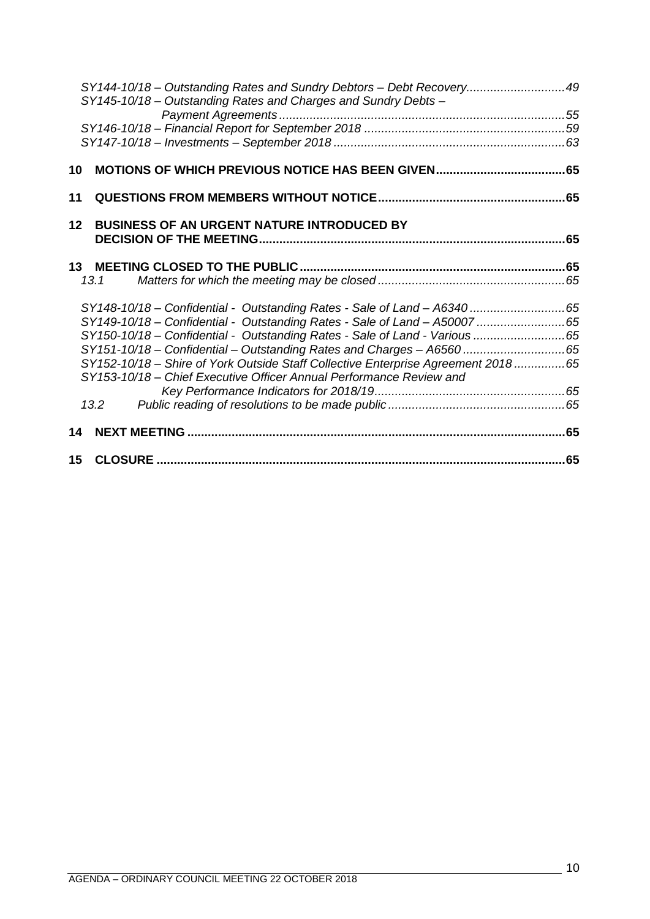*SY144-10/18 – Outstanding Rates and Sundry Debtors – Debt Recovery............................49*
*SY145-10/18 – Outstanding Rates and Charges and Sundry Debts – Payment Agreements....................................................................................55*
*SY146-10/18 – Financial Report for September 2018 ...........................................................59*
*SY147-10/18 – Investments – September 2018 ....................................................................63*

**10 MOTIONS OF WHICH PREVIOUS NOTICE HAS BEEN GIVEN......................................65**

**11 QUESTIONS FROM MEMBERS WITHOUT NOTICE.......................................................65**

**12 BUSINESS OF AN URGENT NATURE INTRODUCED BY DECISION OF THE MEETING..........................................................................................65**

**13 MEETING CLOSED TO THE PUBLIC.............................................................................65**

*13.1 Matters for which the meeting may be closed.......................................................65*

*SY148-10/18 – Confidential - Outstanding Rates - Sale of Land – A6340 ............................65*
*SY149-10/18 – Confidential - Outstanding Rates - Sale of Land – A50007 ..........................65*
*SY150-10/18 – Confidential - Outstanding Rates - Sale of Land - Various ...........................65*
*SY151-10/18 – Confidential – Outstanding Rates and Charges – A6560 ..............................65*
*SY152-10/18 – Shire of York Outside Staff Collective Enterprise Agreement 2018 ...............65*
*SY153-10/18 – Chief Executive Officer Annual Performance Review and Key Performance Indicators for 2018/19........................................................65*

*13.2 Public reading of resolutions to be made public....................................................65*

**14 NEXT MEETING ...............................................................................................................65**

**15 CLOSURE ........................................................................................................................65**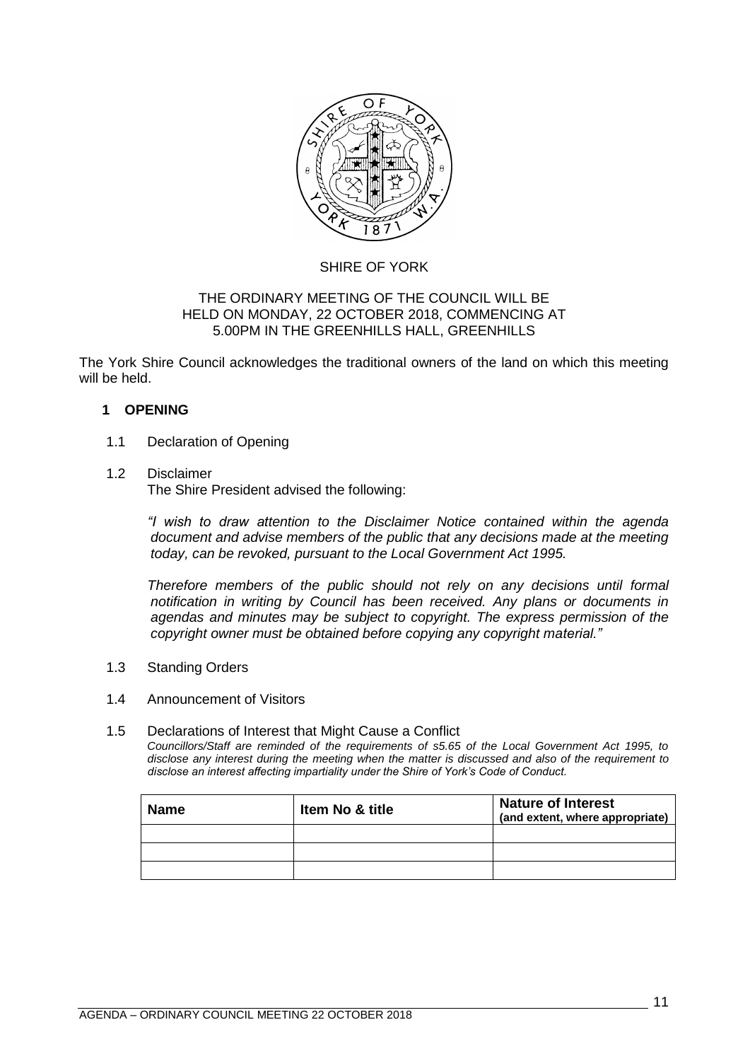SHIRE OF YORK

THE ORDINARY MEETING OF THE COUNCIL WILL BE HELD ON MONDAY, 22 OCTOBER 2018, COMMENCING AT 5.00PM IN THE GREENHILLS HALL, GREENHILLS

The York Shire Council acknowledges the traditional owners of the land on which this meeting will be held.

## 1 OPENING

1.1 Declaration of Opening

1.2 Disclaimer

The Shire President advised the following:

*"I wish to draw attention to the Disclaimer Notice contained within the agenda document and advise members of the public that any decisions made at the meeting today, can be revoked, pursuant to the Local Government Act 1995.*

*Therefore members of the public should not rely on any decisions until formal notification in writing by Council has been received. Any plans or documents in agendas and minutes may be subject to copyright. The express permission of the copyright owner must be obtained before copying any copyright material."*

1.3 Standing Orders

1.4 Announcement of Visitors

1.5 Declarations of Interest that Might Cause a Conflict

*Councillors/Staff are reminded of the requirements of s5.65 of the Local Government Act 1995, to disclose any interest during the meeting when the matter is discussed and also of the requirement to disclose an interest affecting impartiality under the Shire of York's Code of Conduct.*

| Name | Item No & title | Nature of Interest (and extent, where appropriate) |
|---|---|---|
| | | |
| | | |
| | | |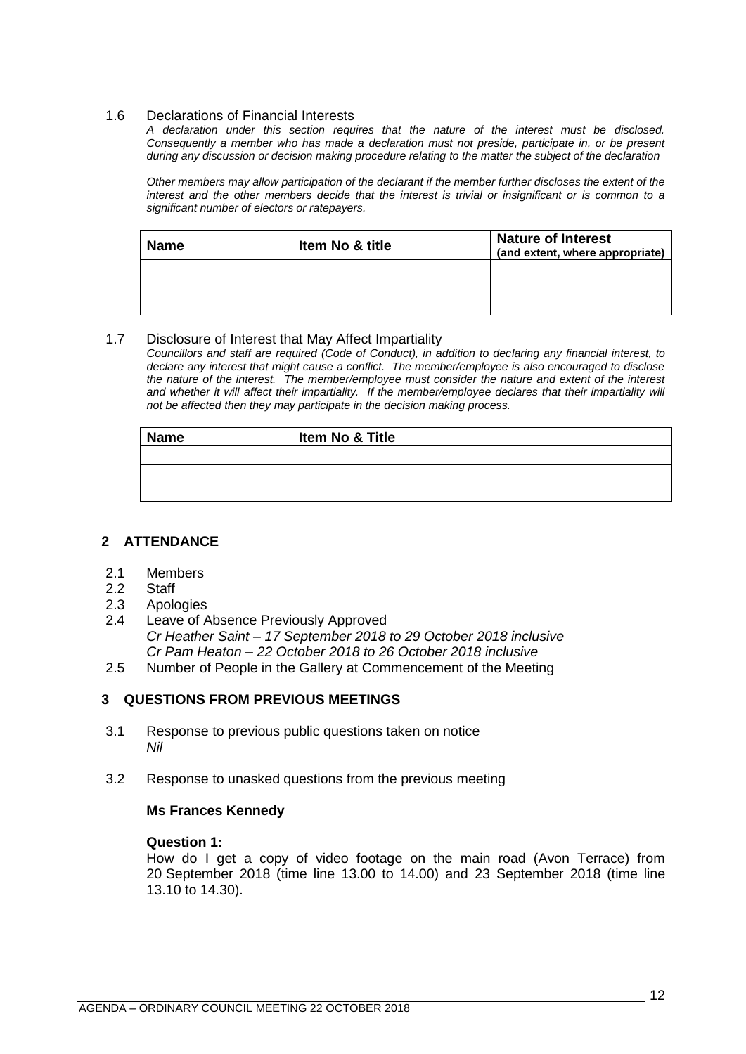### 1.6 Declarations of Financial Interests

*A declaration under this section requires that the nature of the interest must be disclosed. Consequently a member who has made a declaration must not preside, participate in, or be present during any discussion or decision making procedure relating to the matter the subject of the declaration*

*Other members may allow participation of the declarant if the member further discloses the extent of the interest and the other members decide that the interest is trivial or insignificant or is common to a significant number of electors or ratepayers.*

| Name | Item No & title | Nature of Interest (and extent, where appropriate) |
|---|---|---|
| | | |
| | | |
| | | |

### 1.7 Disclosure of Interest that May Affect Impartiality

*Councillors and staff are required (Code of Conduct), in addition to declaring any financial interest, to declare any interest that might cause a conflict. The member/employee is also encouraged to disclose the nature of the interest. The member/employee must consider the nature and extent of the interest and whether it will affect their impartiality. If the member/employee declares that their impartiality will not be affected then they may participate in the decision making process.*

| Name | Item No & Title |
|---|---|
| | |
| | |
| | |

## 2 ATTENDANCE

2.1 Members

2.2 Staff

2.3 Apologies

2.4 Leave of Absence Previously Approved
*Cr Heather Saint – 17 September 2018 to 29 October 2018 inclusive*
*Cr Pam Heaton – 22 October 2018 to 26 October 2018 inclusive*

2.5 Number of People in the Gallery at Commencement of the Meeting

## 3 QUESTIONS FROM PREVIOUS MEETINGS

3.1 Response to previous public questions taken on notice
*Nil*

3.2 Response to unasked questions from the previous meeting

**Ms Frances Kennedy**

**Question 1:**
How do I get a copy of video footage on the main road (Avon Terrace) from 20 September 2018 (time line 13.00 to 14.00) and 23 September 2018 (time line 13.10 to 14.30).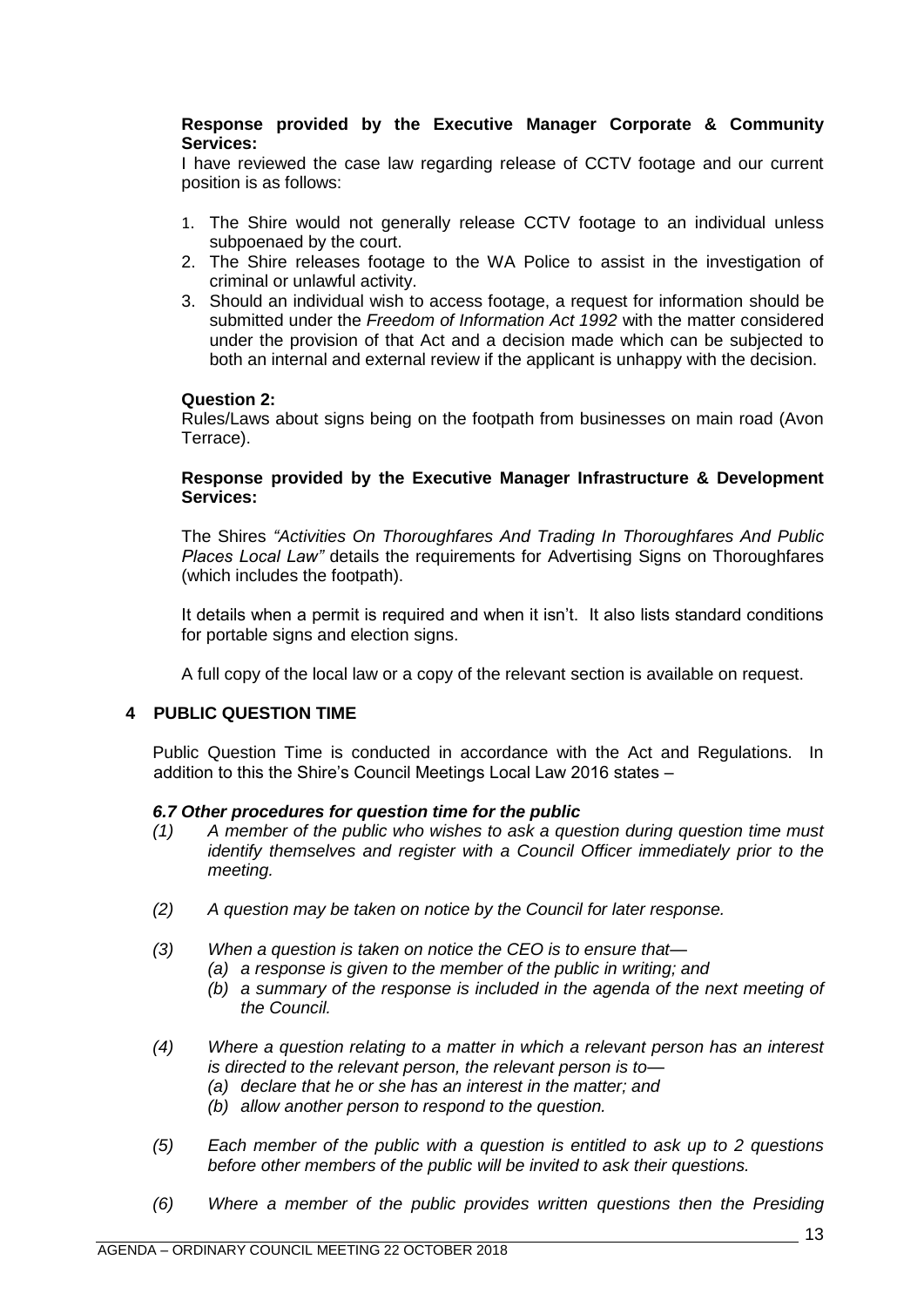**Response provided by the Executive Manager Corporate & Community Services:**

I have reviewed the case law regarding release of CCTV footage and our current position is as follows:

1. The Shire would not generally release CCTV footage to an individual unless subpoenaed by the court.
2. The Shire releases footage to the WA Police to assist in the investigation of criminal or unlawful activity.
3. Should an individual wish to access footage, a request for information should be submitted under the *Freedom of Information Act 1992* with the matter considered under the provision of that Act and a decision made which can be subjected to both an internal and external review if the applicant is unhappy with the decision.

**Question 2:**

Rules/Laws about signs being on the footpath from businesses on main road (Avon Terrace).

**Response provided by the Executive Manager Infrastructure & Development Services:**

The Shires *"Activities On Thoroughfares And Trading In Thoroughfares And Public Places Local Law"* details the requirements for Advertising Signs on Thoroughfares (which includes the footpath).

It details when a permit is required and when it isn't. It also lists standard conditions for portable signs and election signs.

A full copy of the local law or a copy of the relevant section is available on request.

## 4 PUBLIC QUESTION TIME

Public Question Time is conducted in accordance with the Act and Regulations. In addition to this the Shire's Council Meetings Local Law 2016 states –

***6.7 Other procedures for question time for the public***

*(1) A member of the public who wishes to ask a question during question time must identify themselves and register with a Council Officer immediately prior to the meeting.*

*(2) A question may be taken on notice by the Council for later response.*

*(3) When a question is taken on notice the CEO is to ensure that—*
- *(a) a response is given to the member of the public in writing; and*
- *(b) a summary of the response is included in the agenda of the next meeting of the Council.*

*(4) Where a question relating to a matter in which a relevant person has an interest is directed to the relevant person, the relevant person is to—*
- *(a) declare that he or she has an interest in the matter; and*
- *(b) allow another person to respond to the question.*

*(5) Each member of the public with a question is entitled to ask up to 2 questions before other members of the public will be invited to ask their questions.*

*(6) Where a member of the public provides written questions then the Presiding*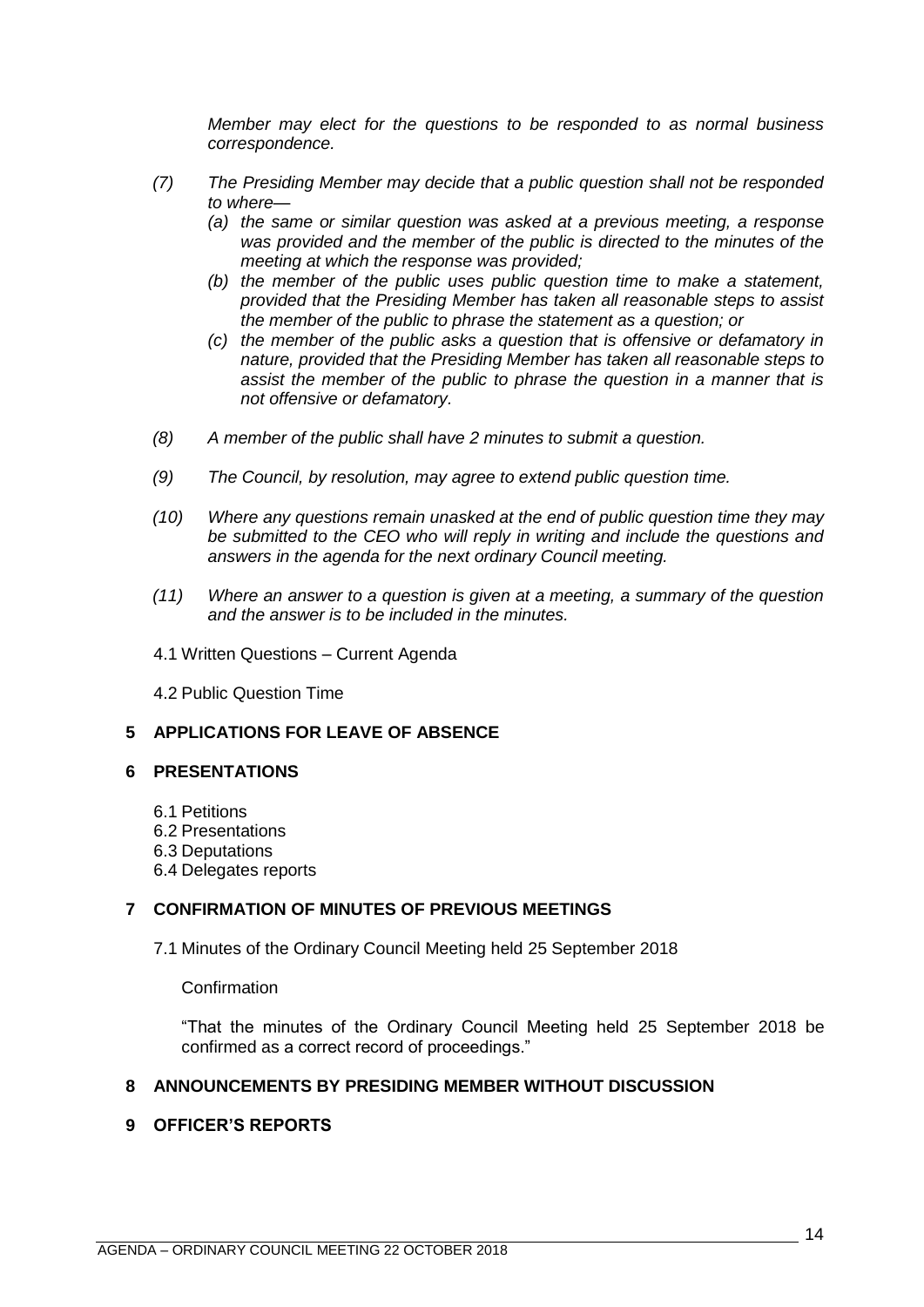*Member may elect for the questions to be responded to as normal business correspondence.*

*(7) The Presiding Member may decide that a public question shall not be responded to where—*

*(a) the same or similar question was asked at a previous meeting, a response was provided and the member of the public is directed to the minutes of the meeting at which the response was provided;*

*(b) the member of the public uses public question time to make a statement, provided that the Presiding Member has taken all reasonable steps to assist the member of the public to phrase the statement as a question; or*

*(c) the member of the public asks a question that is offensive or defamatory in nature, provided that the Presiding Member has taken all reasonable steps to assist the member of the public to phrase the question in a manner that is not offensive or defamatory.*

*(8) A member of the public shall have 2 minutes to submit a question.*

*(9) The Council, by resolution, may agree to extend public question time.*

*(10) Where any questions remain unasked at the end of public question time they may be submitted to the CEO who will reply in writing and include the questions and answers in the agenda for the next ordinary Council meeting.*

*(11) Where an answer to a question is given at a meeting, a summary of the question and the answer is to be included in the minutes.*

4.1 Written Questions – Current Agenda

4.2 Public Question Time

## 5 APPLICATIONS FOR LEAVE OF ABSENCE

## 6 PRESENTATIONS

6.1 Petitions
6.2 Presentations
6.3 Deputations
6.4 Delegates reports

## 7 CONFIRMATION OF MINUTES OF PREVIOUS MEETINGS

7.1 Minutes of the Ordinary Council Meeting held 25 September 2018

Confirmation

"That the minutes of the Ordinary Council Meeting held 25 September 2018 be confirmed as a correct record of proceedings."

## 8 ANNOUNCEMENTS BY PRESIDING MEMBER WITHOUT DISCUSSION

## 9 OFFICER'S REPORTS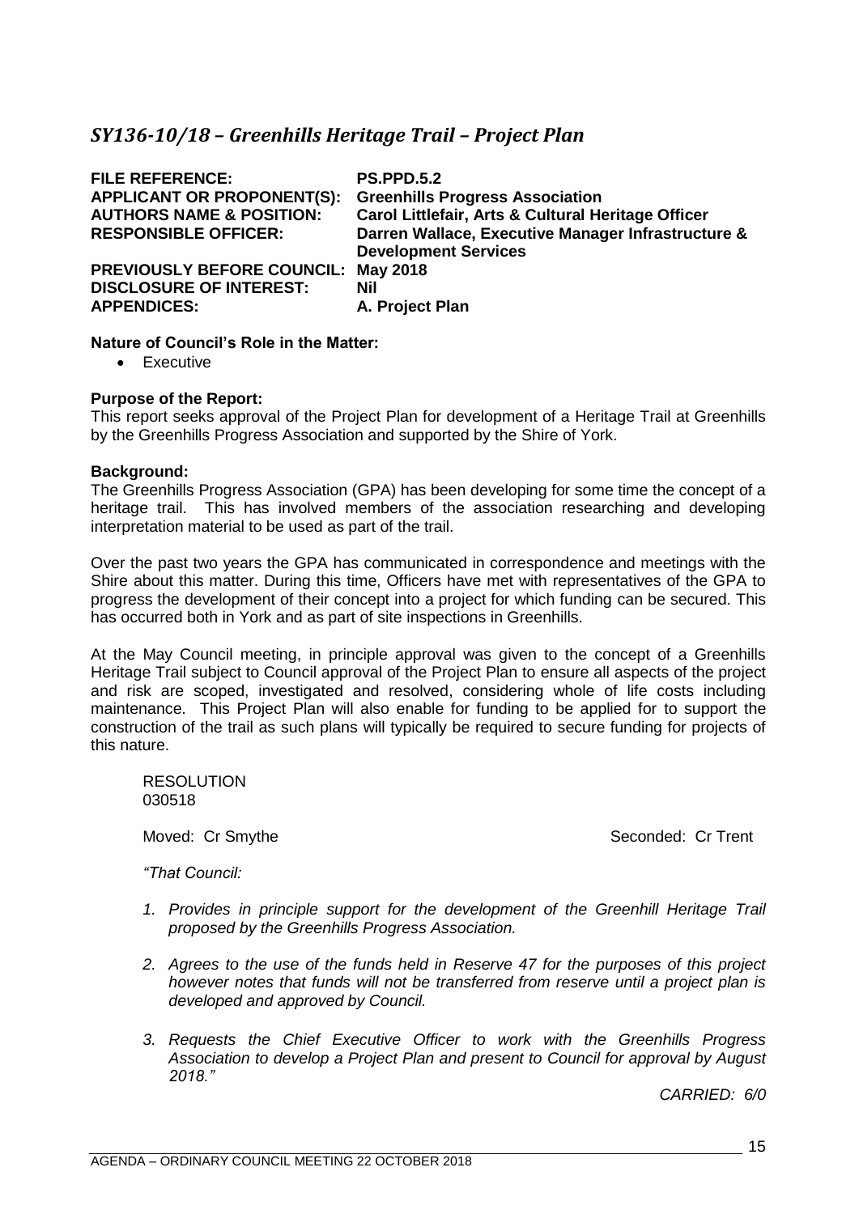## *SY136-10/18 – Greenhills Heritage Trail – Project Plan*

| | |
|---|---|
| **FILE REFERENCE:** | **PS.PPD.5.2** |
| **APPLICANT OR PROPONENT(S):** | **Greenhills Progress Association** |
| **AUTHORS NAME & POSITION:** | **Carol Littlefair, Arts & Cultural Heritage Officer** |
| **RESPONSIBLE OFFICER:** | **Darren Wallace, Executive Manager Infrastructure & Development Services** |
| **PREVIOUSLY BEFORE COUNCIL:** | **May 2018** |
| **DISCLOSURE OF INTEREST:** | **Nil** |
| **APPENDICES:** | **A. Project Plan** |

**Nature of Council's Role in the Matter:**

- Executive

**Purpose of the Report:**

This report seeks approval of the Project Plan for development of a Heritage Trail at Greenhills by the Greenhills Progress Association and supported by the Shire of York.

**Background:**

The Greenhills Progress Association (GPA) has been developing for some time the concept of a heritage trail. This has involved members of the association researching and developing interpretation material to be used as part of the trail.

Over the past two years the GPA has communicated in correspondence and meetings with the Shire about this matter. During this time, Officers have met with representatives of the GPA to progress the development of their concept into a project for which funding can be secured. This has occurred both in York and as part of site inspections in Greenhills.

At the May Council meeting, in principle approval was given to the concept of a Greenhills Heritage Trail subject to Council approval of the Project Plan to ensure all aspects of the project and risk are scoped, investigated and resolved, considering whole of life costs including maintenance. This Project Plan will also enable for funding to be applied for to support the construction of the trail as such plans will typically be required to secure funding for projects of this nature.

RESOLUTION
030518

Moved: Cr Smythe  Seconded: Cr Trent

*"That Council:*

1. *Provides in principle support for the development of the Greenhill Heritage Trail proposed by the Greenhills Progress Association.*
2. *Agrees to the use of the funds held in Reserve 47 for the purposes of this project however notes that funds will not be transferred from reserve until a project plan is developed and approved by Council.*
3. *Requests the Chief Executive Officer to work with the Greenhills Progress Association to develop a Project Plan and present to Council for approval by August 2018."*

*CARRIED: 6/0*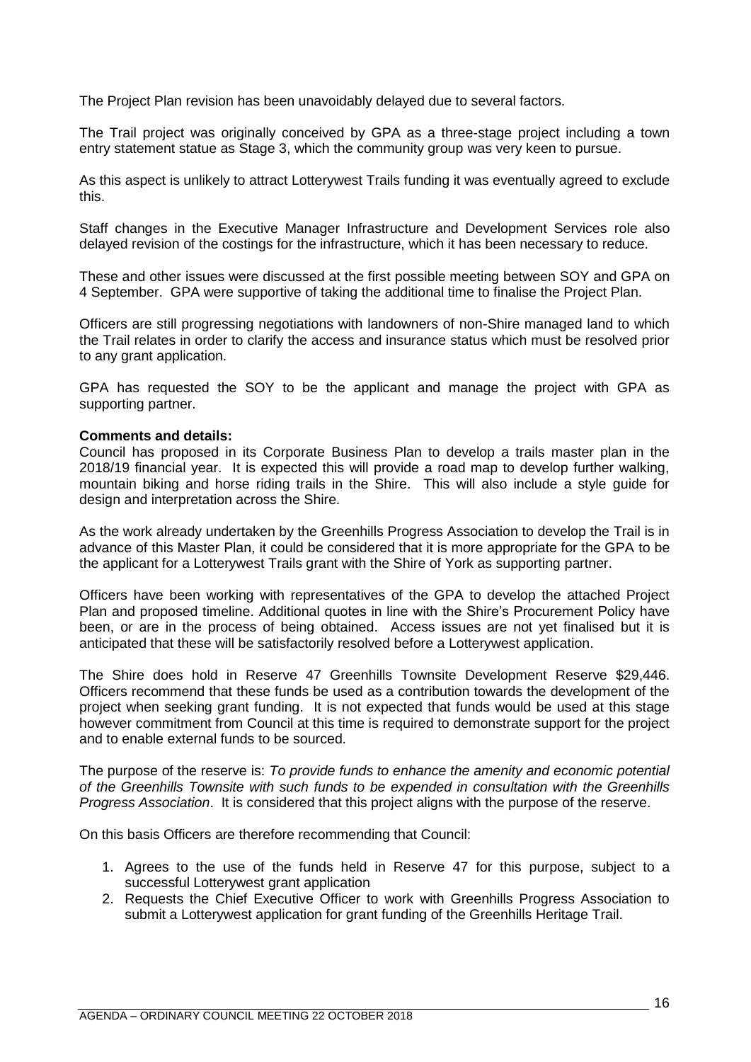The Project Plan revision has been unavoidably delayed due to several factors.

The Trail project was originally conceived by GPA as a three-stage project including a town entry statement statue as Stage 3, which the community group was very keen to pursue.

As this aspect is unlikely to attract Lotterywest Trails funding it was eventually agreed to exclude this.

Staff changes in the Executive Manager Infrastructure and Development Services role also delayed revision of the costings for the infrastructure, which it has been necessary to reduce.

These and other issues were discussed at the first possible meeting between SOY and GPA on 4 September. GPA were supportive of taking the additional time to finalise the Project Plan.

Officers are still progressing negotiations with landowners of non-Shire managed land to which the Trail relates in order to clarify the access and insurance status which must be resolved prior to any grant application.

GPA has requested the SOY to be the applicant and manage the project with GPA as supporting partner.

**Comments and details:**
Council has proposed in its Corporate Business Plan to develop a trails master plan in the 2018/19 financial year. It is expected this will provide a road map to develop further walking, mountain biking and horse riding trails in the Shire. This will also include a style guide for design and interpretation across the Shire.

As the work already undertaken by the Greenhills Progress Association to develop the Trail is in advance of this Master Plan, it could be considered that it is more appropriate for the GPA to be the applicant for a Lotterywest Trails grant with the Shire of York as supporting partner.

Officers have been working with representatives of the GPA to develop the attached Project Plan and proposed timeline. Additional quotes in line with the Shire's Procurement Policy have been, or are in the process of being obtained. Access issues are not yet finalised but it is anticipated that these will be satisfactorily resolved before a Lotterywest application.

The Shire does hold in Reserve 47 Greenhills Townsite Development Reserve $29,446. Officers recommend that these funds be used as a contribution towards the development of the project when seeking grant funding. It is not expected that funds would be used at this stage however commitment from Council at this time is required to demonstrate support for the project and to enable external funds to be sourced.

The purpose of the reserve is: *To provide funds to enhance the amenity and economic potential of the Greenhills Townsite with such funds to be expended in consultation with the Greenhills Progress Association*. It is considered that this project aligns with the purpose of the reserve.

On this basis Officers are therefore recommending that Council:

1. Agrees to the use of the funds held in Reserve 47 for this purpose, subject to a successful Lotterywest grant application
2. Requests the Chief Executive Officer to work with Greenhills Progress Association to submit a Lotterywest application for grant funding of the Greenhills Heritage Trail.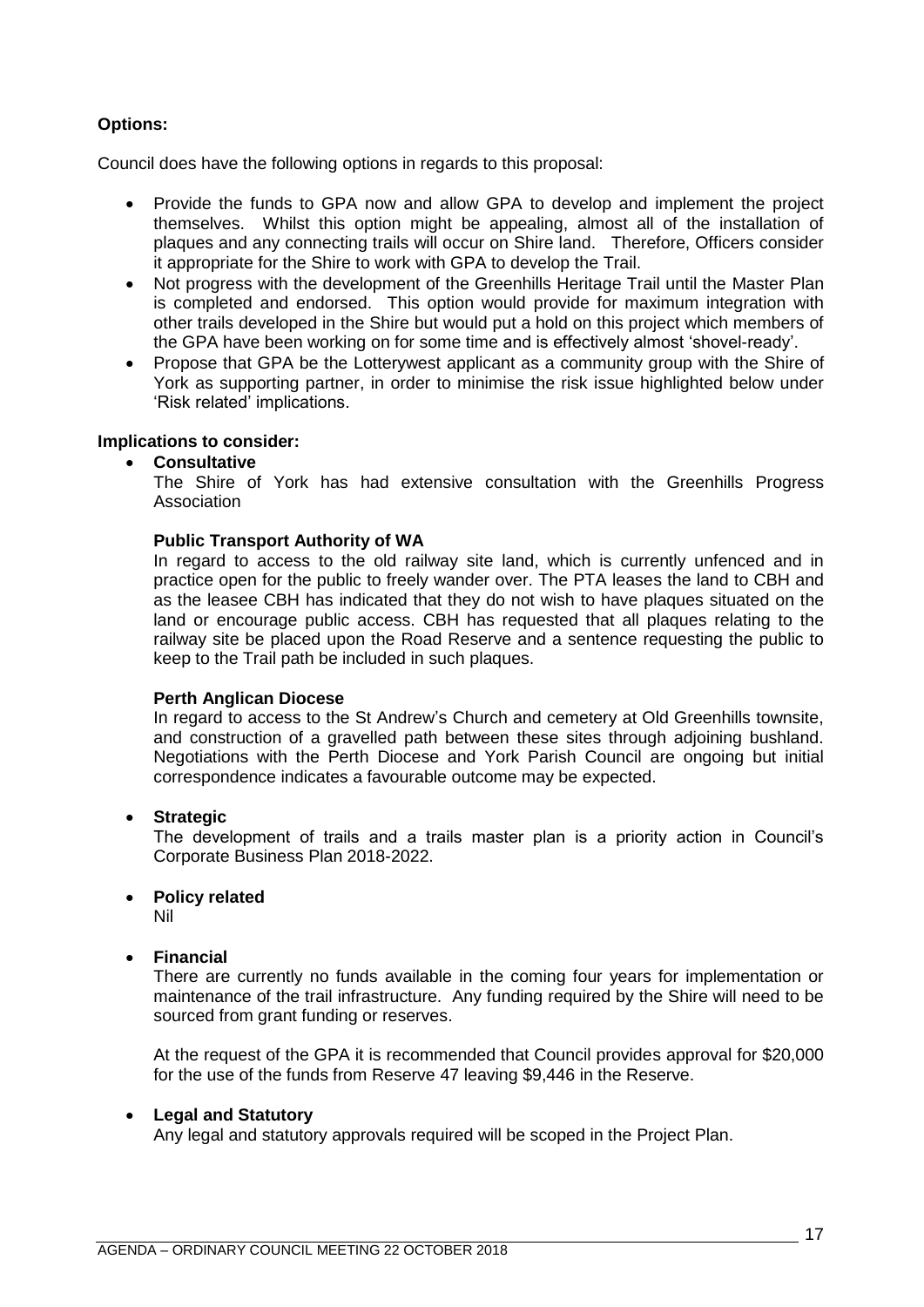**Options:**

Council does have the following options in regards to this proposal:

- Provide the funds to GPA now and allow GPA to develop and implement the project themselves. Whilst this option might be appealing, almost all of the installation of plaques and any connecting trails will occur on Shire land. Therefore, Officers consider it appropriate for the Shire to work with GPA to develop the Trail.
- Not progress with the development of the Greenhills Heritage Trail until the Master Plan is completed and endorsed. This option would provide for maximum integration with other trails developed in the Shire but would put a hold on this project which members of the GPA have been working on for some time and is effectively almost 'shovel-ready'.
- Propose that GPA be the Lotterywest applicant as a community group with the Shire of York as supporting partner, in order to minimise the risk issue highlighted below under 'Risk related' implications.

**Implications to consider:**

- **Consultative**

  The Shire of York has had extensive consultation with the Greenhills Progress Association

  **Public Transport Authority of WA**

  In regard to access to the old railway site land, which is currently unfenced and in practice open for the public to freely wander over. The PTA leases the land to CBH and as the leasee CBH has indicated that they do not wish to have plaques situated on the land or encourage public access. CBH has requested that all plaques relating to the railway site be placed upon the Road Reserve and a sentence requesting the public to keep to the Trail path be included in such plaques.

  **Perth Anglican Diocese**

  In regard to access to the St Andrew's Church and cemetery at Old Greenhills townsite, and construction of a gravelled path between these sites through adjoining bushland. Negotiations with the Perth Diocese and York Parish Council are ongoing but initial correspondence indicates a favourable outcome may be expected.

- **Strategic**

  The development of trails and a trails master plan is a priority action in Council's Corporate Business Plan 2018-2022.

- **Policy related**

  Nil

- **Financial**

  There are currently no funds available in the coming four years for implementation or maintenance of the trail infrastructure. Any funding required by the Shire will need to be sourced from grant funding or reserves.

  At the request of the GPA it is recommended that Council provides approval for $20,000 for the use of the funds from Reserve 47 leaving $9,446 in the Reserve.

- **Legal and Statutory**

  Any legal and statutory approvals required will be scoped in the Project Plan.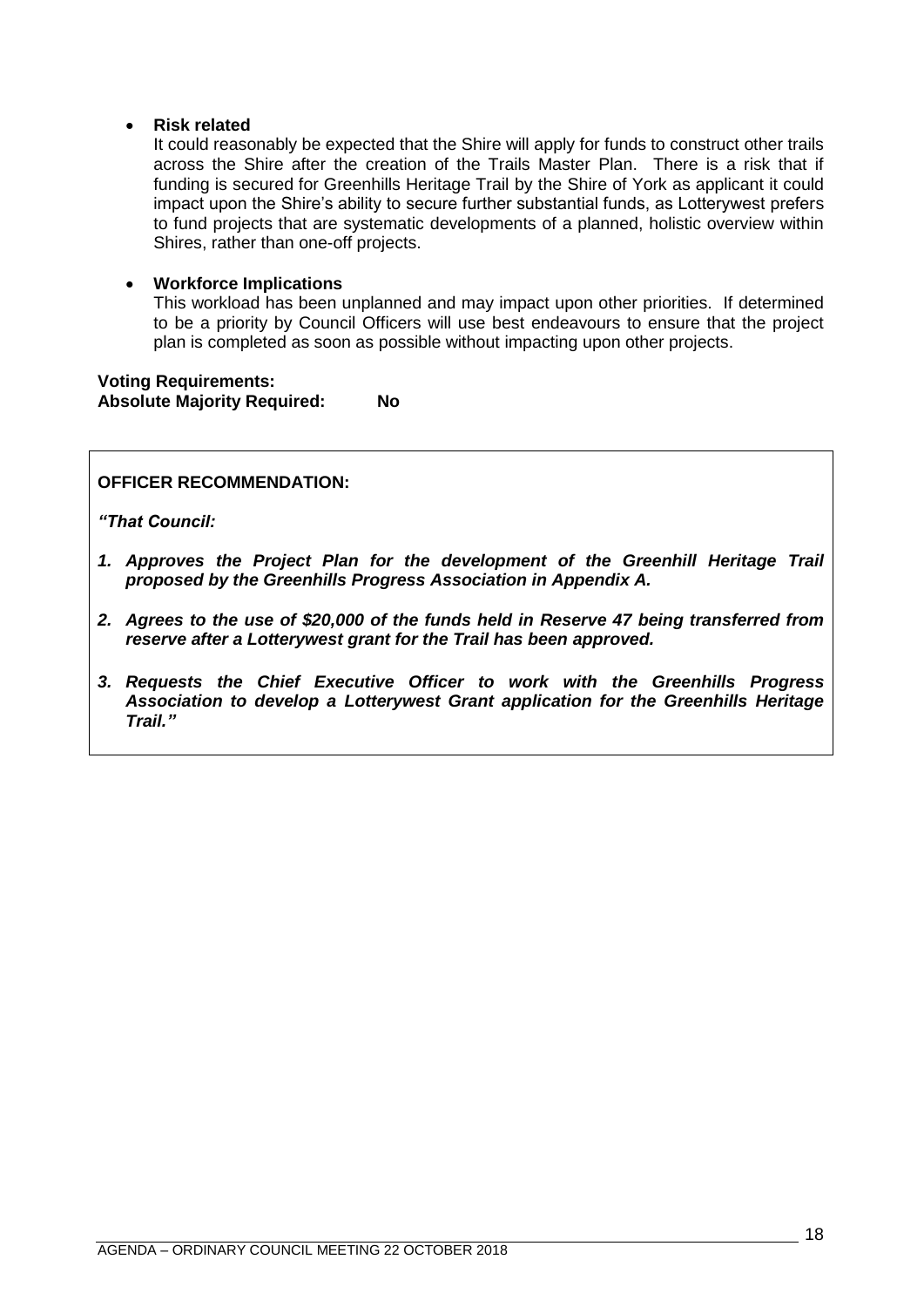- **Risk related**

  It could reasonably be expected that the Shire will apply for funds to construct other trails across the Shire after the creation of the Trails Master Plan. There is a risk that if funding is secured for Greenhills Heritage Trail by the Shire of York as applicant it could impact upon the Shire's ability to secure further substantial funds, as Lotterywest prefers to fund projects that are systematic developments of a planned, holistic overview within Shires, rather than one-off projects.

- **Workforce Implications**

  This workload has been unplanned and may impact upon other priorities. If determined to be a priority by Council Officers will use best endeavours to ensure that the project plan is completed as soon as possible without impacting upon other projects.

**Voting Requirements:**
**Absolute Majority Required: No**

**OFFICER RECOMMENDATION:**

***"That Council:***

1. ***Approves the Project Plan for the development of the Greenhill Heritage Trail proposed by the Greenhills Progress Association in Appendix A.***
2. ***Agrees to the use of $20,000 of the funds held in Reserve 47 being transferred from reserve after a Lotterywest grant for the Trail has been approved.***
3. ***Requests the Chief Executive Officer to work with the Greenhills Progress Association to develop a Lotterywest Grant application for the Greenhills Heritage Trail."***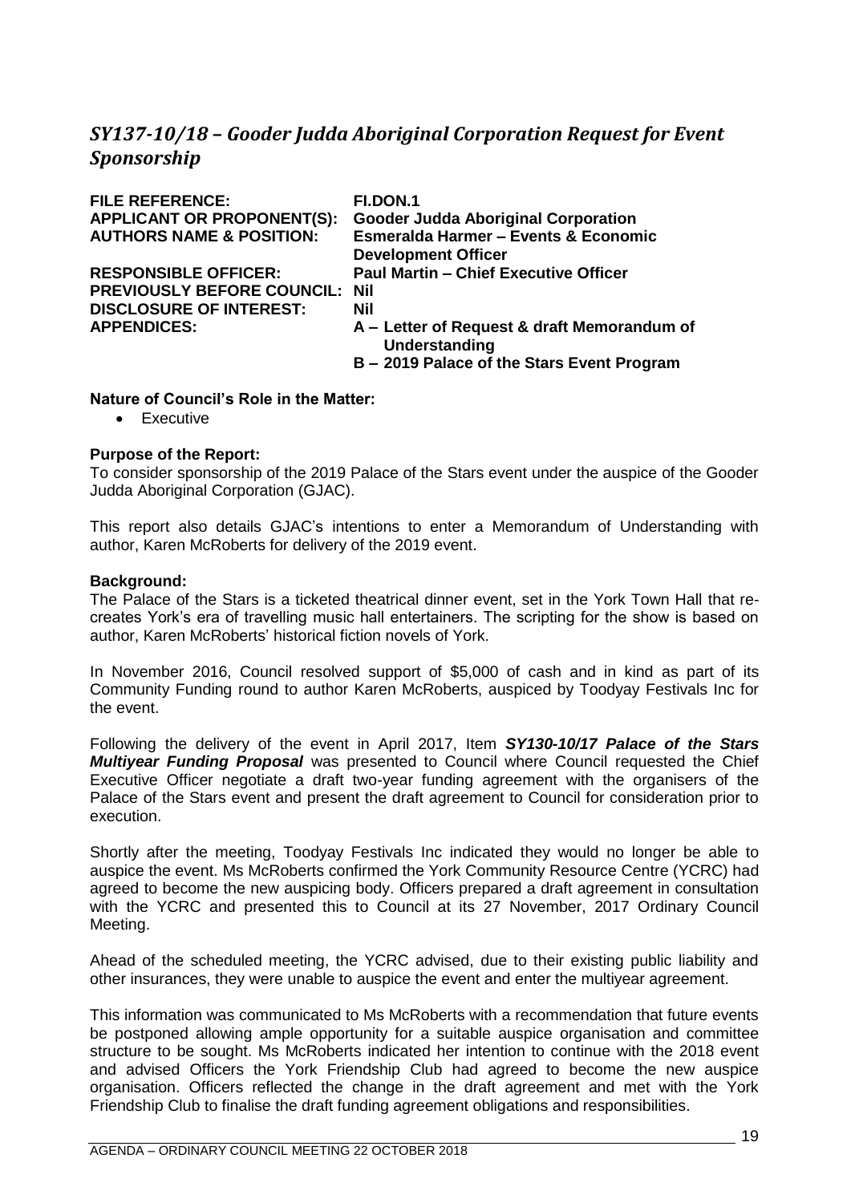## *SY137-10/18 – Gooder Judda Aboriginal Corporation Request for Event Sponsorship*

| | |
|---|---|
| **FILE REFERENCE:** | **FI.DON.1** |
| **APPLICANT OR PROPONENT(S):** | **Gooder Judda Aboriginal Corporation** |
| **AUTHORS NAME & POSITION:** | **Esmeralda Harmer – Events & Economic Development Officer** |
| **RESPONSIBLE OFFICER:** | **Paul Martin – Chief Executive Officer** |
| **PREVIOUSLY BEFORE COUNCIL:** | **Nil** |
| **DISCLOSURE OF INTEREST:** | **Nil** |
| **APPENDICES:** | **A – Letter of Request & draft Memorandum of Understanding**<br>**B – 2019 Palace of the Stars Event Program** |

**Nature of Council's Role in the Matter:**

- Executive

**Purpose of the Report:**

To consider sponsorship of the 2019 Palace of the Stars event under the auspice of the Gooder Judda Aboriginal Corporation (GJAC).

This report also details GJAC's intentions to enter a Memorandum of Understanding with author, Karen McRoberts for delivery of the 2019 event.

**Background:**

The Palace of the Stars is a ticketed theatrical dinner event, set in the York Town Hall that re-creates York's era of travelling music hall entertainers. The scripting for the show is based on author, Karen McRoberts' historical fiction novels of York.

In November 2016, Council resolved support of $5,000 of cash and in kind as part of its Community Funding round to author Karen McRoberts, auspiced by Toodyay Festivals Inc for the event.

Following the delivery of the event in April 2017, Item ***SY130-10/17 Palace of the Stars Multiyear Funding Proposal*** was presented to Council where Council requested the Chief Executive Officer negotiate a draft two-year funding agreement with the organisers of the Palace of the Stars event and present the draft agreement to Council for consideration prior to execution.

Shortly after the meeting, Toodyay Festivals Inc indicated they would no longer be able to auspice the event. Ms McRoberts confirmed the York Community Resource Centre (YCRC) had agreed to become the new auspicing body. Officers prepared a draft agreement in consultation with the YCRC and presented this to Council at its 27 November, 2017 Ordinary Council Meeting.

Ahead of the scheduled meeting, the YCRC advised, due to their existing public liability and other insurances, they were unable to auspice the event and enter the multiyear agreement.

This information was communicated to Ms McRoberts with a recommendation that future events be postponed allowing ample opportunity for a suitable auspice organisation and committee structure to be sought. Ms McRoberts indicated her intention to continue with the 2018 event and advised Officers the York Friendship Club had agreed to become the new auspice organisation. Officers reflected the change in the draft agreement and met with the York Friendship Club to finalise the draft funding agreement obligations and responsibilities.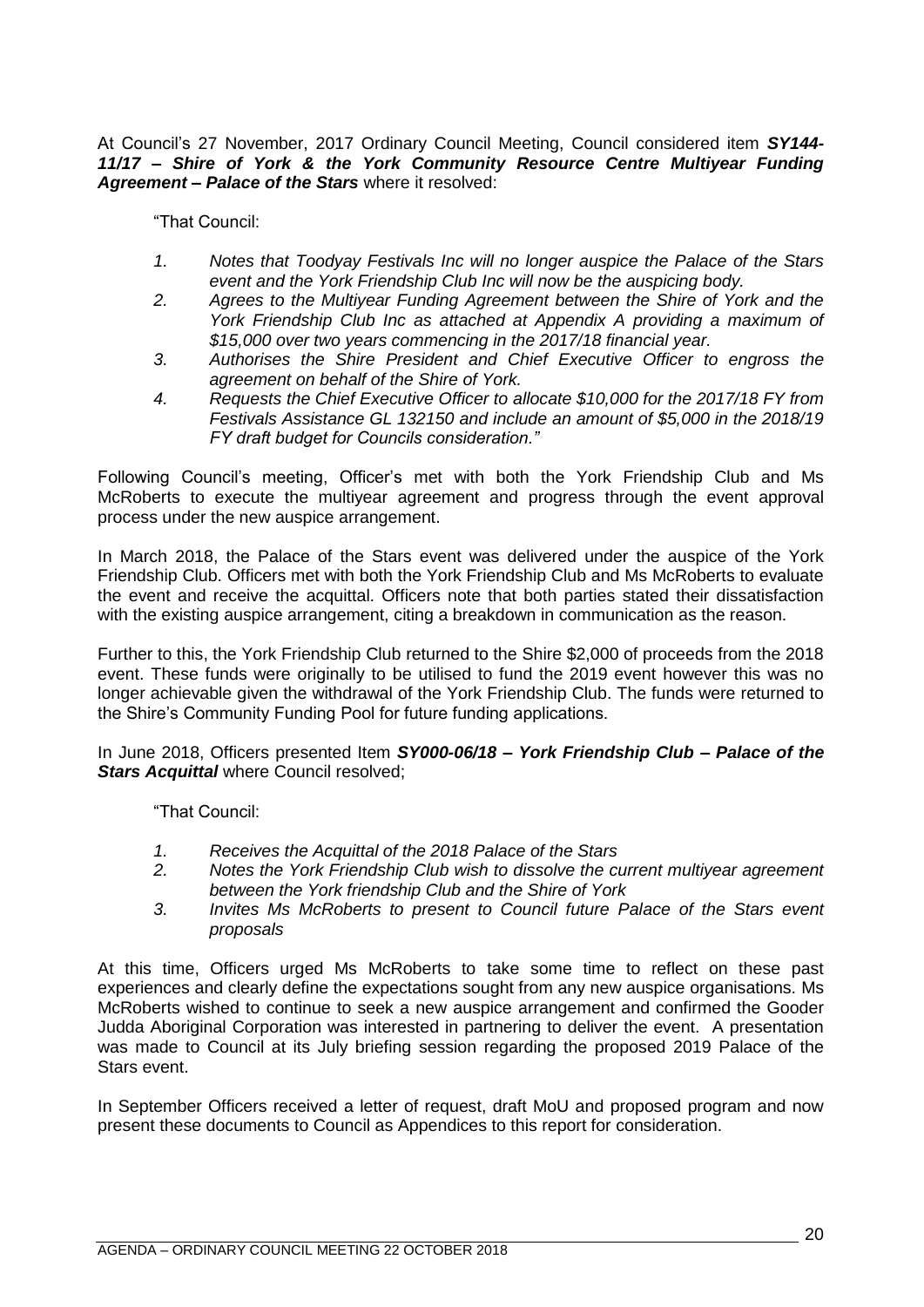At Council's 27 November, 2017 Ordinary Council Meeting, Council considered item ***SY144-11/17 – Shire of York & the York Community Resource Centre Multiyear Funding Agreement – Palace of the Stars*** where it resolved:

"That Council:

1. *Notes that Toodyay Festivals Inc will no longer auspice the Palace of the Stars event and the York Friendship Club Inc will now be the auspicing body.*
2. *Agrees to the Multiyear Funding Agreement between the Shire of York and the York Friendship Club Inc as attached at Appendix A providing a maximum of $15,000 over two years commencing in the 2017/18 financial year.*
3. *Authorises the Shire President and Chief Executive Officer to engross the agreement on behalf of the Shire of York.*
4. *Requests the Chief Executive Officer to allocate $10,000 for the 2017/18 FY from Festivals Assistance GL 132150 and include an amount of $5,000 in the 2018/19 FY draft budget for Councils consideration."*

Following Council's meeting, Officer's met with both the York Friendship Club and Ms McRoberts to execute the multiyear agreement and progress through the event approval process under the new auspice arrangement.

In March 2018, the Palace of the Stars event was delivered under the auspice of the York Friendship Club. Officers met with both the York Friendship Club and Ms McRoberts to evaluate the event and receive the acquittal. Officers note that both parties stated their dissatisfaction with the existing auspice arrangement, citing a breakdown in communication as the reason.

Further to this, the York Friendship Club returned to the Shire $2,000 of proceeds from the 2018 event. These funds were originally to be utilised to fund the 2019 event however this was no longer achievable given the withdrawal of the York Friendship Club. The funds were returned to the Shire's Community Funding Pool for future funding applications.

In June 2018, Officers presented Item ***SY000-06/18 – York Friendship Club – Palace of the Stars Acquittal*** where Council resolved;

"That Council:

1. *Receives the Acquittal of the 2018 Palace of the Stars*
2. *Notes the York Friendship Club wish to dissolve the current multiyear agreement between the York friendship Club and the Shire of York*
3. *Invites Ms McRoberts to present to Council future Palace of the Stars event proposals*

At this time, Officers urged Ms McRoberts to take some time to reflect on these past experiences and clearly define the expectations sought from any new auspice organisations. Ms McRoberts wished to continue to seek a new auspice arrangement and confirmed the Gooder Judda Aboriginal Corporation was interested in partnering to deliver the event. A presentation was made to Council at its July briefing session regarding the proposed 2019 Palace of the Stars event.

In September Officers received a letter of request, draft MoU and proposed program and now present these documents to Council as Appendices to this report for consideration.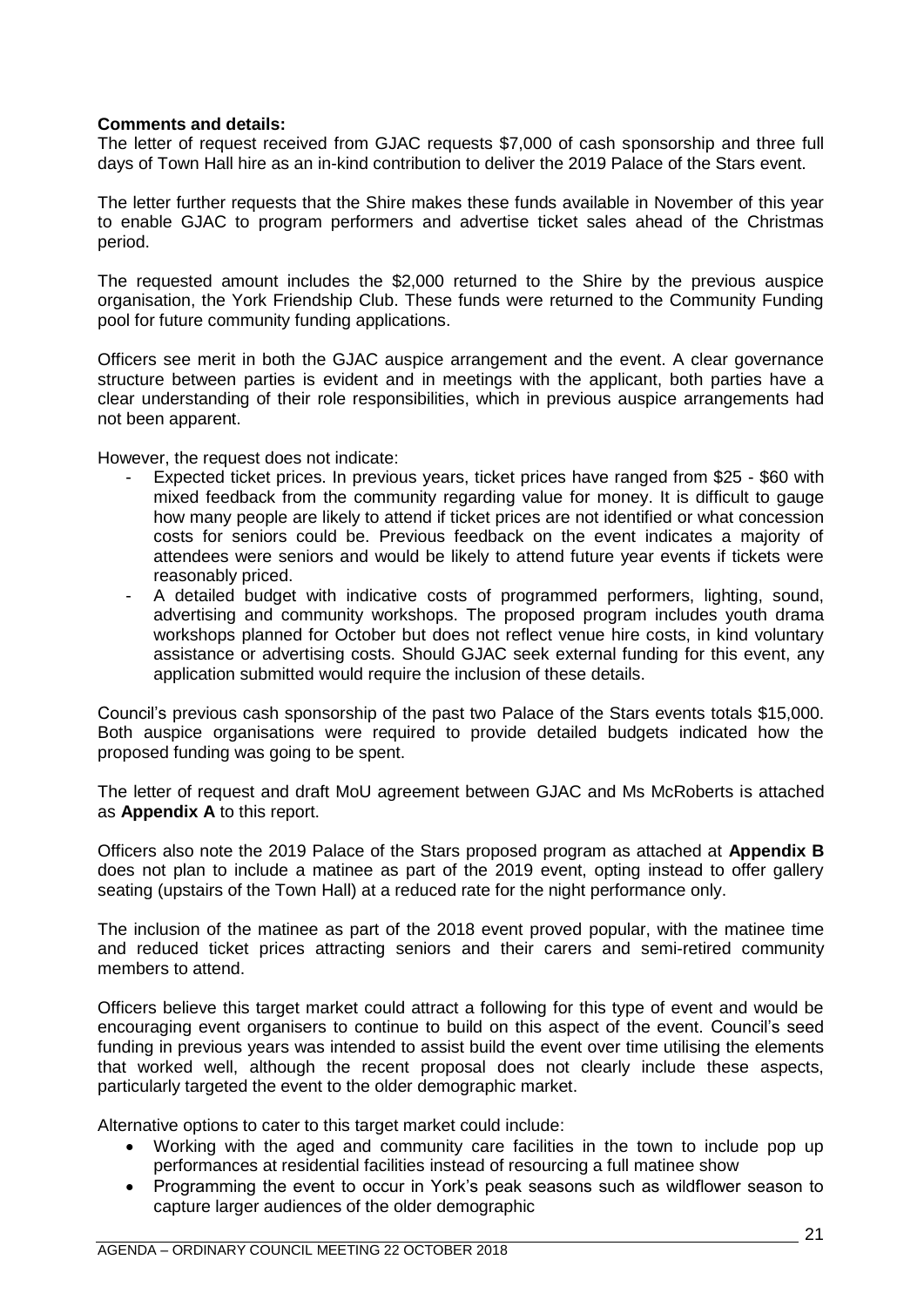**Comments and details:**

The letter of request received from GJAC requests $7,000 of cash sponsorship and three full days of Town Hall hire as an in-kind contribution to deliver the 2019 Palace of the Stars event.

The letter further requests that the Shire makes these funds available in November of this year to enable GJAC to program performers and advertise ticket sales ahead of the Christmas period.

The requested amount includes the $2,000 returned to the Shire by the previous auspice organisation, the York Friendship Club. These funds were returned to the Community Funding pool for future community funding applications.

Officers see merit in both the GJAC auspice arrangement and the event. A clear governance structure between parties is evident and in meetings with the applicant, both parties have a clear understanding of their role responsibilities, which in previous auspice arrangements had not been apparent.

However, the request does not indicate:

- Expected ticket prices. In previous years, ticket prices have ranged from $25 - $60 with mixed feedback from the community regarding value for money. It is difficult to gauge how many people are likely to attend if ticket prices are not identified or what concession costs for seniors could be. Previous feedback on the event indicates a majority of attendees were seniors and would be likely to attend future year events if tickets were reasonably priced.
- A detailed budget with indicative costs of programmed performers, lighting, sound, advertising and community workshops. The proposed program includes youth drama workshops planned for October but does not reflect venue hire costs, in kind voluntary assistance or advertising costs. Should GJAC seek external funding for this event, any application submitted would require the inclusion of these details.

Council's previous cash sponsorship of the past two Palace of the Stars events totals $15,000. Both auspice organisations were required to provide detailed budgets indicated how the proposed funding was going to be spent.

The letter of request and draft MoU agreement between GJAC and Ms McRoberts is attached as **Appendix A** to this report.

Officers also note the 2019 Palace of the Stars proposed program as attached at **Appendix B** does not plan to include a matinee as part of the 2019 event, opting instead to offer gallery seating (upstairs of the Town Hall) at a reduced rate for the night performance only.

The inclusion of the matinee as part of the 2018 event proved popular, with the matinee time and reduced ticket prices attracting seniors and their carers and semi-retired community members to attend.

Officers believe this target market could attract a following for this type of event and would be encouraging event organisers to continue to build on this aspect of the event. Council's seed funding in previous years was intended to assist build the event over time utilising the elements that worked well, although the recent proposal does not clearly include these aspects, particularly targeted the event to the older demographic market.

Alternative options to cater to this target market could include:

- Working with the aged and community care facilities in the town to include pop up performances at residential facilities instead of resourcing a full matinee show
- Programming the event to occur in York's peak seasons such as wildflower season to capture larger audiences of the older demographic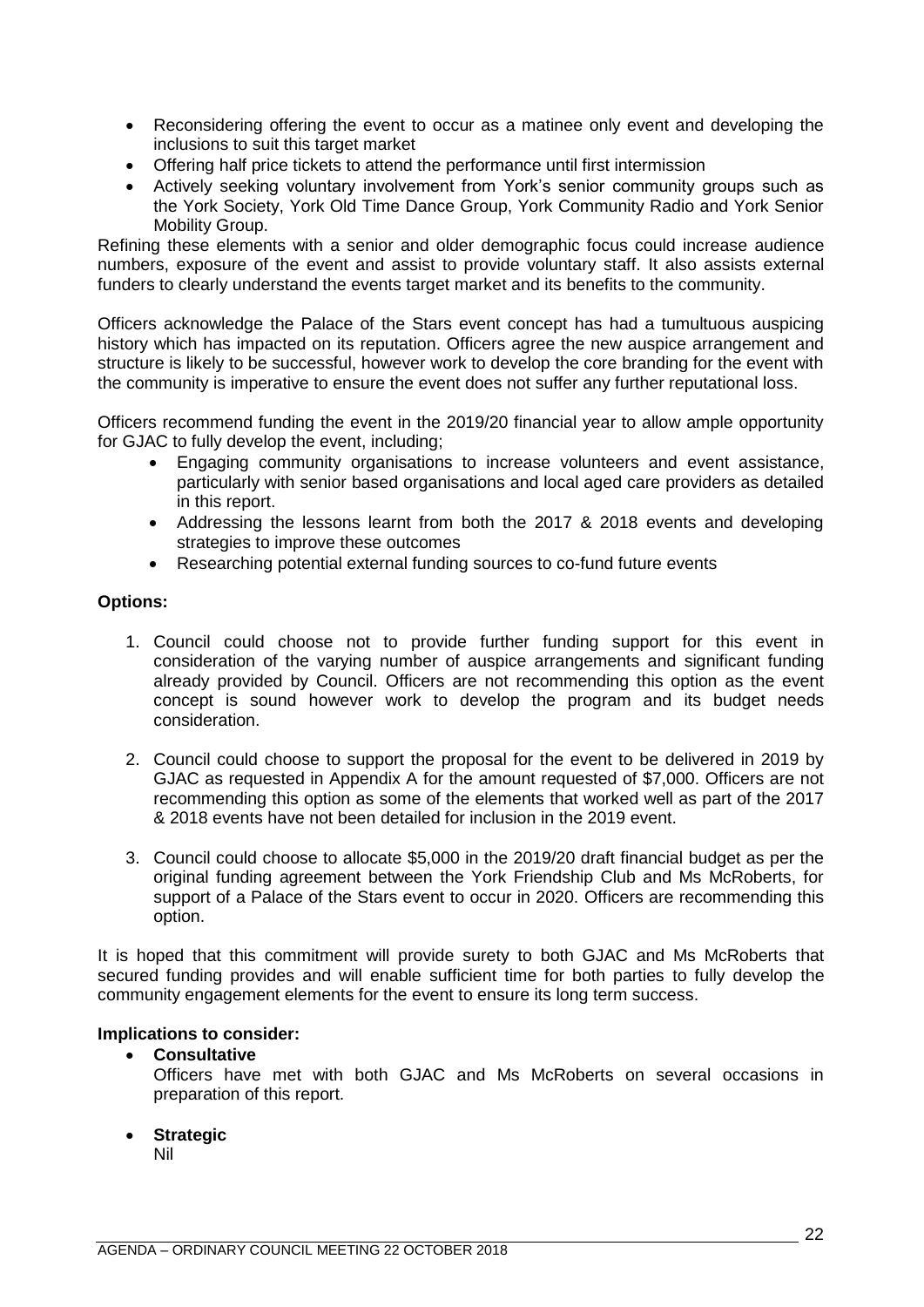- Reconsidering offering the event to occur as a matinee only event and developing the inclusions to suit this target market
- Offering half price tickets to attend the performance until first intermission
- Actively seeking voluntary involvement from York's senior community groups such as the York Society, York Old Time Dance Group, York Community Radio and York Senior Mobility Group.

Refining these elements with a senior and older demographic focus could increase audience numbers, exposure of the event and assist to provide voluntary staff. It also assists external funders to clearly understand the events target market and its benefits to the community.

Officers acknowledge the Palace of the Stars event concept has had a tumultuous auspicing history which has impacted on its reputation. Officers agree the new auspice arrangement and structure is likely to be successful, however work to develop the core branding for the event with the community is imperative to ensure the event does not suffer any further reputational loss.

Officers recommend funding the event in the 2019/20 financial year to allow ample opportunity for GJAC to fully develop the event, including;

- Engaging community organisations to increase volunteers and event assistance, particularly with senior based organisations and local aged care providers as detailed in this report.
- Addressing the lessons learnt from both the 2017 & 2018 events and developing strategies to improve these outcomes
- Researching potential external funding sources to co-fund future events

**Options:**

1. Council could choose not to provide further funding support for this event in consideration of the varying number of auspice arrangements and significant funding already provided by Council. Officers are not recommending this option as the event concept is sound however work to develop the program and its budget needs consideration.

2. Council could choose to support the proposal for the event to be delivered in 2019 by GJAC as requested in Appendix A for the amount requested of $7,000. Officers are not recommending this option as some of the elements that worked well as part of the 2017 & 2018 events have not been detailed for inclusion in the 2019 event.

3. Council could choose to allocate $5,000 in the 2019/20 draft financial budget as per the original funding agreement between the York Friendship Club and Ms McRoberts, for support of a Palace of the Stars event to occur in 2020. Officers are recommending this option.

It is hoped that this commitment will provide surety to both GJAC and Ms McRoberts that secured funding provides and will enable sufficient time for both parties to fully develop the community engagement elements for the event to ensure its long term success.

**Implications to consider:**

- **Consultative**
  Officers have met with both GJAC and Ms McRoberts on several occasions in preparation of this report.

- **Strategic**
  Nil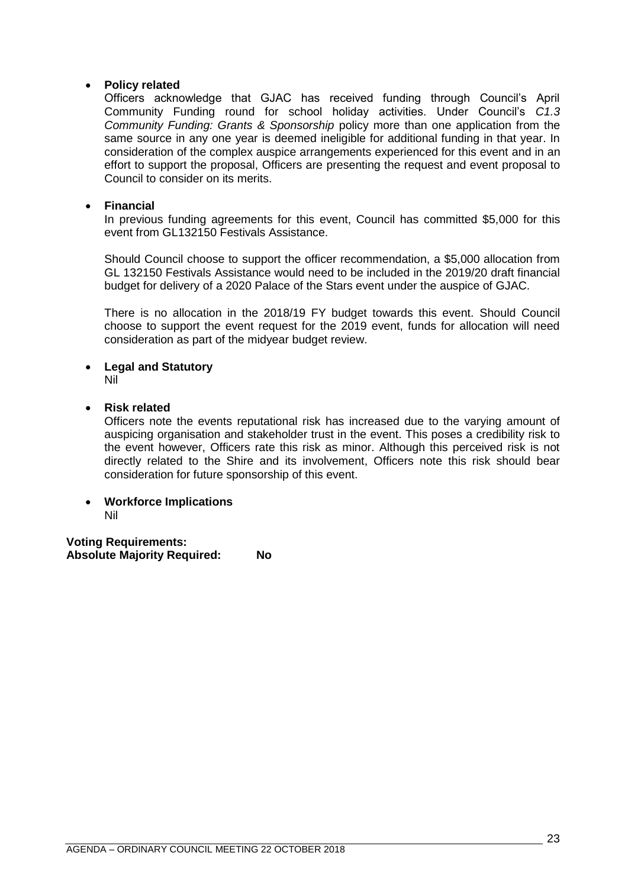- **Policy related**

  Officers acknowledge that GJAC has received funding through Council's April Community Funding round for school holiday activities. Under Council's *C1.3 Community Funding: Grants & Sponsorship* policy more than one application from the same source in any one year is deemed ineligible for additional funding in that year. In consideration of the complex auspice arrangements experienced for this event and in an effort to support the proposal, Officers are presenting the request and event proposal to Council to consider on its merits.

- **Financial**

  In previous funding agreements for this event, Council has committed $5,000 for this event from GL132150 Festivals Assistance.

  Should Council choose to support the officer recommendation, a $5,000 allocation from GL 132150 Festivals Assistance would need to be included in the 2019/20 draft financial budget for delivery of a 2020 Palace of the Stars event under the auspice of GJAC.

  There is no allocation in the 2018/19 FY budget towards this event. Should Council choose to support the event request for the 2019 event, funds for allocation will need consideration as part of the midyear budget review.

- **Legal and Statutory**

  Nil

- **Risk related**

  Officers note the events reputational risk has increased due to the varying amount of auspicing organisation and stakeholder trust in the event. This poses a credibility risk to the event however, Officers rate this risk as minor. Although this perceived risk is not directly related to the Shire and its involvement, Officers note this risk should bear consideration for future sponsorship of this event.

- **Workforce Implications**

  Nil

**Voting Requirements:**
**Absolute Majority Required: No**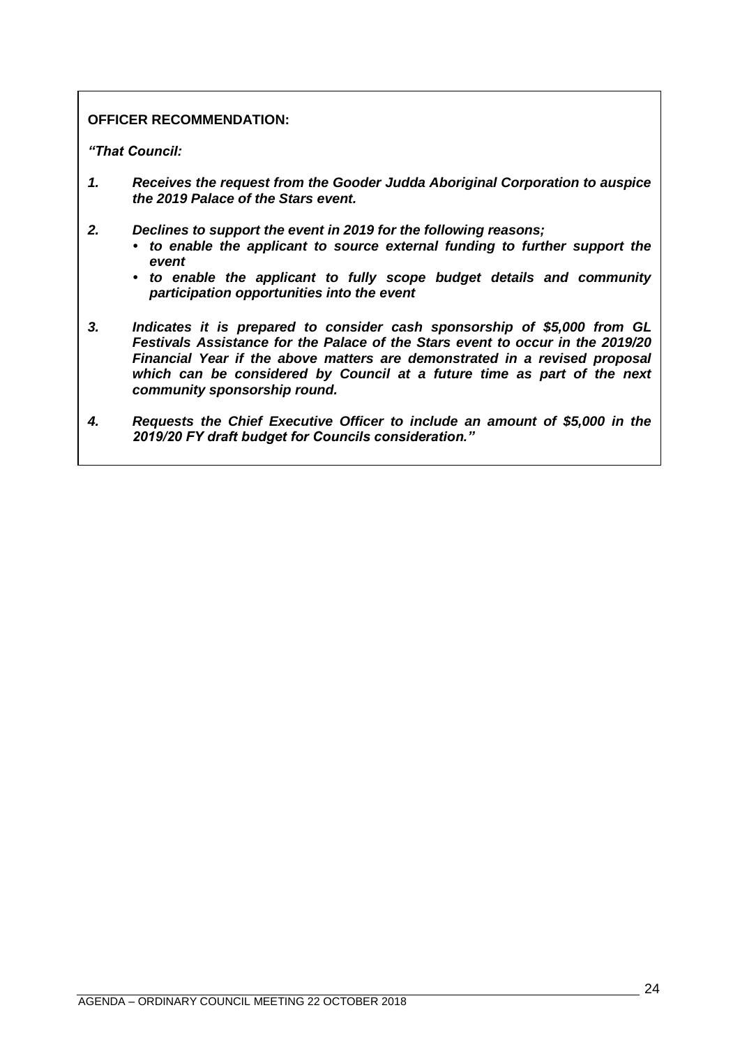**OFFICER RECOMMENDATION:**

***"That Council:***

1. ***Receives the request from the Gooder Judda Aboriginal Corporation to auspice the 2019 Palace of the Stars event.***

2. ***Declines to support the event in 2019 for the following reasons;***
   - ***to enable the applicant to source external funding to further support the event***
   - ***to enable the applicant to fully scope budget details and community participation opportunities into the event***

3. ***Indicates it is prepared to consider cash sponsorship of $5,000 from GL Festivals Assistance for the Palace of the Stars event to occur in the 2019/20 Financial Year if the above matters are demonstrated in a revised proposal which can be considered by Council at a future time as part of the next community sponsorship round.***

4. ***Requests the Chief Executive Officer to include an amount of $5,000 in the 2019/20 FY draft budget for Councils consideration."***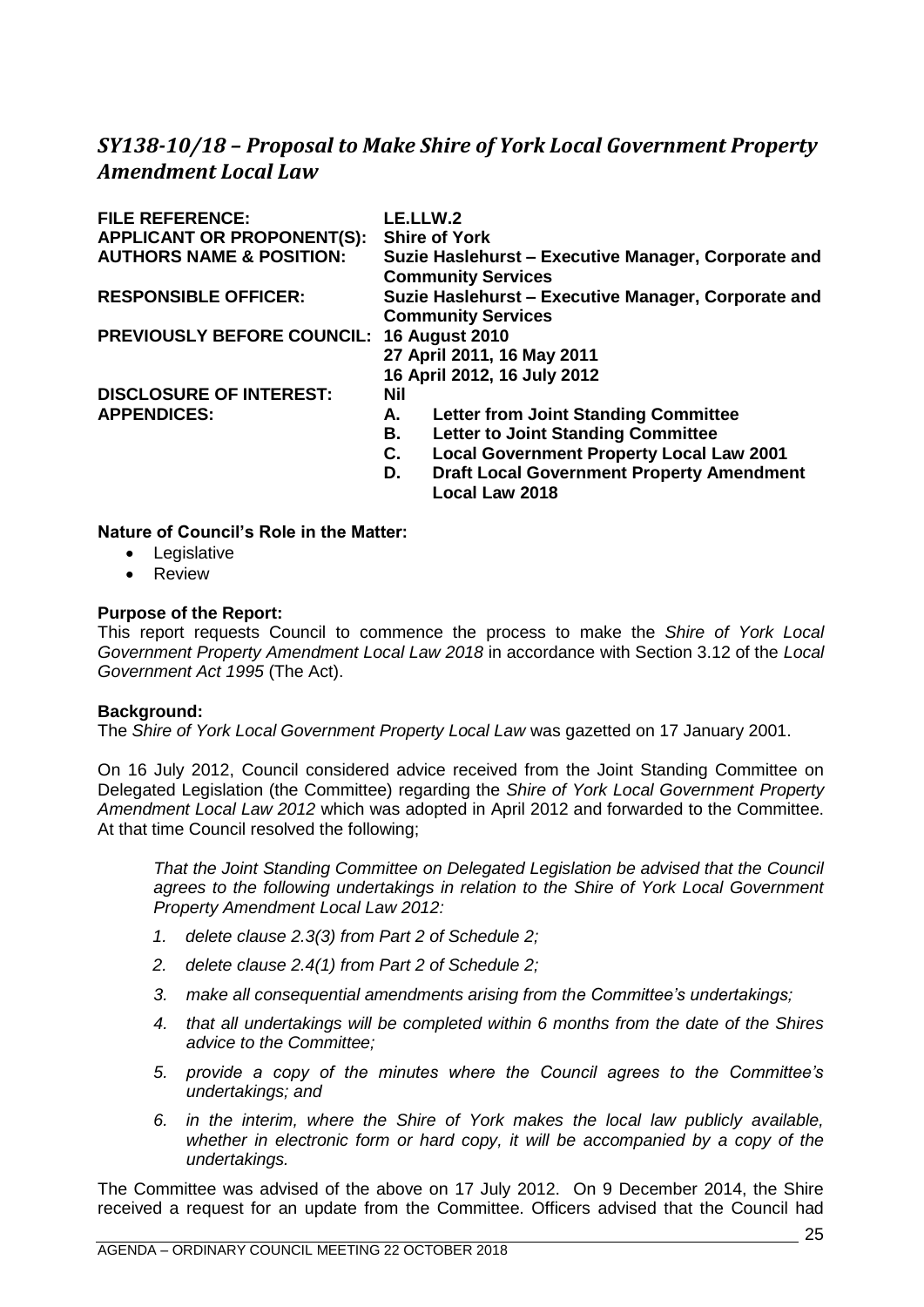## *SY138-10/18 – Proposal to Make Shire of York Local Government Property Amendment Local Law*

| | |
|---|---|
| **FILE REFERENCE:** | **LE.LLW.2** |
| **APPLICANT OR PROPONENT(S):** | **Shire of York** |
| **AUTHORS NAME & POSITION:** | **Suzie Haslehurst – Executive Manager, Corporate and Community Services** |
| **RESPONSIBLE OFFICER:** | **Suzie Haslehurst – Executive Manager, Corporate and Community Services** |
| **PREVIOUSLY BEFORE COUNCIL:** | **16 August 2010**<br>**27 April 2011, 16 May 2011**<br>**16 April 2012, 16 July 2012** |
| **DISCLOSURE OF INTEREST:** | **Nil** |
| **APPENDICES:** | **A. Letter from Joint Standing Committee**<br>**B. Letter to Joint Standing Committee**<br>**C. Local Government Property Local Law 2001**<br>**D. Draft Local Government Property Amendment Local Law 2018** |

**Nature of Council's Role in the Matter:**

- Legislative
- Review

**Purpose of the Report:**

This report requests Council to commence the process to make the *Shire of York Local Government Property Amendment Local Law 2018* in accordance with Section 3.12 of the *Local Government Act 1995* (The Act).

**Background:**

The *Shire of York Local Government Property Local Law* was gazetted on 17 January 2001.

On 16 July 2012, Council considered advice received from the Joint Standing Committee on Delegated Legislation (the Committee) regarding the *Shire of York Local Government Property Amendment Local Law 2012* which was adopted in April 2012 and forwarded to the Committee. At that time Council resolved the following;

> *That the Joint Standing Committee on Delegated Legislation be advised that the Council agrees to the following undertakings in relation to the Shire of York Local Government Property Amendment Local Law 2012:*
>
> 1. *delete clause 2.3(3) from Part 2 of Schedule 2;*
> 2. *delete clause 2.4(1) from Part 2 of Schedule 2;*
> 3. *make all consequential amendments arising from the Committee's undertakings;*
> 4. *that all undertakings will be completed within 6 months from the date of the Shires advice to the Committee;*
> 5. *provide a copy of the minutes where the Council agrees to the Committee's undertakings; and*
> 6. *in the interim, where the Shire of York makes the local law publicly available, whether in electronic form or hard copy, it will be accompanied by a copy of the undertakings.*

The Committee was advised of the above on 17 July 2012. On 9 December 2014, the Shire received a request for an update from the Committee. Officers advised that the Council had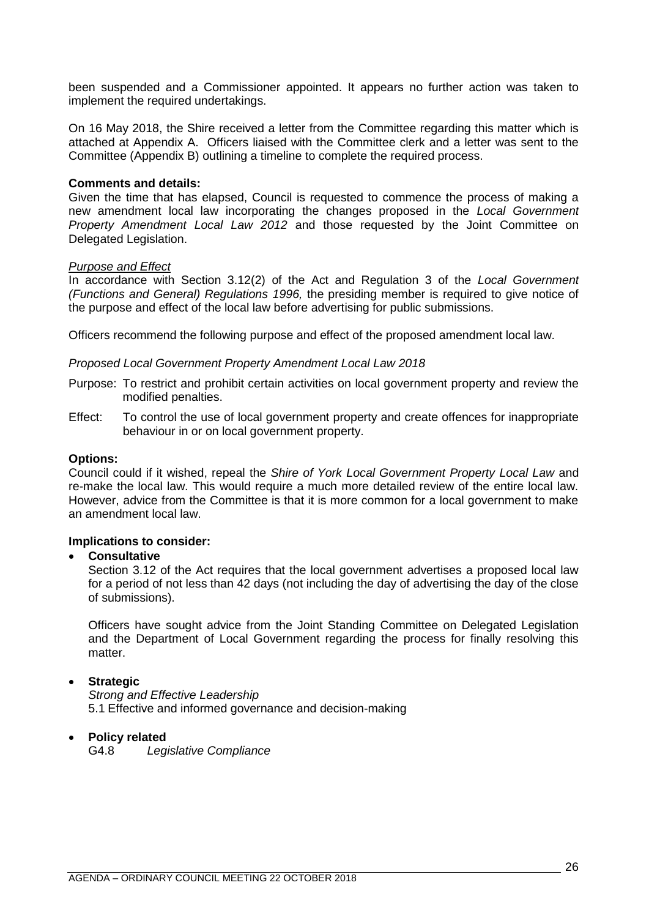been suspended and a Commissioner appointed. It appears no further action was taken to implement the required undertakings.

On 16 May 2018, the Shire received a letter from the Committee regarding this matter which is attached at Appendix A. Officers liaised with the Committee clerk and a letter was sent to the Committee (Appendix B) outlining a timeline to complete the required process.

**Comments and details:**
Given the time that has elapsed, Council is requested to commence the process of making a new amendment local law incorporating the changes proposed in the *Local Government Property Amendment Local Law 2012* and those requested by the Joint Committee on Delegated Legislation.

*Purpose and Effect*
In accordance with Section 3.12(2) of the Act and Regulation 3 of the *Local Government (Functions and General) Regulations 1996,* the presiding member is required to give notice of the purpose and effect of the local law before advertising for public submissions.

Officers recommend the following purpose and effect of the proposed amendment local law.

*Proposed Local Government Property Amendment Local Law 2018*

Purpose: To restrict and prohibit certain activities on local government property and review the modified penalties.

Effect: To control the use of local government property and create offences for inappropriate behaviour in or on local government property.

**Options:**
Council could if it wished, repeal the *Shire of York Local Government Property Local Law* and re-make the local law. This would require a much more detailed review of the entire local law. However, advice from the Committee is that it is more common for a local government to make an amendment local law.

**Implications to consider:**

- **Consultative**
  Section 3.12 of the Act requires that the local government advertises a proposed local law for a period of not less than 42 days (not including the day of advertising the day of the close of submissions).

  Officers have sought advice from the Joint Standing Committee on Delegated Legislation and the Department of Local Government regarding the process for finally resolving this matter.

- **Strategic**
  *Strong and Effective Leadership*
  5.1 Effective and informed governance and decision-making

- **Policy related**
  G4.8 *Legislative Compliance*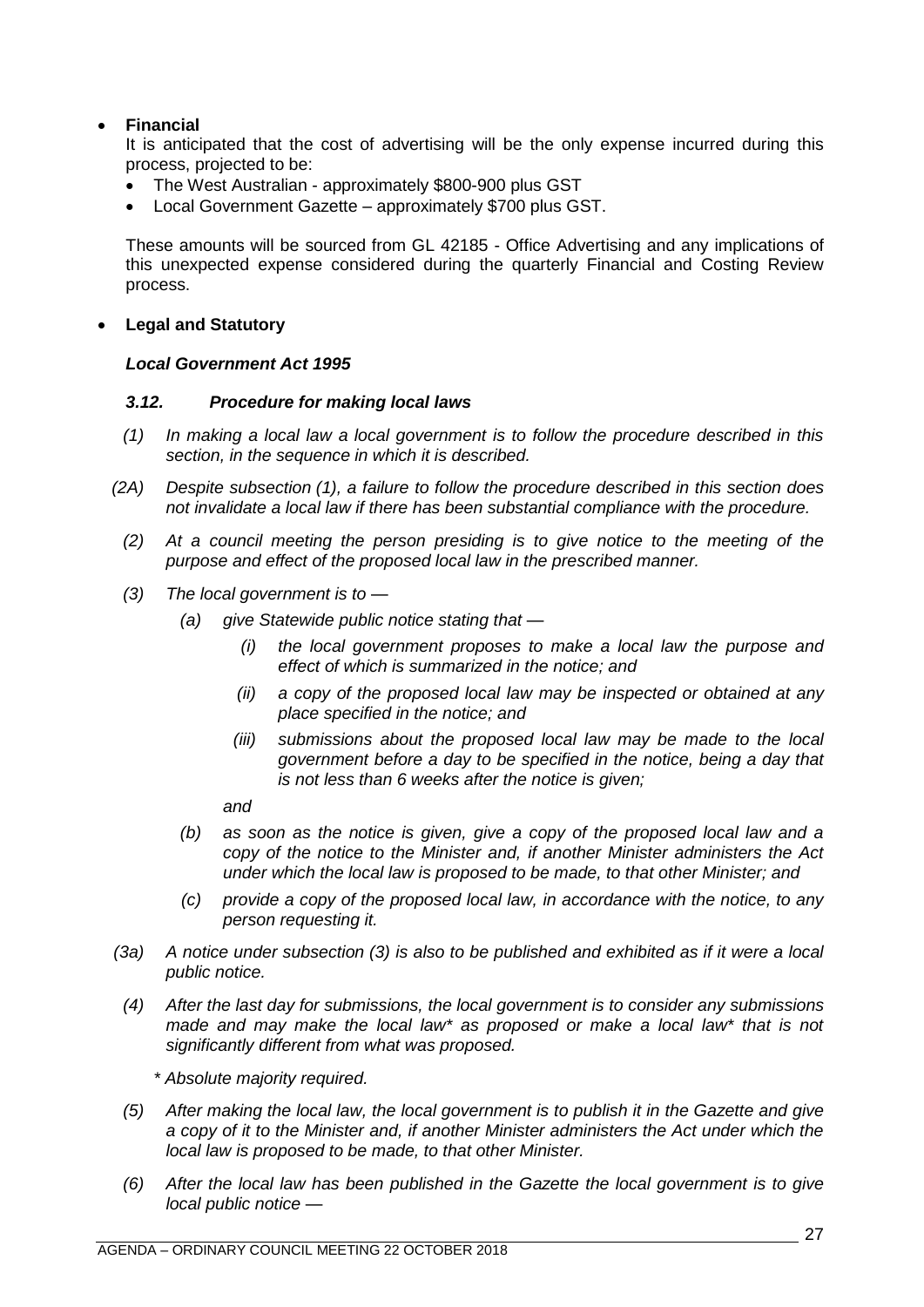- **Financial**

  It is anticipated that the cost of advertising will be the only expense incurred during this process, projected to be:

  - The West Australian - approximately $800-900 plus GST
  - Local Government Gazette – approximately $700 plus GST.

  These amounts will be sourced from GL 42185 - Office Advertising and any implications of this unexpected expense considered during the quarterly Financial and Costing Review process.

- **Legal and Statutory**

***Local Government Act 1995***

***3.12. Procedure for making local laws***

*(1) In making a local law a local government is to follow the procedure described in this section, in the sequence in which it is described.*

*(2A) Despite subsection (1), a failure to follow the procedure described in this section does not invalidate a local law if there has been substantial compliance with the procedure.*

*(2) At a council meeting the person presiding is to give notice to the meeting of the purpose and effect of the proposed local law in the prescribed manner.*

*(3) The local government is to —*

*(a) give Statewide public notice stating that —*

*(i) the local government proposes to make a local law the purpose and effect of which is summarized in the notice; and*

*(ii) a copy of the proposed local law may be inspected or obtained at any place specified in the notice; and*

*(iii) submissions about the proposed local law may be made to the local government before a day to be specified in the notice, being a day that is not less than 6 weeks after the notice is given;*

*and*

*(b) as soon as the notice is given, give a copy of the proposed local law and a copy of the notice to the Minister and, if another Minister administers the Act under which the local law is proposed to be made, to that other Minister; and*

*(c) provide a copy of the proposed local law, in accordance with the notice, to any person requesting it.*

*(3a) A notice under subsection (3) is also to be published and exhibited as if it were a local public notice.*

*(4) After the last day for submissions, the local government is to consider any submissions made and may make the local law* as proposed or make a local law* that is not significantly different from what was proposed.*

*\* Absolute majority required.*

*(5) After making the local law, the local government is to publish it in the Gazette and give a copy of it to the Minister and, if another Minister administers the Act under which the local law is proposed to be made, to that other Minister.*

*(6) After the local law has been published in the Gazette the local government is to give local public notice —*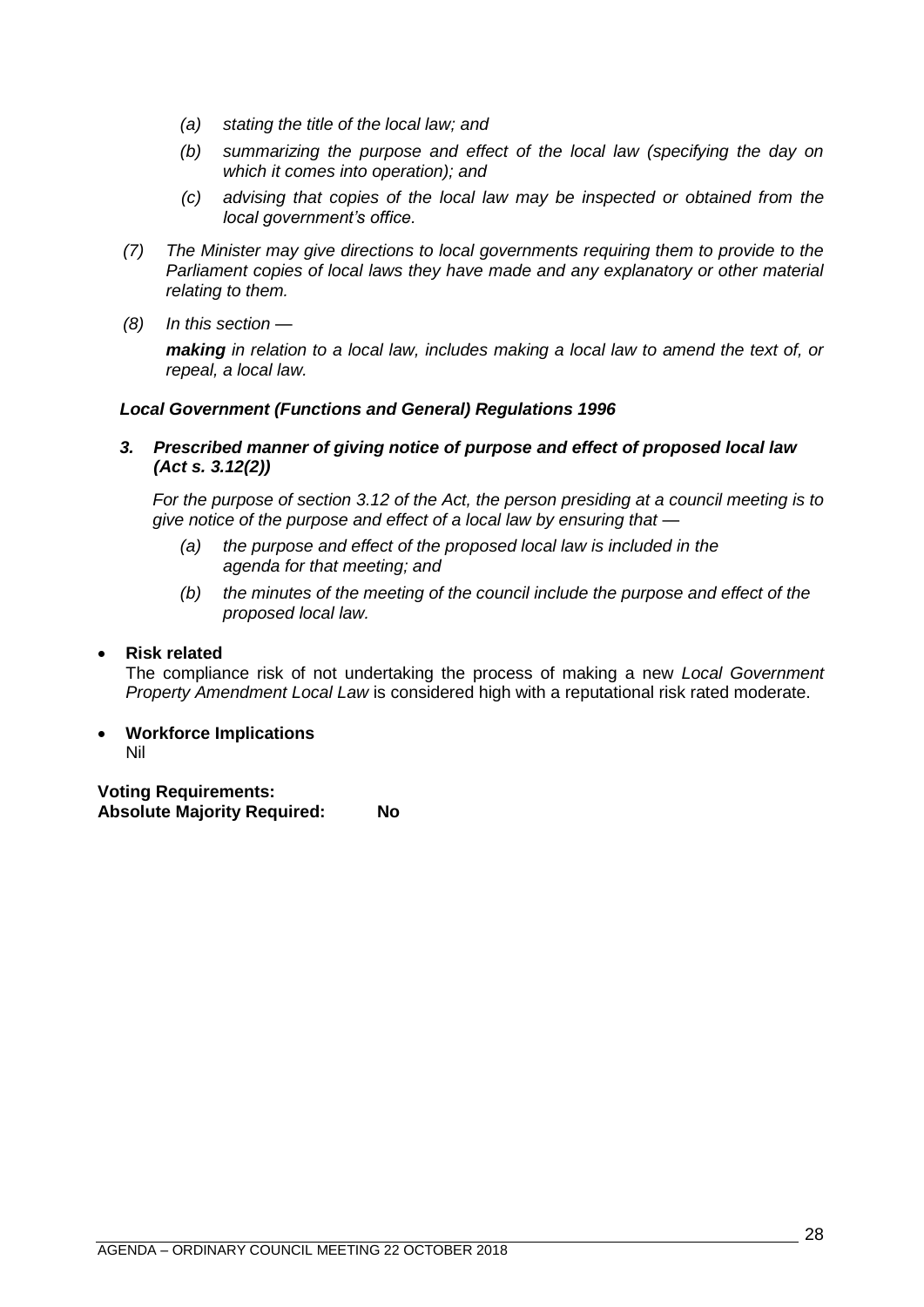*(a) stating the title of the local law; and*

*(b) summarizing the purpose and effect of the local law (specifying the day on which it comes into operation); and*

*(c) advising that copies of the local law may be inspected or obtained from the local government's office.*

*(7) The Minister may give directions to local governments requiring them to provide to the Parliament copies of local laws they have made and any explanatory or other material relating to them.*

*(8) In this section —*

***making** in relation to a local law, includes making a local law to amend the text of, or repeal, a local law.*

***Local Government (Functions and General) Regulations 1996***

***3. Prescribed manner of giving notice of purpose and effect of proposed local law (Act s. 3.12(2))***

*For the purpose of section 3.12 of the Act, the person presiding at a council meeting is to give notice of the purpose and effect of a local law by ensuring that —*

*(a) the purpose and effect of the proposed local law is included in the agenda for that meeting; and*

*(b) the minutes of the meeting of the council include the purpose and effect of the proposed local law.*

- **Risk related**
  The compliance risk of not undertaking the process of making a new *Local Government Property Amendment Local Law* is considered high with a reputational risk rated moderate.

- **Workforce Implications**
  Nil

**Voting Requirements:**
**Absolute Majority Required: No**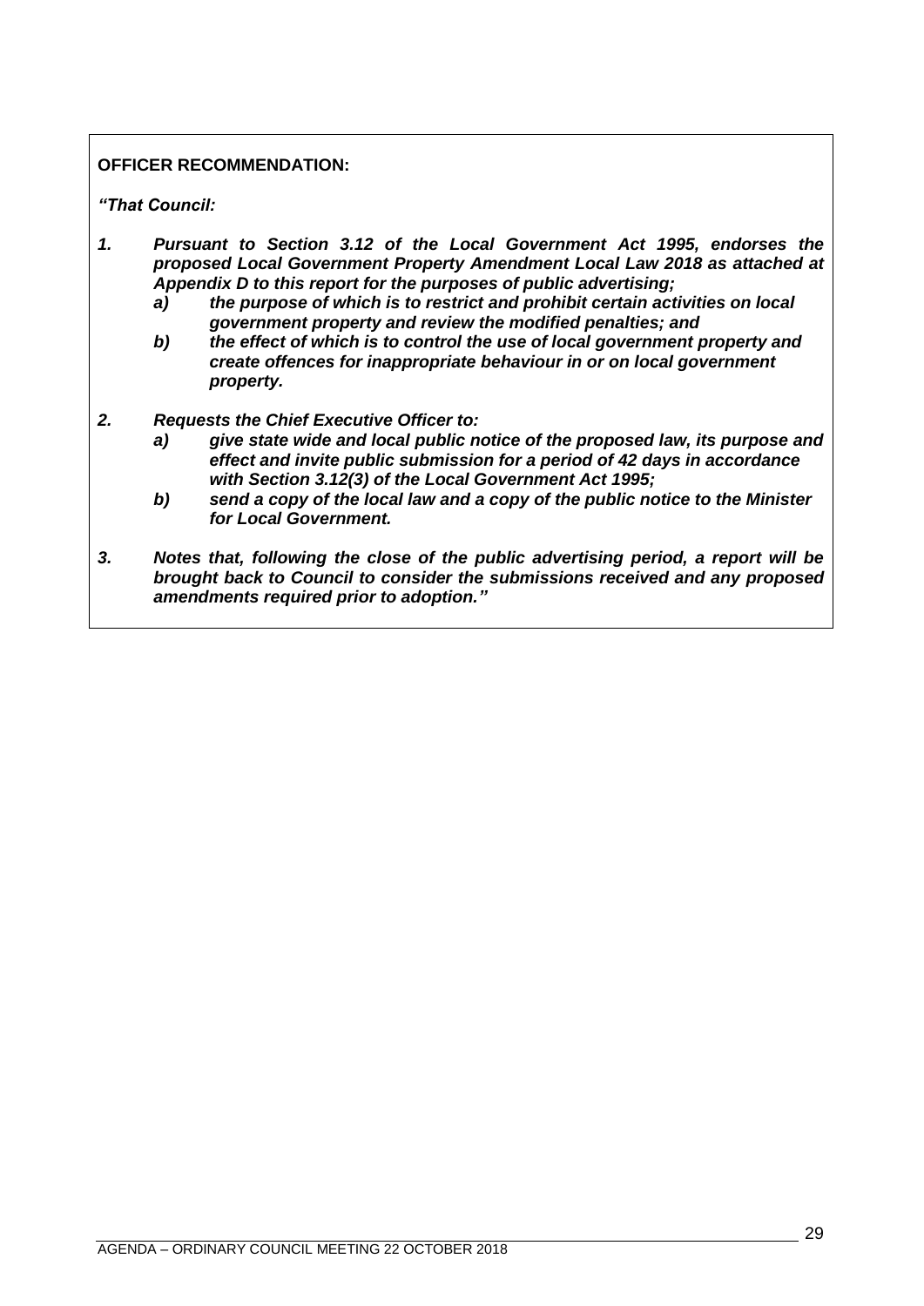**OFFICER RECOMMENDATION:**

***"That Council:***

1. ***Pursuant to Section 3.12 of the Local Government Act 1995, endorses the proposed Local Government Property Amendment Local Law 2018 as attached at Appendix D to this report for the purposes of public advertising;***
   a) ***the purpose of which is to restrict and prohibit certain activities on local government property and review the modified penalties; and***
   b) ***the effect of which is to control the use of local government property and create offences for inappropriate behaviour in or on local government property.***

2. ***Requests the Chief Executive Officer to:***
   a) ***give state wide and local public notice of the proposed law, its purpose and effect and invite public submission for a period of 42 days in accordance with Section 3.12(3) of the Local Government Act 1995;***
   b) ***send a copy of the local law and a copy of the public notice to the Minister for Local Government.***

3. ***Notes that, following the close of the public advertising period, a report will be brought back to Council to consider the submissions received and any proposed amendments required prior to adoption."***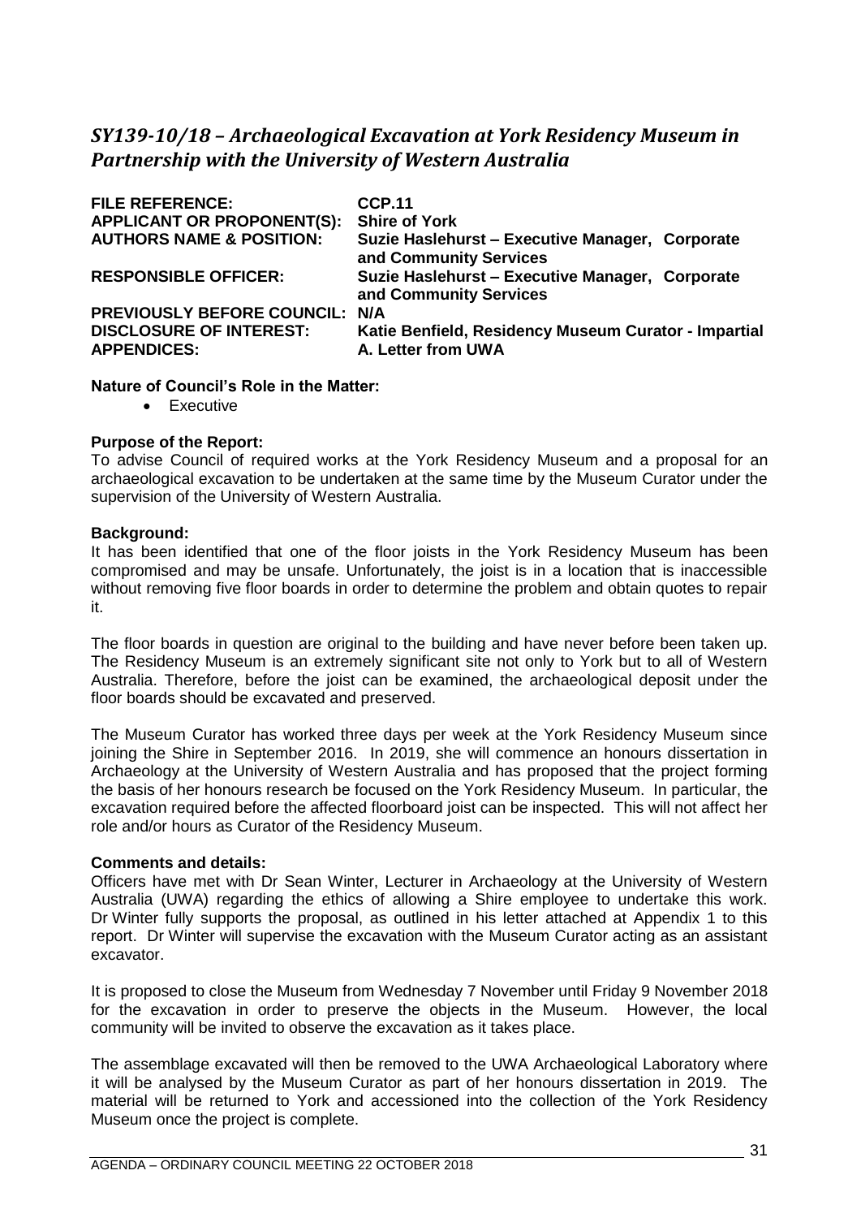## *SY139-10/18 – Archaeological Excavation at York Residency Museum in Partnership with the University of Western Australia*

| | |
|---|---|
| **FILE REFERENCE:** | **CCP.11** |
| **APPLICANT OR PROPONENT(S):** | **Shire of York** |
| **AUTHORS NAME & POSITION:** | **Suzie Haslehurst – Executive Manager, Corporate and Community Services** |
| **RESPONSIBLE OFFICER:** | **Suzie Haslehurst – Executive Manager, Corporate and Community Services** |
| **PREVIOUSLY BEFORE COUNCIL:** | **N/A** |
| **DISCLOSURE OF INTEREST:** | **Katie Benfield, Residency Museum Curator - Impartial** |
| **APPENDICES:** | **A. Letter from UWA** |

**Nature of Council's Role in the Matter:**

- Executive

**Purpose of the Report:**

To advise Council of required works at the York Residency Museum and a proposal for an archaeological excavation to be undertaken at the same time by the Museum Curator under the supervision of the University of Western Australia.

**Background:**

It has been identified that one of the floor joists in the York Residency Museum has been compromised and may be unsafe. Unfortunately, the joist is in a location that is inaccessible without removing five floor boards in order to determine the problem and obtain quotes to repair it.

The floor boards in question are original to the building and have never before been taken up. The Residency Museum is an extremely significant site not only to York but to all of Western Australia. Therefore, before the joist can be examined, the archaeological deposit under the floor boards should be excavated and preserved.

The Museum Curator has worked three days per week at the York Residency Museum since joining the Shire in September 2016. In 2019, she will commence an honours dissertation in Archaeology at the University of Western Australia and has proposed that the project forming the basis of her honours research be focused on the York Residency Museum. In particular, the excavation required before the affected floorboard joist can be inspected. This will not affect her role and/or hours as Curator of the Residency Museum.

**Comments and details:**

Officers have met with Dr Sean Winter, Lecturer in Archaeology at the University of Western Australia (UWA) regarding the ethics of allowing a Shire employee to undertake this work. Dr Winter fully supports the proposal, as outlined in his letter attached at Appendix 1 to this report. Dr Winter will supervise the excavation with the Museum Curator acting as an assistant excavator.

It is proposed to close the Museum from Wednesday 7 November until Friday 9 November 2018 for the excavation in order to preserve the objects in the Museum. However, the local community will be invited to observe the excavation as it takes place.

The assemblage excavated will then be removed to the UWA Archaeological Laboratory where it will be analysed by the Museum Curator as part of her honours dissertation in 2019. The material will be returned to York and accessioned into the collection of the York Residency Museum once the project is complete.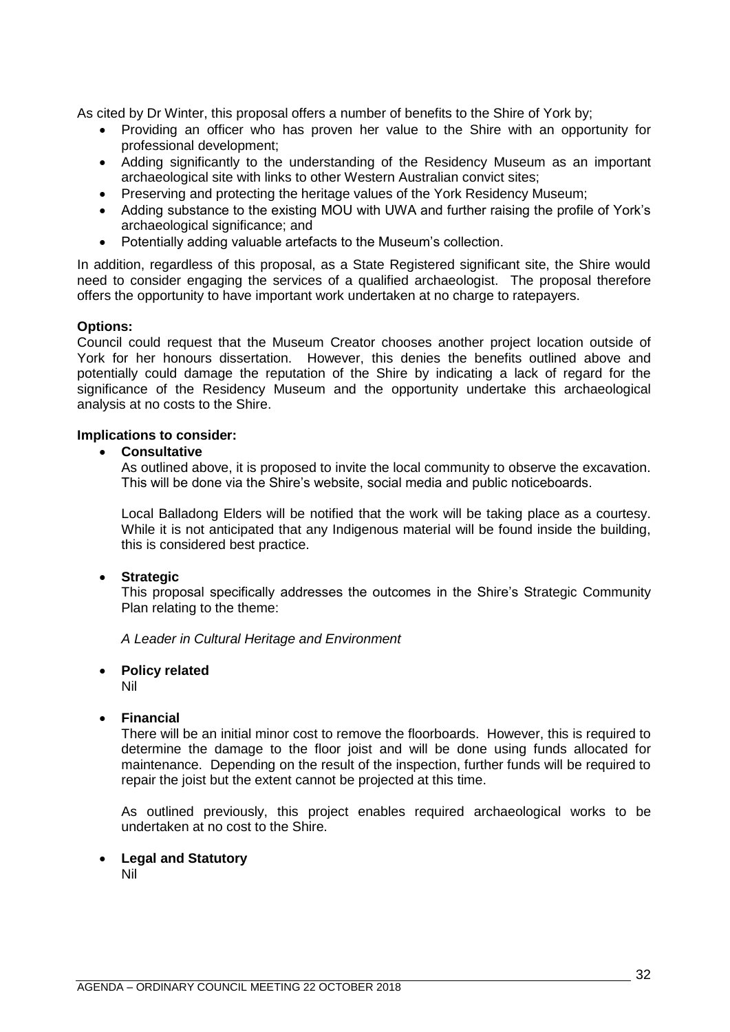As cited by Dr Winter, this proposal offers a number of benefits to the Shire of York by;

- Providing an officer who has proven her value to the Shire with an opportunity for professional development;
- Adding significantly to the understanding of the Residency Museum as an important archaeological site with links to other Western Australian convict sites;
- Preserving and protecting the heritage values of the York Residency Museum;
- Adding substance to the existing MOU with UWA and further raising the profile of York's archaeological significance; and
- Potentially adding valuable artefacts to the Museum's collection.

In addition, regardless of this proposal, as a State Registered significant site, the Shire would need to consider engaging the services of a qualified archaeologist. The proposal therefore offers the opportunity to have important work undertaken at no charge to ratepayers.

**Options:**
Council could request that the Museum Creator chooses another project location outside of York for her honours dissertation. However, this denies the benefits outlined above and potentially could damage the reputation of the Shire by indicating a lack of regard for the significance of the Residency Museum and the opportunity undertake this archaeological analysis at no costs to the Shire.

**Implications to consider:**

- **Consultative**

  As outlined above, it is proposed to invite the local community to observe the excavation. This will be done via the Shire's website, social media and public noticeboards.

  Local Balladong Elders will be notified that the work will be taking place as a courtesy. While it is not anticipated that any Indigenous material will be found inside the building, this is considered best practice.

- **Strategic**

  This proposal specifically addresses the outcomes in the Shire's Strategic Community Plan relating to the theme:

  *A Leader in Cultural Heritage and Environment*

- **Policy related**

  Nil

- **Financial**

  There will be an initial minor cost to remove the floorboards. However, this is required to determine the damage to the floor joist and will be done using funds allocated for maintenance. Depending on the result of the inspection, further funds will be required to repair the joist but the extent cannot be projected at this time.

  As outlined previously, this project enables required archaeological works to be undertaken at no cost to the Shire.

- **Legal and Statutory**

  Nil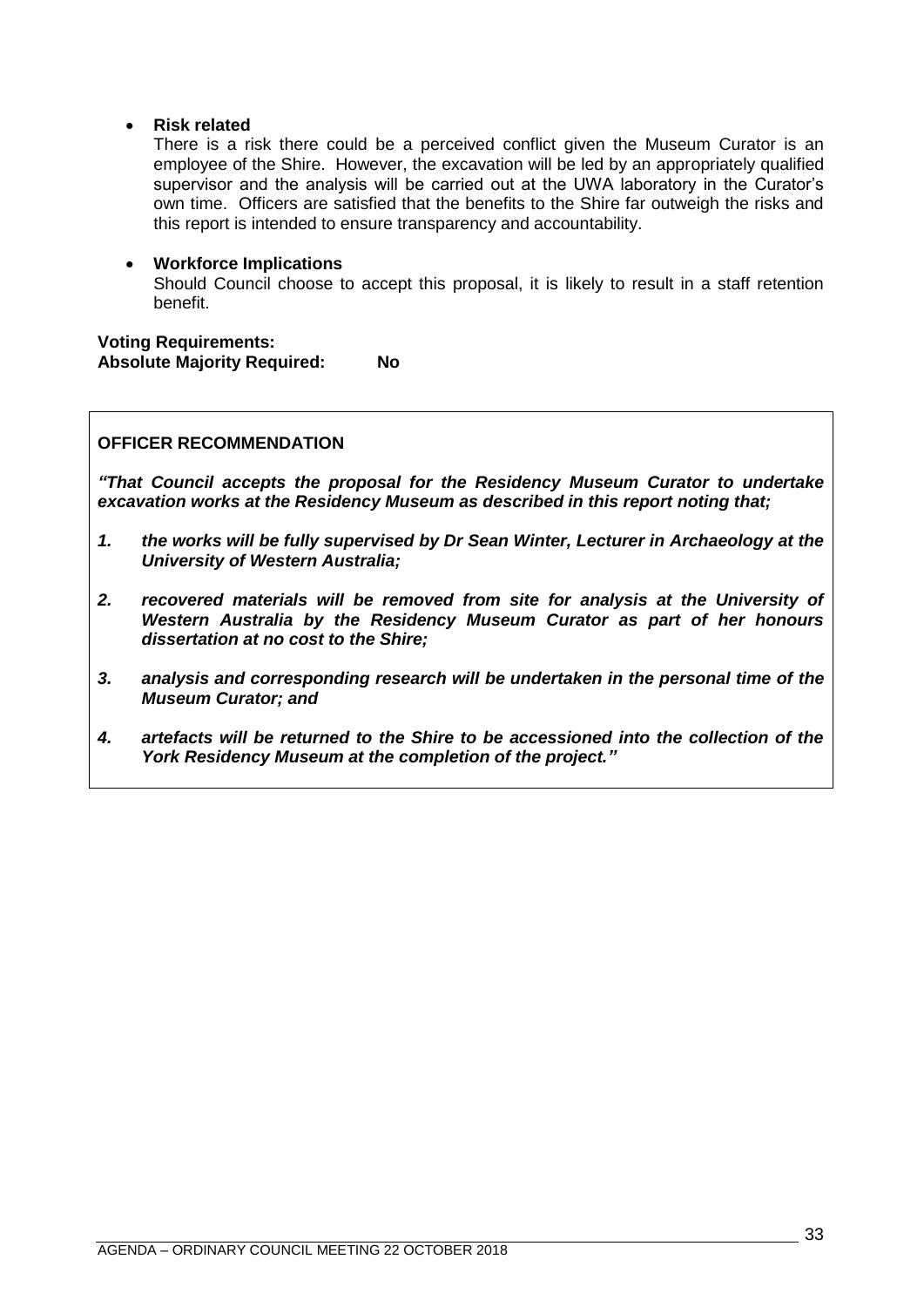- **Risk related**

  There is a risk there could be a perceived conflict given the Museum Curator is an employee of the Shire. However, the excavation will be led by an appropriately qualified supervisor and the analysis will be carried out at the UWA laboratory in the Curator's own time. Officers are satisfied that the benefits to the Shire far outweigh the risks and this report is intended to ensure transparency and accountability.

- **Workforce Implications**

  Should Council choose to accept this proposal, it is likely to result in a staff retention benefit.

**Voting Requirements:**
**Absolute Majority Required: No**

**OFFICER RECOMMENDATION**

***"That Council accepts the proposal for the Residency Museum Curator to undertake excavation works at the Residency Museum as described in this report noting that;***

1. ***the works will be fully supervised by Dr Sean Winter, Lecturer in Archaeology at the University of Western Australia;***
2. ***recovered materials will be removed from site for analysis at the University of Western Australia by the Residency Museum Curator as part of her honours dissertation at no cost to the Shire;***
3. ***analysis and corresponding research will be undertaken in the personal time of the Museum Curator; and***
4. ***artefacts will be returned to the Shire to be accessioned into the collection of the York Residency Museum at the completion of the project."***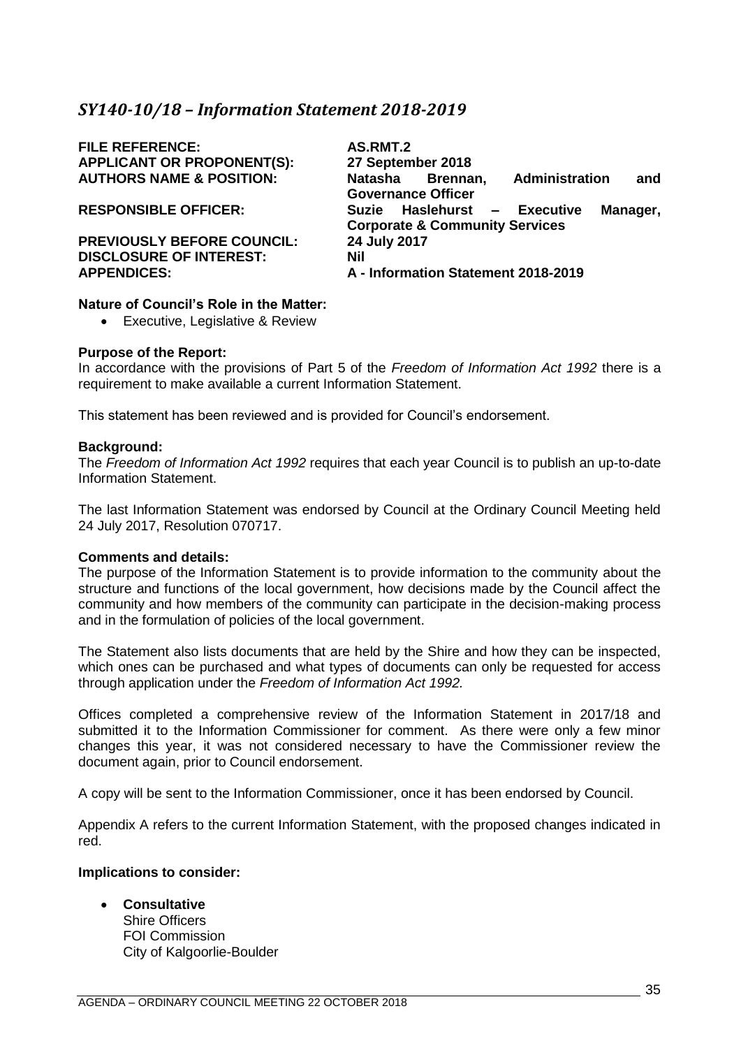## *SY140-10/18 – Information Statement 2018-2019*

| | |
|---|---|
| **FILE REFERENCE:** | **AS.RMT.2** |
| **APPLICANT OR PROPONENT(S):** | **27 September 2018** |
| **AUTHORS NAME & POSITION:** | **Natasha Brennan, Administration and Governance Officer** |
| **RESPONSIBLE OFFICER:** | **Suzie Haslehurst – Executive Manager, Corporate & Community Services** |
| **PREVIOUSLY BEFORE COUNCIL:** | **24 July 2017** |
| **DISCLOSURE OF INTEREST:** | **Nil** |
| **APPENDICES:** | **A - Information Statement 2018-2019** |

**Nature of Council's Role in the Matter:**

- Executive, Legislative & Review

**Purpose of the Report:**

In accordance with the provisions of Part 5 of the *Freedom of Information Act 1992* there is a requirement to make available a current Information Statement.

This statement has been reviewed and is provided for Council's endorsement.

**Background:**

The *Freedom of Information Act 1992* requires that each year Council is to publish an up-to-date Information Statement.

The last Information Statement was endorsed by Council at the Ordinary Council Meeting held 24 July 2017, Resolution 070717.

**Comments and details:**

The purpose of the Information Statement is to provide information to the community about the structure and functions of the local government, how decisions made by the Council affect the community and how members of the community can participate in the decision-making process and in the formulation of policies of the local government.

The Statement also lists documents that are held by the Shire and how they can be inspected, which ones can be purchased and what types of documents can only be requested for access through application under the *Freedom of Information Act 1992.*

Offices completed a comprehensive review of the Information Statement in 2017/18 and submitted it to the Information Commissioner for comment. As there were only a few minor changes this year, it was not considered necessary to have the Commissioner review the document again, prior to Council endorsement.

A copy will be sent to the Information Commissioner, once it has been endorsed by Council.

Appendix A refers to the current Information Statement, with the proposed changes indicated in red.

**Implications to consider:**

- **Consultative**
  Shire Officers
  FOI Commission
  City of Kalgoorlie-Boulder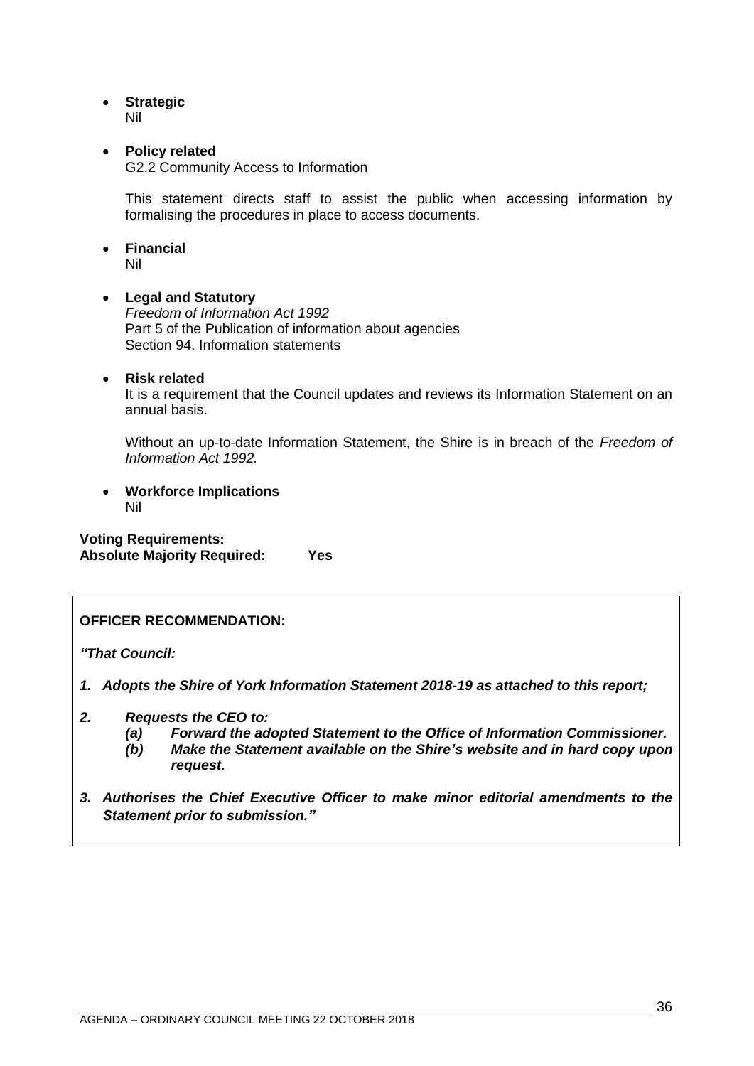- **Strategic**
  Nil

- **Policy related**
  G2.2 Community Access to Information

  This statement directs staff to assist the public when accessing information by formalising the procedures in place to access documents.

- **Financial**
  Nil

- **Legal and Statutory**
  *Freedom of Information Act 1992*
  Part 5 of the Publication of information about agencies
  Section 94. Information statements

- **Risk related**
  It is a requirement that the Council updates and reviews its Information Statement on an annual basis.

  Without an up-to-date Information Statement, the Shire is in breach of the *Freedom of Information Act 1992.*

- **Workforce Implications**
  Nil

**Voting Requirements:**
**Absolute Majority Required: Yes**

**OFFICER RECOMMENDATION:**

***"That Council:***

***1. Adopts the Shire of York Information Statement 2018-19 as attached to this report;***

***2. Requests the CEO to:***
   ***(a) Forward the adopted Statement to the Office of Information Commissioner.***
   ***(b) Make the Statement available on the Shire's website and in hard copy upon request.***

***3. Authorises the Chief Executive Officer to make minor editorial amendments to the Statement prior to submission."***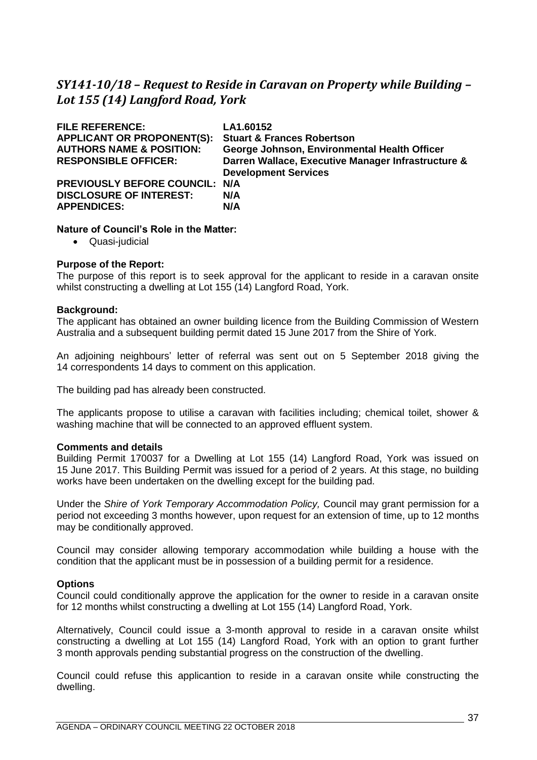## *SY141-10/18 – Request to Reside in Caravan on Property while Building – Lot 155 (14) Langford Road, York*

| | |
|---|---|
| **FILE REFERENCE:** | **LA1.60152** |
| **APPLICANT OR PROPONENT(S):** | **Stuart & Frances Robertson** |
| **AUTHORS NAME & POSITION:** | **George Johnson, Environmental Health Officer** |
| **RESPONSIBLE OFFICER:** | **Darren Wallace, Executive Manager Infrastructure & Development Services** |
| **PREVIOUSLY BEFORE COUNCIL:** | **N/A** |
| **DISCLOSURE OF INTEREST:** | **N/A** |
| **APPENDICES:** | **N/A** |

**Nature of Council's Role in the Matter:**

- Quasi-judicial

**Purpose of the Report:**

The purpose of this report is to seek approval for the applicant to reside in a caravan onsite whilst constructing a dwelling at Lot 155 (14) Langford Road, York.

**Background:**

The applicant has obtained an owner building licence from the Building Commission of Western Australia and a subsequent building permit dated 15 June 2017 from the Shire of York.

An adjoining neighbours' letter of referral was sent out on 5 September 2018 giving the 14 correspondents 14 days to comment on this application.

The building pad has already been constructed.

The applicants propose to utilise a caravan with facilities including; chemical toilet, shower & washing machine that will be connected to an approved effluent system.

**Comments and details**

Building Permit 170037 for a Dwelling at Lot 155 (14) Langford Road, York was issued on 15 June 2017. This Building Permit was issued for a period of 2 years. At this stage, no building works have been undertaken on the dwelling except for the building pad.

Under the *Shire of York Temporary Accommodation Policy,* Council may grant permission for a period not exceeding 3 months however, upon request for an extension of time, up to 12 months may be conditionally approved.

Council may consider allowing temporary accommodation while building a house with the condition that the applicant must be in possession of a building permit for a residence.

**Options**

Council could conditionally approve the application for the owner to reside in a caravan onsite for 12 months whilst constructing a dwelling at Lot 155 (14) Langford Road, York.

Alternatively, Council could issue a 3-month approval to reside in a caravan onsite whilst constructing a dwelling at Lot 155 (14) Langford Road, York with an option to grant further 3 month approvals pending substantial progress on the construction of the dwelling.

Council could refuse this applicantion to reside in a caravan onsite while constructing the dwelling.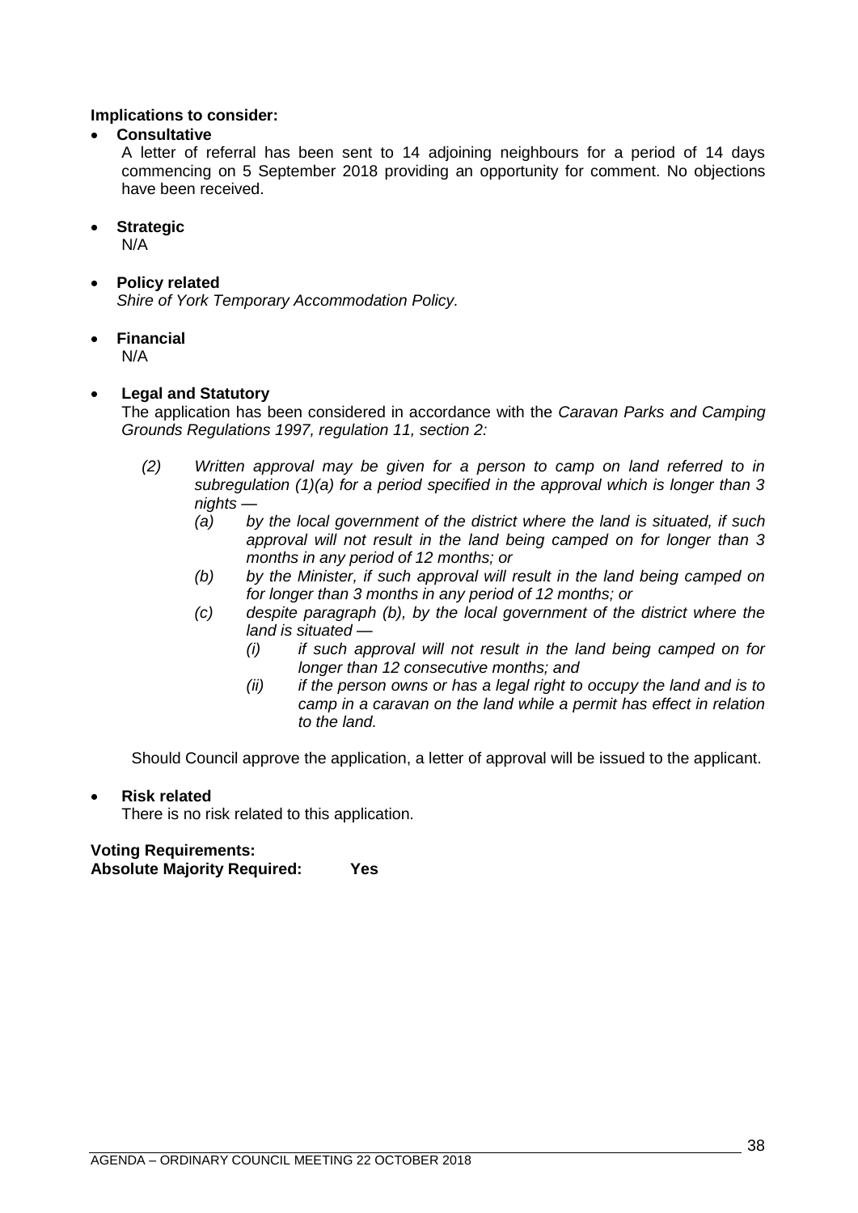**Implications to consider:**

- **Consultative**
  A letter of referral has been sent to 14 adjoining neighbours for a period of 14 days commencing on 5 September 2018 providing an opportunity for comment. No objections have been received.

- **Strategic**
  N/A

- **Policy related**
  *Shire of York Temporary Accommodation Policy.*

- **Financial**
  N/A

- **Legal and Statutory**
  The application has been considered in accordance with the *Caravan Parks and Camping Grounds Regulations 1997, regulation 11, section 2:*

  *(2) Written approval may be given for a person to camp on land referred to in subregulation (1)(a) for a period specified in the approval which is longer than 3 nights —*

  *(a) by the local government of the district where the land is situated, if such approval will not result in the land being camped on for longer than 3 months in any period of 12 months; or*

  *(b) by the Minister, if such approval will result in the land being camped on for longer than 3 months in any period of 12 months; or*

  *(c) despite paragraph (b), by the local government of the district where the land is situated —*

  *(i) if such approval will not result in the land being camped on for longer than 12 consecutive months; and*

  *(ii) if the person owns or has a legal right to occupy the land and is to camp in a caravan on the land while a permit has effect in relation to the land.*

  Should Council approve the application, a letter of approval will be issued to the applicant.

- **Risk related**
  There is no risk related to this application.

**Voting Requirements:**
**Absolute Majority Required: Yes**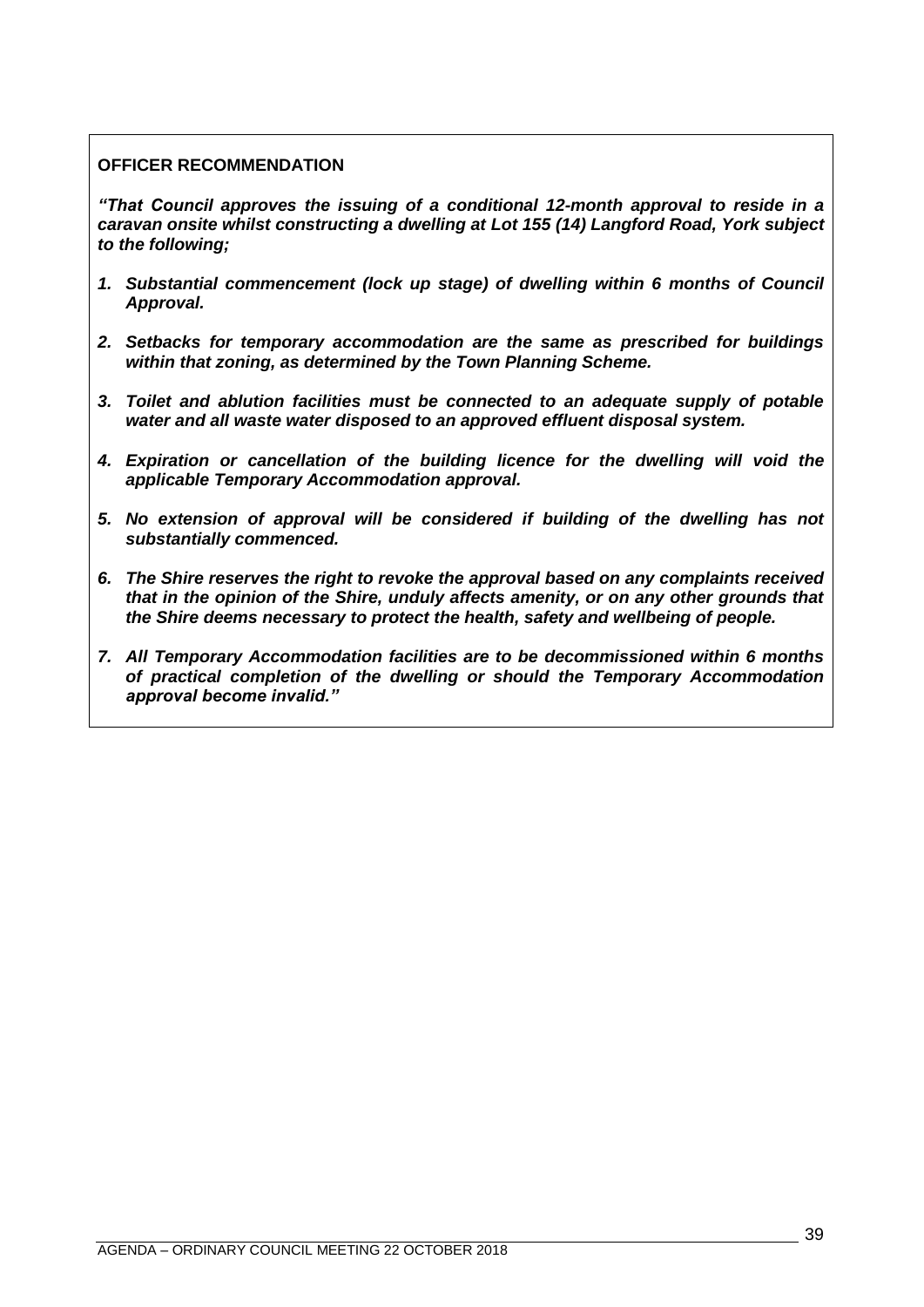**OFFICER RECOMMENDATION**

***"That Council approves the issuing of a conditional 12-month approval to reside in a caravan onsite whilst constructing a dwelling at Lot 155 (14) Langford Road, York subject to the following;***

1. ***Substantial commencement (lock up stage) of dwelling within 6 months of Council Approval.***
2. ***Setbacks for temporary accommodation are the same as prescribed for buildings within that zoning, as determined by the Town Planning Scheme.***
3. ***Toilet and ablution facilities must be connected to an adequate supply of potable water and all waste water disposed to an approved effluent disposal system.***
4. ***Expiration or cancellation of the building licence for the dwelling will void the applicable Temporary Accommodation approval.***
5. ***No extension of approval will be considered if building of the dwelling has not substantially commenced.***
6. ***The Shire reserves the right to revoke the approval based on any complaints received that in the opinion of the Shire, unduly affects amenity, or on any other grounds that the Shire deems necessary to protect the health, safety and wellbeing of people.***
7. ***All Temporary Accommodation facilities are to be decommissioned within 6 months of practical completion of the dwelling or should the Temporary Accommodation approval become invalid."***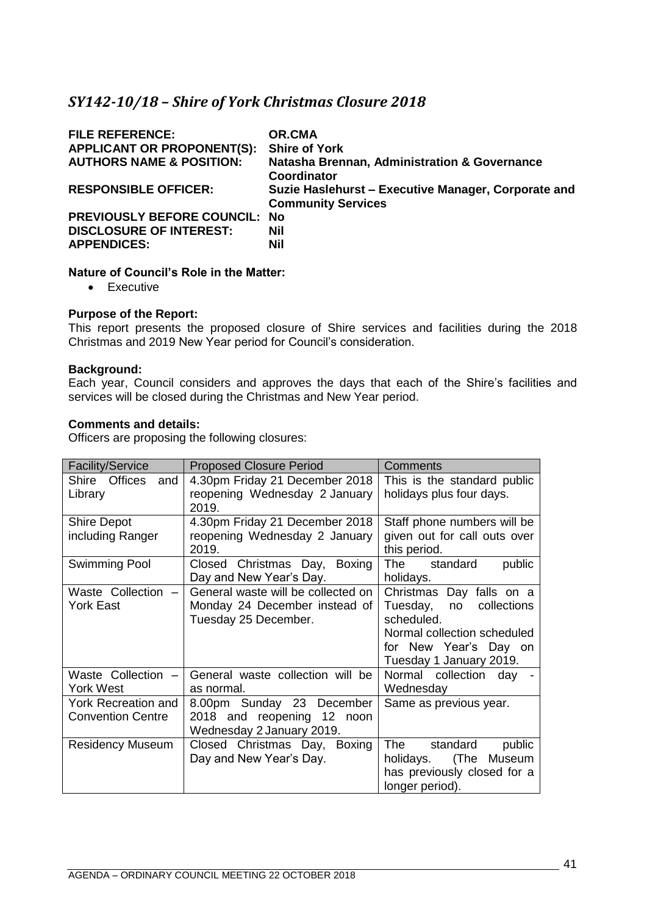## *SY142-10/18 – Shire of York Christmas Closure 2018*

| | |
|---|---|
| **FILE REFERENCE:** | **OR.CMA** |
| **APPLICANT OR PROPONENT(S):** | **Shire of York** |
| **AUTHORS NAME & POSITION:** | **Natasha Brennan, Administration & Governance Coordinator** |
| **RESPONSIBLE OFFICER:** | **Suzie Haslehurst – Executive Manager, Corporate and Community Services** |
| **PREVIOUSLY BEFORE COUNCIL:** | **No** |
| **DISCLOSURE OF INTEREST:** | **Nil** |
| **APPENDICES:** | **Nil** |

**Nature of Council's Role in the Matter:**

- Executive

**Purpose of the Report:**

This report presents the proposed closure of Shire services and facilities during the 2018 Christmas and 2019 New Year period for Council's consideration.

**Background:**

Each year, Council considers and approves the days that each of the Shire's facilities and services will be closed during the Christmas and New Year period.

**Comments and details:**

Officers are proposing the following closures:

| Facility/Service | Proposed Closure Period | Comments |
|---|---|---|
| Shire Offices and Library | 4.30pm Friday 21 December 2018 reopening Wednesday 2 January 2019. | This is the standard public holidays plus four days. |
| Shire Depot including Ranger | 4.30pm Friday 21 December 2018 reopening Wednesday 2 January 2019. | Staff phone numbers will be given out for call outs over this period. |
| Swimming Pool | Closed Christmas Day, Boxing Day and New Year's Day. | The standard public holidays. |
| Waste Collection – York East | General waste will be collected on Monday 24 December instead of Tuesday 25 December. | Christmas Day falls on a Tuesday, no collections scheduled.<br>Normal collection scheduled for New Year's Day on Tuesday 1 January 2019. |
| Waste Collection – York West | General waste collection will be as normal. | Normal collection day - Wednesday |
| York Recreation and Convention Centre | 8.00pm Sunday 23 December 2018 and reopening 12 noon Wednesday 2 January 2019. | Same as previous year. |
| Residency Museum | Closed Christmas Day, Boxing Day and New Year's Day. | The standard public holidays. (The Museum has previously closed for a longer period). |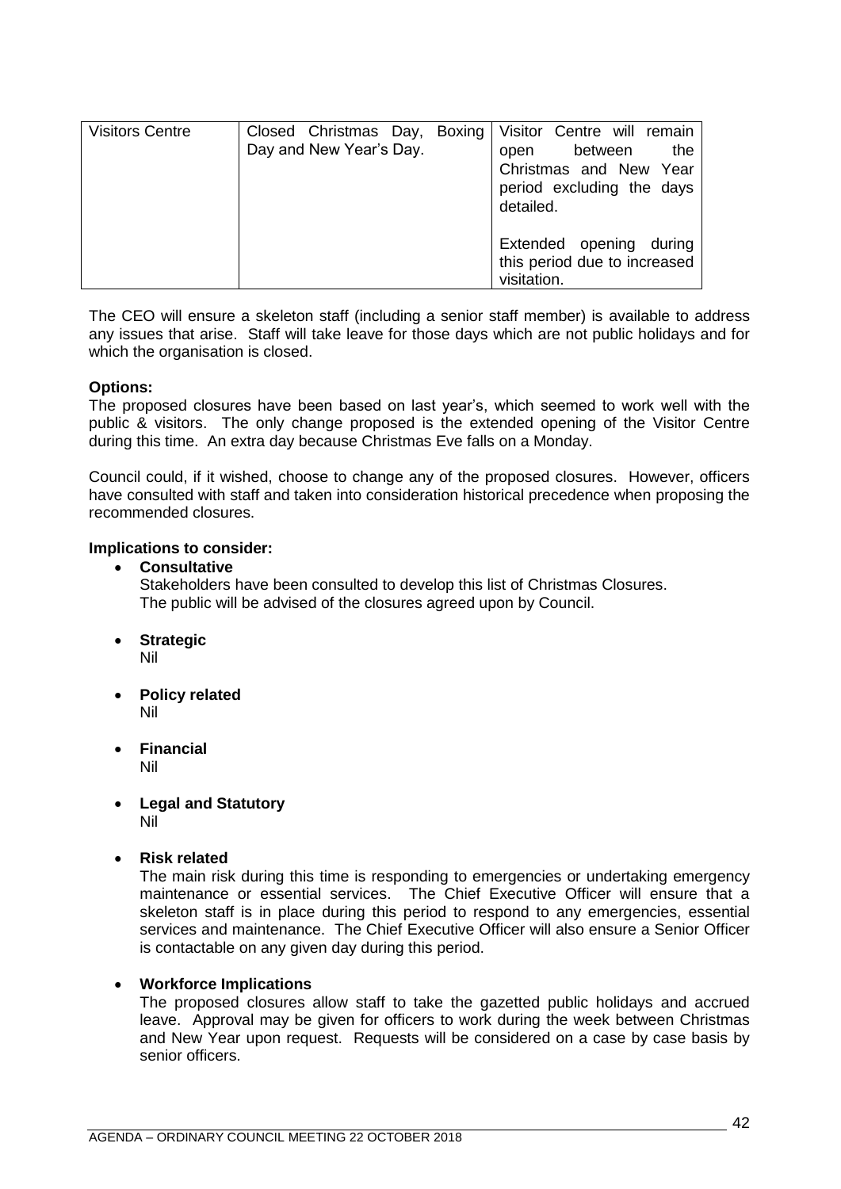| | | |
|---|---|---|
| Visitors Centre | Closed Christmas Day, Boxing Day and New Year's Day. | Visitor Centre will remain open between the Christmas and New Year period excluding the days detailed.<br><br>Extended opening during this period due to increased visitation. |

The CEO will ensure a skeleton staff (including a senior staff member) is available to address any issues that arise. Staff will take leave for those days which are not public holidays and for which the organisation is closed.

**Options:**
The proposed closures have been based on last year's, which seemed to work well with the public & visitors. The only change proposed is the extended opening of the Visitor Centre during this time. An extra day because Christmas Eve falls on a Monday.

Council could, if it wished, choose to change any of the proposed closures. However, officers have consulted with staff and taken into consideration historical precedence when proposing the recommended closures.

**Implications to consider:**

- **Consultative**
  Stakeholders have been consulted to develop this list of Christmas Closures.
  The public will be advised of the closures agreed upon by Council.

- **Strategic**
  Nil

- **Policy related**
  Nil

- **Financial**
  Nil

- **Legal and Statutory**
  Nil

- **Risk related**
  The main risk during this time is responding to emergencies or undertaking emergency maintenance or essential services. The Chief Executive Officer will ensure that a skeleton staff is in place during this period to respond to any emergencies, essential services and maintenance. The Chief Executive Officer will also ensure a Senior Officer is contactable on any given day during this period.

- **Workforce Implications**
  The proposed closures allow staff to take the gazetted public holidays and accrued leave. Approval may be given for officers to work during the week between Christmas and New Year upon request. Requests will be considered on a case by case basis by senior officers.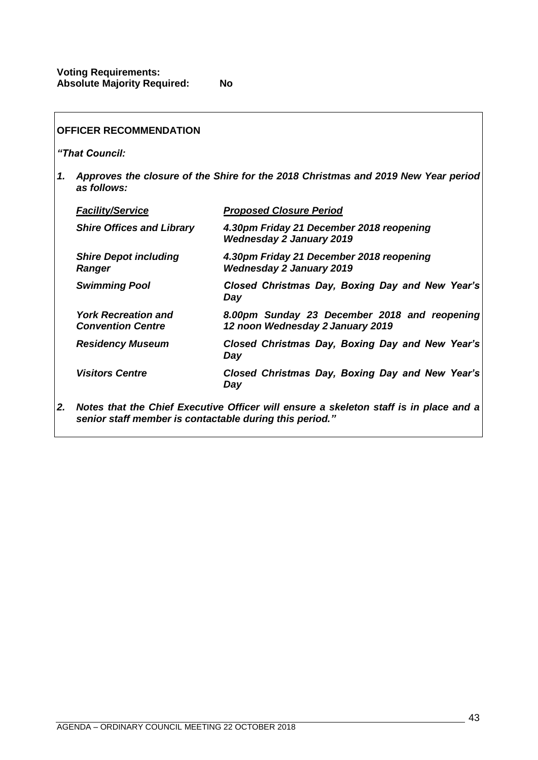**Voting Requirements:**
**Absolute Majority Required: No**

**OFFICER RECOMMENDATION**

***"That Council:***

1. ***Approves the closure of the Shire for the 2018 Christmas and 2019 New Year period as follows:***

| ***Facility/Service*** | ***Proposed Closure Period*** |
|---|---|
| ***Shire Offices and Library*** | ***4.30pm Friday 21 December 2018 reopening Wednesday 2 January 2019*** |
| ***Shire Depot including Ranger*** | ***4.30pm Friday 21 December 2018 reopening Wednesday 2 January 2019*** |
| ***Swimming Pool*** | ***Closed Christmas Day, Boxing Day and New Year's Day*** |
| ***York Recreation and Convention Centre*** | ***8.00pm Sunday 23 December 2018 and reopening 12 noon Wednesday 2 January 2019*** |
| ***Residency Museum*** | ***Closed Christmas Day, Boxing Day and New Year's Day*** |
| ***Visitors Centre*** | ***Closed Christmas Day, Boxing Day and New Year's Day*** |

2. ***Notes that the Chief Executive Officer will ensure a skeleton staff is in place and a senior staff member is contactable during this period."***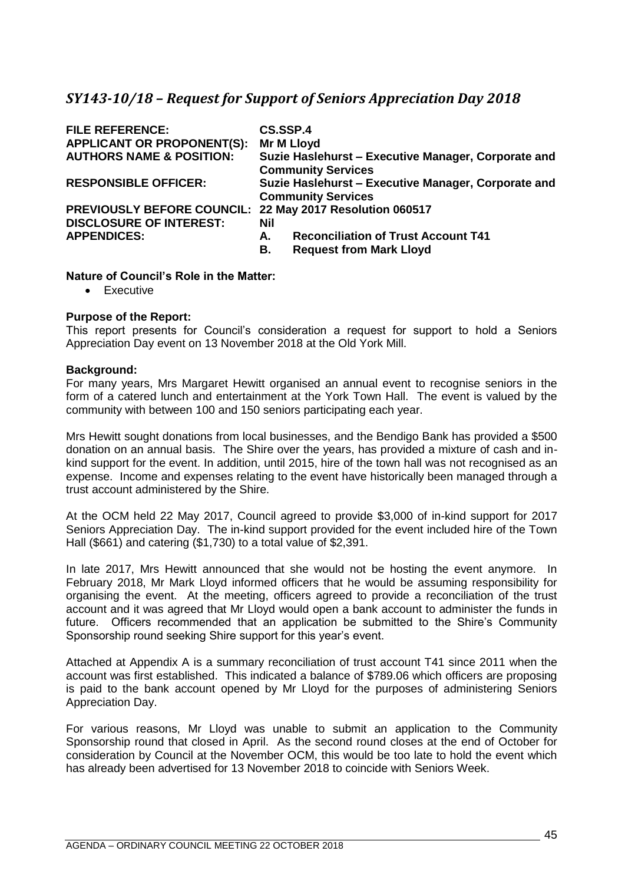## *SY143-10/18 – Request for Support of Seniors Appreciation Day 2018*

| | |
|---|---|
| **FILE REFERENCE:** | **CS.SSP.4** |
| **APPLICANT OR PROPONENT(S):** | **Mr M Lloyd** |
| **AUTHORS NAME & POSITION:** | **Suzie Haslehurst – Executive Manager, Corporate and Community Services** |
| **RESPONSIBLE OFFICER:** | **Suzie Haslehurst – Executive Manager, Corporate and Community Services** |
| **PREVIOUSLY BEFORE COUNCIL:** | **22 May 2017 Resolution 060517** |
| **DISCLOSURE OF INTEREST:** | **Nil** |
| **APPENDICES:** | **A. Reconciliation of Trust Account T41**<br>**B. Request from Mark Lloyd** |

**Nature of Council's Role in the Matter:**

- Executive

**Purpose of the Report:**

This report presents for Council's consideration a request for support to hold a Seniors Appreciation Day event on 13 November 2018 at the Old York Mill.

**Background:**

For many years, Mrs Margaret Hewitt organised an annual event to recognise seniors in the form of a catered lunch and entertainment at the York Town Hall. The event is valued by the community with between 100 and 150 seniors participating each year.

Mrs Hewitt sought donations from local businesses, and the Bendigo Bank has provided a $500 donation on an annual basis. The Shire over the years, has provided a mixture of cash and in-kind support for the event. In addition, until 2015, hire of the town hall was not recognised as an expense. Income and expenses relating to the event have historically been managed through a trust account administered by the Shire.

At the OCM held 22 May 2017, Council agreed to provide $3,000 of in-kind support for 2017 Seniors Appreciation Day. The in-kind support provided for the event included hire of the Town Hall ($661) and catering ($1,730) to a total value of $2,391.

In late 2017, Mrs Hewitt announced that she would not be hosting the event anymore. In February 2018, Mr Mark Lloyd informed officers that he would be assuming responsibility for organising the event. At the meeting, officers agreed to provide a reconciliation of the trust account and it was agreed that Mr Lloyd would open a bank account to administer the funds in future. Officers recommended that an application be submitted to the Shire's Community Sponsorship round seeking Shire support for this year's event.

Attached at Appendix A is a summary reconciliation of trust account T41 since 2011 when the account was first established. This indicated a balance of $789.06 which officers are proposing is paid to the bank account opened by Mr Lloyd for the purposes of administering Seniors Appreciation Day.

For various reasons, Mr Lloyd was unable to submit an application to the Community Sponsorship round that closed in April. As the second round closes at the end of October for consideration by Council at the November OCM, this would be too late to hold the event which has already been advertised for 13 November 2018 to coincide with Seniors Week.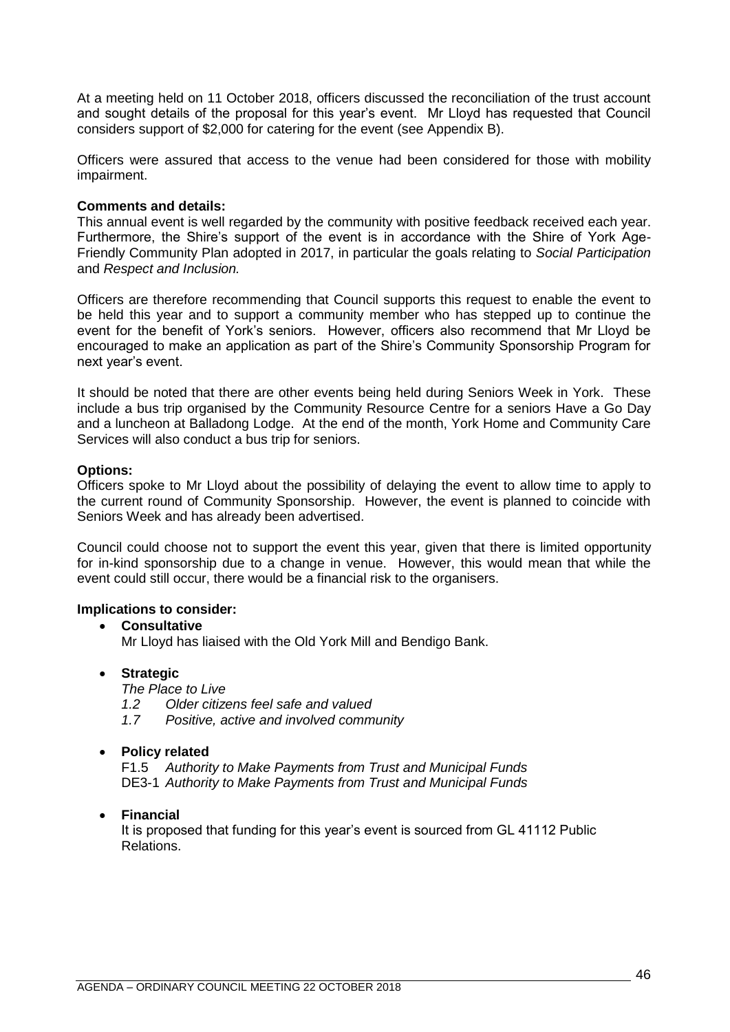At a meeting held on 11 October 2018, officers discussed the reconciliation of the trust account and sought details of the proposal for this year's event. Mr Lloyd has requested that Council considers support of $2,000 for catering for the event (see Appendix B).

Officers were assured that access to the venue had been considered for those with mobility impairment.

**Comments and details:**
This annual event is well regarded by the community with positive feedback received each year. Furthermore, the Shire's support of the event is in accordance with the Shire of York Age-Friendly Community Plan adopted in 2017, in particular the goals relating to *Social Participation* and *Respect and Inclusion.*

Officers are therefore recommending that Council supports this request to enable the event to be held this year and to support a community member who has stepped up to continue the event for the benefit of York's seniors. However, officers also recommend that Mr Lloyd be encouraged to make an application as part of the Shire's Community Sponsorship Program for next year's event.

It should be noted that there are other events being held during Seniors Week in York. These include a bus trip organised by the Community Resource Centre for a seniors Have a Go Day and a luncheon at Balladong Lodge. At the end of the month, York Home and Community Care Services will also conduct a bus trip for seniors.

**Options:**
Officers spoke to Mr Lloyd about the possibility of delaying the event to allow time to apply to the current round of Community Sponsorship. However, the event is planned to coincide with Seniors Week and has already been advertised.

Council could choose not to support the event this year, given that there is limited opportunity for in-kind sponsorship due to a change in venue. However, this would mean that while the event could still occur, there would be a financial risk to the organisers.

**Implications to consider:**

- **Consultative**
  Mr Lloyd has liaised with the Old York Mill and Bendigo Bank.

- **Strategic**
  *The Place to Live*
  *1.2 Older citizens feel safe and valued*
  *1.7 Positive, active and involved community*

- **Policy related**
  F1.5 *Authority to Make Payments from Trust and Municipal Funds*
  DE3-1 *Authority to Make Payments from Trust and Municipal Funds*

- **Financial**
  It is proposed that funding for this year's event is sourced from GL 41112 Public Relations.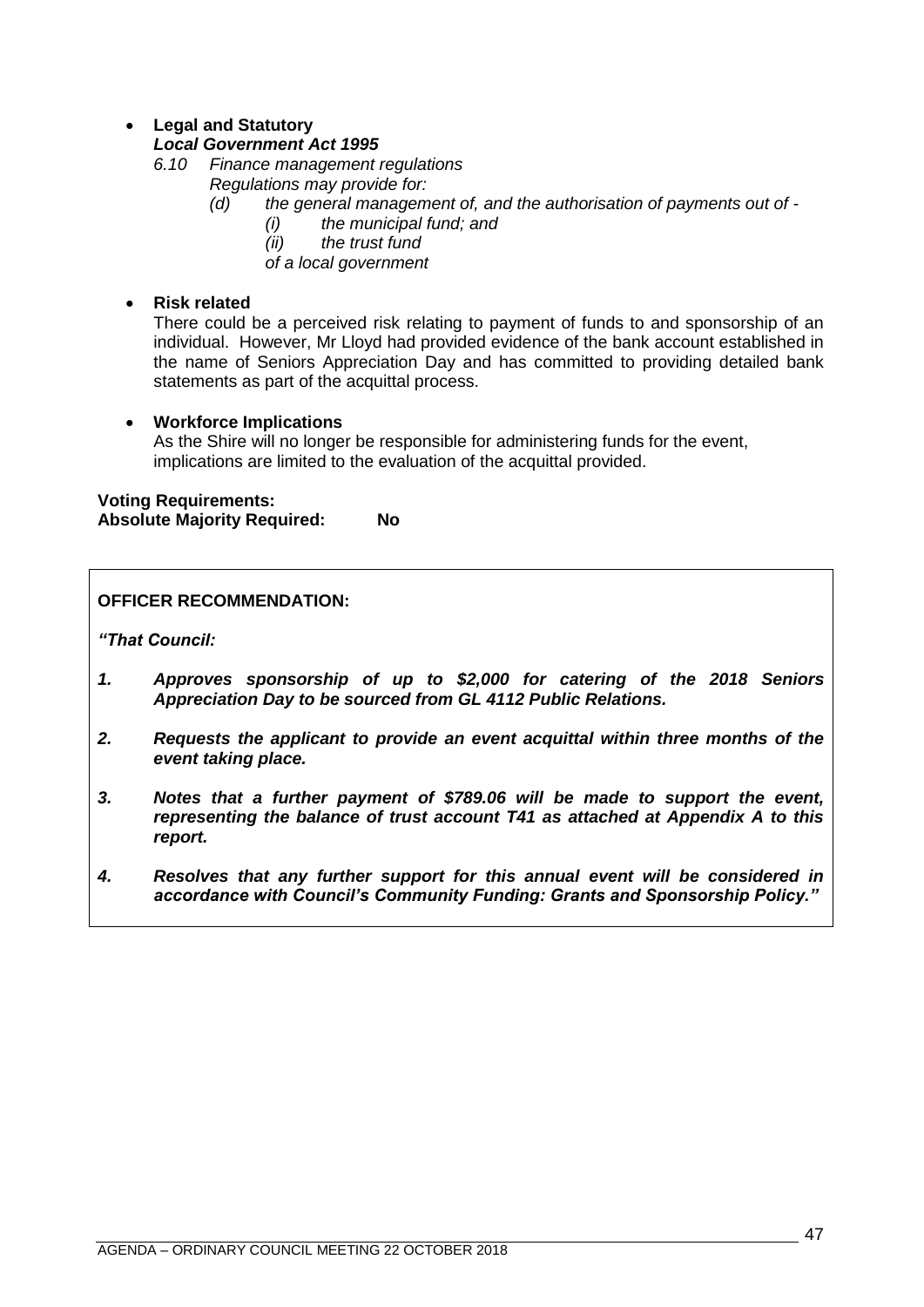- **Legal and Statutory**
  ***Local Government Act 1995***
  *6.10 Finance management regulations*
  *Regulations may provide for:*
  - *(d) the general management of, and the authorisation of payments out of -*
    - *(i) the municipal fund; and*
    - *(ii) the trust fund*

    *of a local government*

- **Risk related**
  There could be a perceived risk relating to payment of funds to and sponsorship of an individual. However, Mr Lloyd had provided evidence of the bank account established in the name of Seniors Appreciation Day and has committed to providing detailed bank statements as part of the acquittal process.

- **Workforce Implications**
  As the Shire will no longer be responsible for administering funds for the event, implications are limited to the evaluation of the acquittal provided.

**Voting Requirements:**
**Absolute Majority Required: No**

**OFFICER RECOMMENDATION:**

***"That Council:***

1. ***Approves sponsorship of up to $2,000 for catering of the 2018 Seniors Appreciation Day to be sourced from GL 4112 Public Relations.***
2. ***Requests the applicant to provide an event acquittal within three months of the event taking place.***
3. ***Notes that a further payment of $789.06 will be made to support the event, representing the balance of trust account T41 as attached at Appendix A to this report.***
4. ***Resolves that any further support for this annual event will be considered in accordance with Council's Community Funding: Grants and Sponsorship Policy."***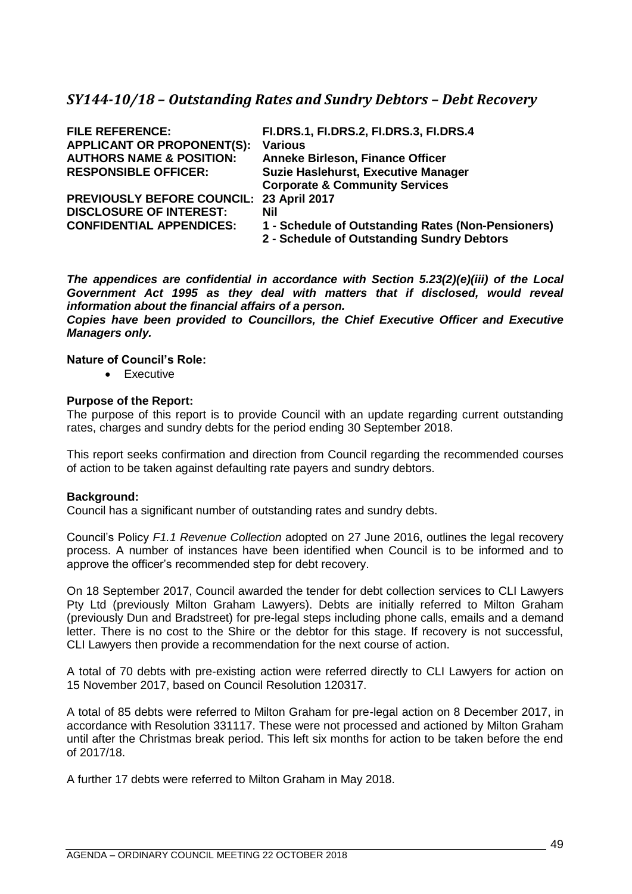## *SY144-10/18 – Outstanding Rates and Sundry Debtors – Debt Recovery*

| | |
|---|---|
| **FILE REFERENCE:** | **FI.DRS.1, FI.DRS.2, FI.DRS.3, FI.DRS.4** |
| **APPLICANT OR PROPONENT(S):** | **Various** |
| **AUTHORS NAME & POSITION:** | **Anneke Birleson, Finance Officer** |
| **RESPONSIBLE OFFICER:** | **Suzie Haslehurst, Executive Manager Corporate & Community Services** |
| **PREVIOUSLY BEFORE COUNCIL:** | **23 April 2017** |
| **DISCLOSURE OF INTEREST:** | **Nil** |
| **CONFIDENTIAL APPENDICES:** | **1 - Schedule of Outstanding Rates (Non-Pensioners)<br>2 - Schedule of Outstanding Sundry Debtors** |

***The appendices are confidential in accordance with Section 5.23(2)(e)(iii) of the Local Government Act 1995 as they deal with matters that if disclosed, would reveal information about the financial affairs of a person.***

***Copies have been provided to Councillors, the Chief Executive Officer and Executive Managers only.***

**Nature of Council's Role:**

- Executive

**Purpose of the Report:**

The purpose of this report is to provide Council with an update regarding current outstanding rates, charges and sundry debts for the period ending 30 September 2018.

This report seeks confirmation and direction from Council regarding the recommended courses of action to be taken against defaulting rate payers and sundry debtors.

**Background:**

Council has a significant number of outstanding rates and sundry debts.

Council's Policy *F1.1 Revenue Collection* adopted on 27 June 2016, outlines the legal recovery process. A number of instances have been identified when Council is to be informed and to approve the officer's recommended step for debt recovery.

On 18 September 2017, Council awarded the tender for debt collection services to CLI Lawyers Pty Ltd (previously Milton Graham Lawyers). Debts are initially referred to Milton Graham (previously Dun and Bradstreet) for pre-legal steps including phone calls, emails and a demand letter. There is no cost to the Shire or the debtor for this stage. If recovery is not successful, CLI Lawyers then provide a recommendation for the next course of action.

A total of 70 debts with pre-existing action were referred directly to CLI Lawyers for action on 15 November 2017, based on Council Resolution 120317.

A total of 85 debts were referred to Milton Graham for pre-legal action on 8 December 2017, in accordance with Resolution 331117. These were not processed and actioned by Milton Graham until after the Christmas break period. This left six months for action to be taken before the end of 2017/18.

A further 17 debts were referred to Milton Graham in May 2018.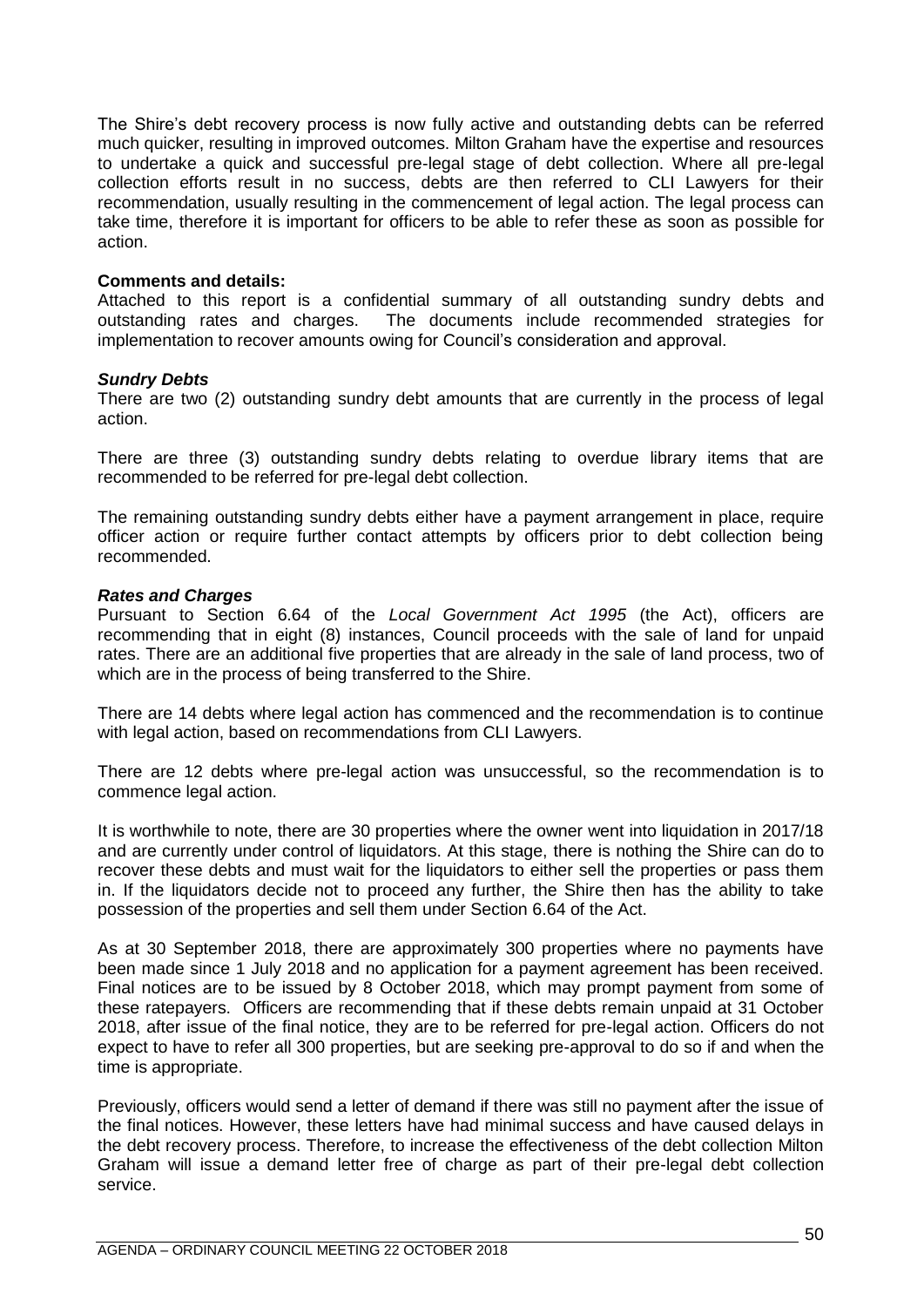The Shire's debt recovery process is now fully active and outstanding debts can be referred much quicker, resulting in improved outcomes. Milton Graham have the expertise and resources to undertake a quick and successful pre-legal stage of debt collection. Where all pre-legal collection efforts result in no success, debts are then referred to CLI Lawyers for their recommendation, usually resulting in the commencement of legal action. The legal process can take time, therefore it is important for officers to be able to refer these as soon as possible for action.

**Comments and details:**

Attached to this report is a confidential summary of all outstanding sundry debts and outstanding rates and charges. The documents include recommended strategies for implementation to recover amounts owing for Council's consideration and approval.

***Sundry Debts***

There are two (2) outstanding sundry debt amounts that are currently in the process of legal action.

There are three (3) outstanding sundry debts relating to overdue library items that are recommended to be referred for pre-legal debt collection.

The remaining outstanding sundry debts either have a payment arrangement in place, require officer action or require further contact attempts by officers prior to debt collection being recommended.

***Rates and Charges***

Pursuant to Section 6.64 of the *Local Government Act 1995* (the Act), officers are recommending that in eight (8) instances, Council proceeds with the sale of land for unpaid rates. There are an additional five properties that are already in the sale of land process, two of which are in the process of being transferred to the Shire.

There are 14 debts where legal action has commenced and the recommendation is to continue with legal action, based on recommendations from CLI Lawyers.

There are 12 debts where pre-legal action was unsuccessful, so the recommendation is to commence legal action.

It is worthwhile to note, there are 30 properties where the owner went into liquidation in 2017/18 and are currently under control of liquidators. At this stage, there is nothing the Shire can do to recover these debts and must wait for the liquidators to either sell the properties or pass them in. If the liquidators decide not to proceed any further, the Shire then has the ability to take possession of the properties and sell them under Section 6.64 of the Act.

As at 30 September 2018, there are approximately 300 properties where no payments have been made since 1 July 2018 and no application for a payment agreement has been received. Final notices are to be issued by 8 October 2018, which may prompt payment from some of these ratepayers. Officers are recommending that if these debts remain unpaid at 31 October 2018, after issue of the final notice, they are to be referred for pre-legal action. Officers do not expect to have to refer all 300 properties, but are seeking pre-approval to do so if and when the time is appropriate.

Previously, officers would send a letter of demand if there was still no payment after the issue of the final notices. However, these letters have had minimal success and have caused delays in the debt recovery process. Therefore, to increase the effectiveness of the debt collection Milton Graham will issue a demand letter free of charge as part of their pre-legal debt collection service.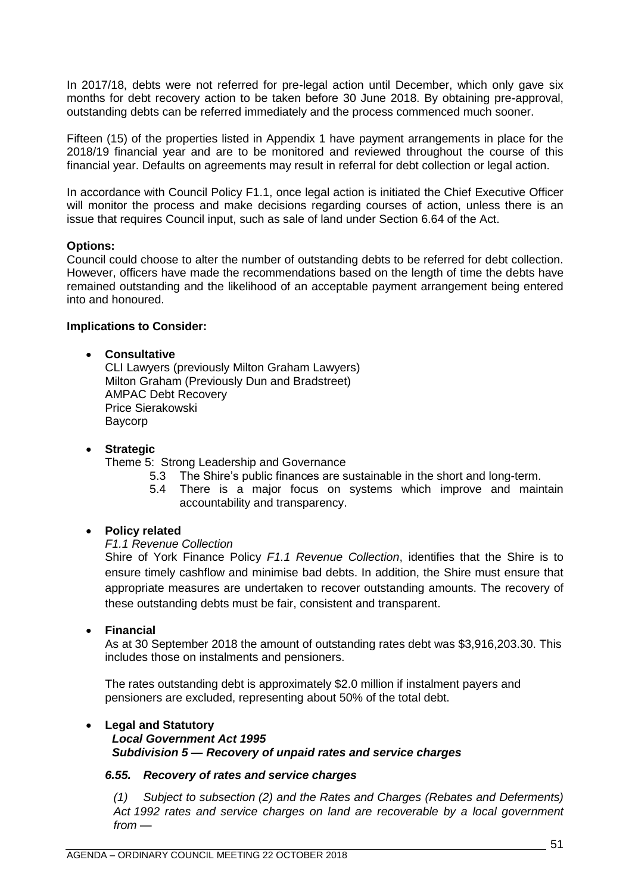In 2017/18, debts were not referred for pre-legal action until December, which only gave six months for debt recovery action to be taken before 30 June 2018. By obtaining pre-approval, outstanding debts can be referred immediately and the process commenced much sooner.

Fifteen (15) of the properties listed in Appendix 1 have payment arrangements in place for the 2018/19 financial year and are to be monitored and reviewed throughout the course of this financial year. Defaults on agreements may result in referral for debt collection or legal action.

In accordance with Council Policy F1.1, once legal action is initiated the Chief Executive Officer will monitor the process and make decisions regarding courses of action, unless there is an issue that requires Council input, such as sale of land under Section 6.64 of the Act.

**Options:**
Council could choose to alter the number of outstanding debts to be referred for debt collection. However, officers have made the recommendations based on the length of time the debts have remained outstanding and the likelihood of an acceptable payment arrangement being entered into and honoured.

**Implications to Consider:**

- **Consultative**
  CLI Lawyers (previously Milton Graham Lawyers)
  Milton Graham (Previously Dun and Bradstreet)
  AMPAC Debt Recovery
  Price Sierakowski
  Baycorp

- **Strategic**
  Theme 5: Strong Leadership and Governance
  - 5.3 The Shire's public finances are sustainable in the short and long-term.
  - 5.4 There is a major focus on systems which improve and maintain accountability and transparency.

- **Policy related**
  *F1.1 Revenue Collection*
  Shire of York Finance Policy *F1.1 Revenue Collection*, identifies that the Shire is to ensure timely cashflow and minimise bad debts. In addition, the Shire must ensure that appropriate measures are undertaken to recover outstanding amounts. The recovery of these outstanding debts must be fair, consistent and transparent.

- **Financial**
  As at 30 September 2018 the amount of outstanding rates debt was $3,916,203.30. This includes those on instalments and pensioners.

  The rates outstanding debt is approximately $2.0 million if instalment payers and pensioners are excluded, representing about 50% of the total debt.

- **Legal and Statutory**
  ***Local Government Act 1995***
  ***Subdivision 5 — Recovery of unpaid rates and service charges***

  ***6.55. Recovery of rates and service charges***

  *(1) Subject to subsection (2) and the Rates and Charges (Rebates and Deferments) Act 1992 rates and service charges on land are recoverable by a local government from —*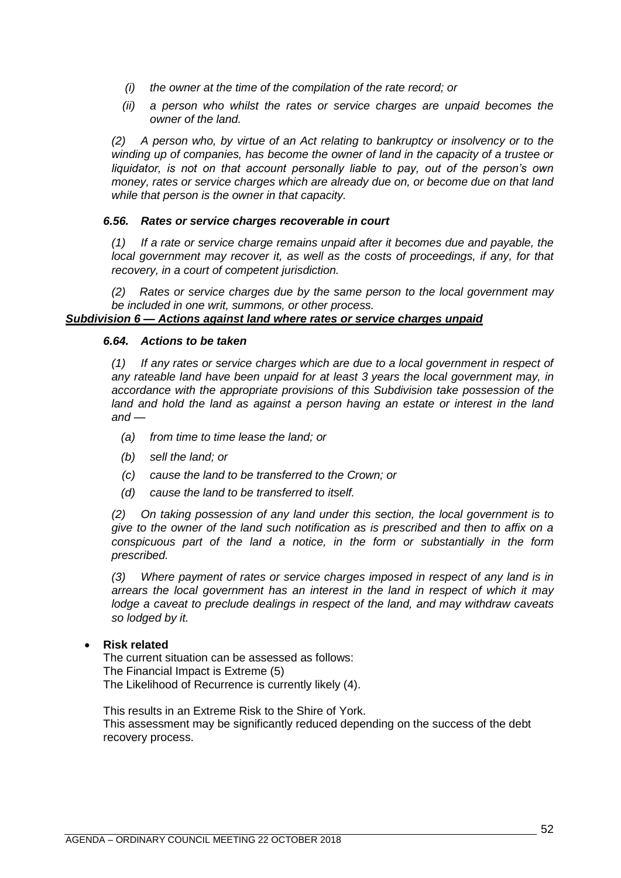*(i) the owner at the time of the compilation of the rate record; or*

*(ii) a person who whilst the rates or service charges are unpaid becomes the owner of the land.*

*(2) A person who, by virtue of an Act relating to bankruptcy or insolvency or to the winding up of companies, has become the owner of land in the capacity of a trustee or liquidator, is not on that account personally liable to pay, out of the person's own money, rates or service charges which are already due on, or become due on that land while that person is the owner in that capacity.*

***6.56. Rates or service charges recoverable in court***

*(1) If a rate or service charge remains unpaid after it becomes due and payable, the local government may recover it, as well as the costs of proceedings, if any, for that recovery, in a court of competent jurisdiction.*

*(2) Rates or service charges due by the same person to the local government may be included in one writ, summons, or other process.*

***Subdivision 6 — Actions against land where rates or service charges unpaid***

***6.64. Actions to be taken***

*(1) If any rates or service charges which are due to a local government in respect of any rateable land have been unpaid for at least 3 years the local government may, in accordance with the appropriate provisions of this Subdivision take possession of the land and hold the land as against a person having an estate or interest in the land and —*

*(a) from time to time lease the land; or*

*(b) sell the land; or*

*(c) cause the land to be transferred to the Crown; or*

*(d) cause the land to be transferred to itself.*

*(2) On taking possession of any land under this section, the local government is to give to the owner of the land such notification as is prescribed and then to affix on a conspicuous part of the land a notice, in the form or substantially in the form prescribed.*

*(3) Where payment of rates or service charges imposed in respect of any land is in arrears the local government has an interest in the land in respect of which it may lodge a caveat to preclude dealings in respect of the land, and may withdraw caveats so lodged by it.*

- **Risk related**

  The current situation can be assessed as follows:
  The Financial Impact is Extreme (5)
  The Likelihood of Recurrence is currently likely (4).

  This results in an Extreme Risk to the Shire of York.
  This assessment may be significantly reduced depending on the success of the debt recovery process.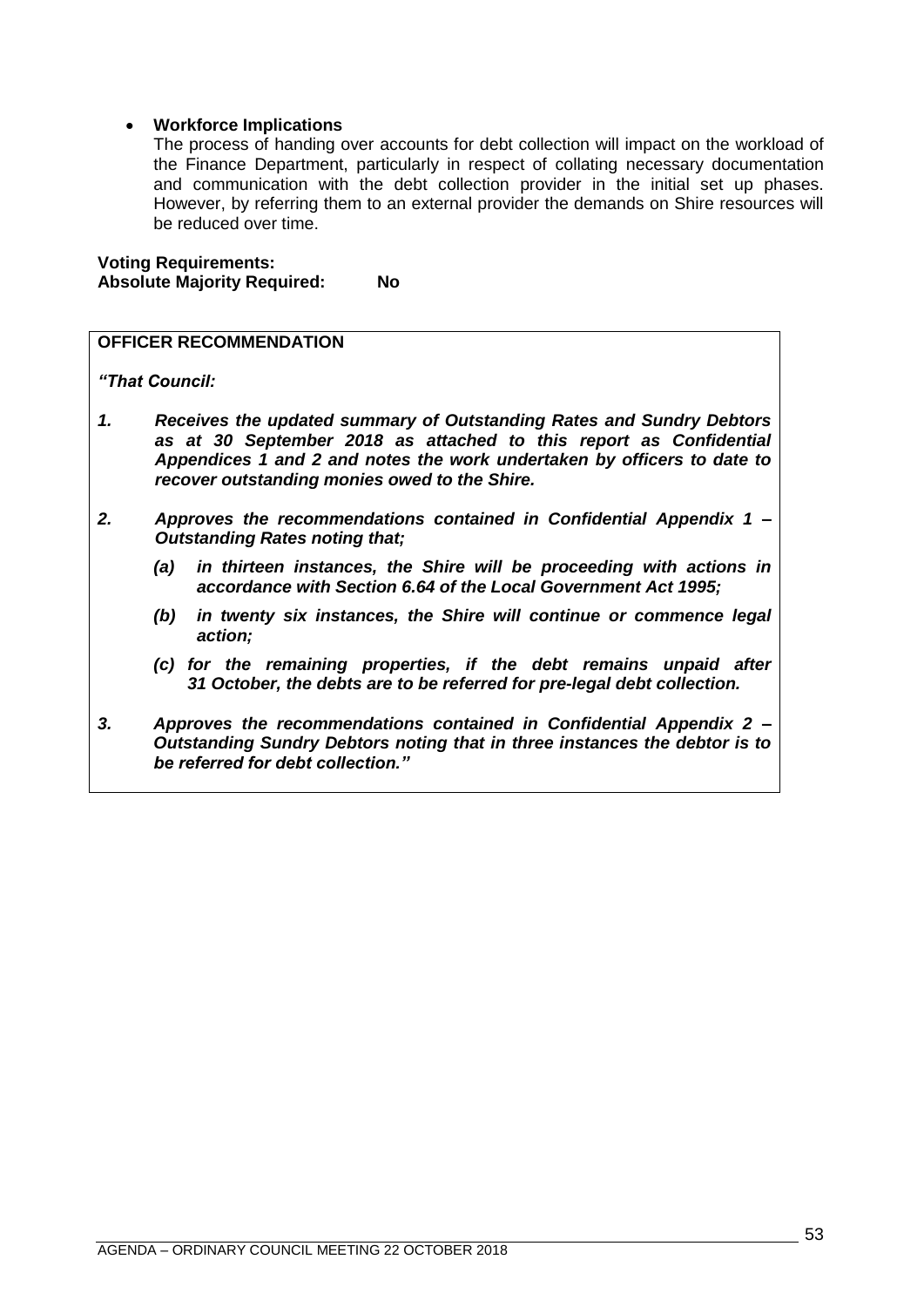- **Workforce Implications**
  The process of handing over accounts for debt collection will impact on the workload of the Finance Department, particularly in respect of collating necessary documentation and communication with the debt collection provider in the initial set up phases. However, by referring them to an external provider the demands on Shire resources will be reduced over time.

**Voting Requirements:**
**Absolute Majority Required: No**

**OFFICER RECOMMENDATION**

***"That Council:***

1. ***Receives the updated summary of Outstanding Rates and Sundry Debtors as at 30 September 2018 as attached to this report as Confidential Appendices 1 and 2 and notes the work undertaken by officers to date to recover outstanding monies owed to the Shire.***

2. ***Approves the recommendations contained in Confidential Appendix 1 – Outstanding Rates noting that;***

   ***(a) in thirteen instances, the Shire will be proceeding with actions in accordance with Section 6.64 of the Local Government Act 1995;***

   ***(b) in twenty six instances, the Shire will continue or commence legal action;***

   ***(c) for the remaining properties, if the debt remains unpaid after 31 October, the debts are to be referred for pre-legal debt collection.***

3. ***Approves the recommendations contained in Confidential Appendix 2 – Outstanding Sundry Debtors noting that in three instances the debtor is to be referred for debt collection."***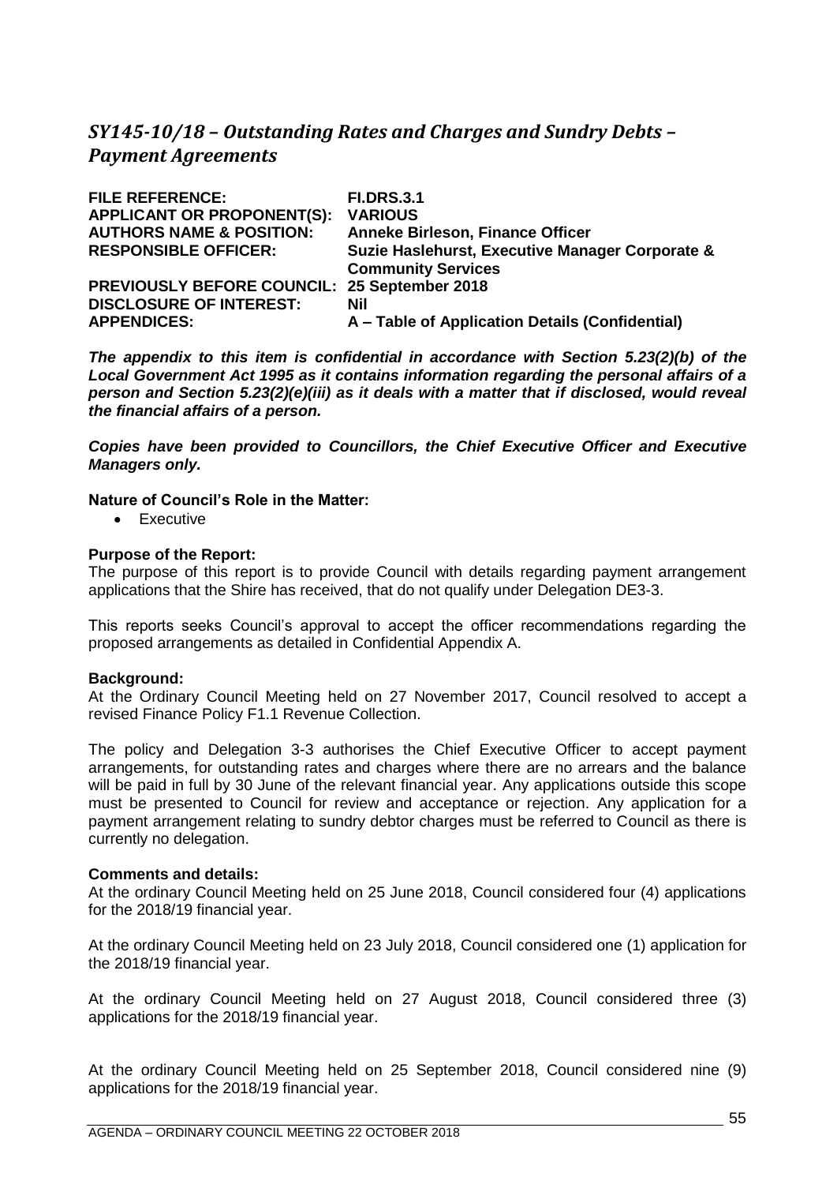## *SY145-10/18 – Outstanding Rates and Charges and Sundry Debts – Payment Agreements*

| | |
|---|---|
| **FILE REFERENCE:** | **FI.DRS.3.1** |
| **APPLICANT OR PROPONENT(S):** | **VARIOUS** |
| **AUTHORS NAME & POSITION:** | **Anneke Birleson, Finance Officer** |
| **RESPONSIBLE OFFICER:** | **Suzie Haslehurst, Executive Manager Corporate & Community Services** |
| **PREVIOUSLY BEFORE COUNCIL:** | **25 September 2018** |
| **DISCLOSURE OF INTEREST:** | **Nil** |
| **APPENDICES:** | **A – Table of Application Details (Confidential)** |

***The appendix to this item is confidential in accordance with Section 5.23(2)(b) of the Local Government Act 1995 as it contains information regarding the personal affairs of a person and Section 5.23(2)(e)(iii) as it deals with a matter that if disclosed, would reveal the financial affairs of a person.***

***Copies have been provided to Councillors, the Chief Executive Officer and Executive Managers only.***

**Nature of Council's Role in the Matter:**

- Executive

**Purpose of the Report:**

The purpose of this report is to provide Council with details regarding payment arrangement applications that the Shire has received, that do not qualify under Delegation DE3-3.

This reports seeks Council's approval to accept the officer recommendations regarding the proposed arrangements as detailed in Confidential Appendix A.

**Background:**

At the Ordinary Council Meeting held on 27 November 2017, Council resolved to accept a revised Finance Policy F1.1 Revenue Collection.

The policy and Delegation 3-3 authorises the Chief Executive Officer to accept payment arrangements, for outstanding rates and charges where there are no arrears and the balance will be paid in full by 30 June of the relevant financial year. Any applications outside this scope must be presented to Council for review and acceptance or rejection. Any application for a payment arrangement relating to sundry debtor charges must be referred to Council as there is currently no delegation.

**Comments and details:**

At the ordinary Council Meeting held on 25 June 2018, Council considered four (4) applications for the 2018/19 financial year.

At the ordinary Council Meeting held on 23 July 2018, Council considered one (1) application for the 2018/19 financial year.

At the ordinary Council Meeting held on 27 August 2018, Council considered three (3) applications for the 2018/19 financial year.

At the ordinary Council Meeting held on 25 September 2018, Council considered nine (9) applications for the 2018/19 financial year.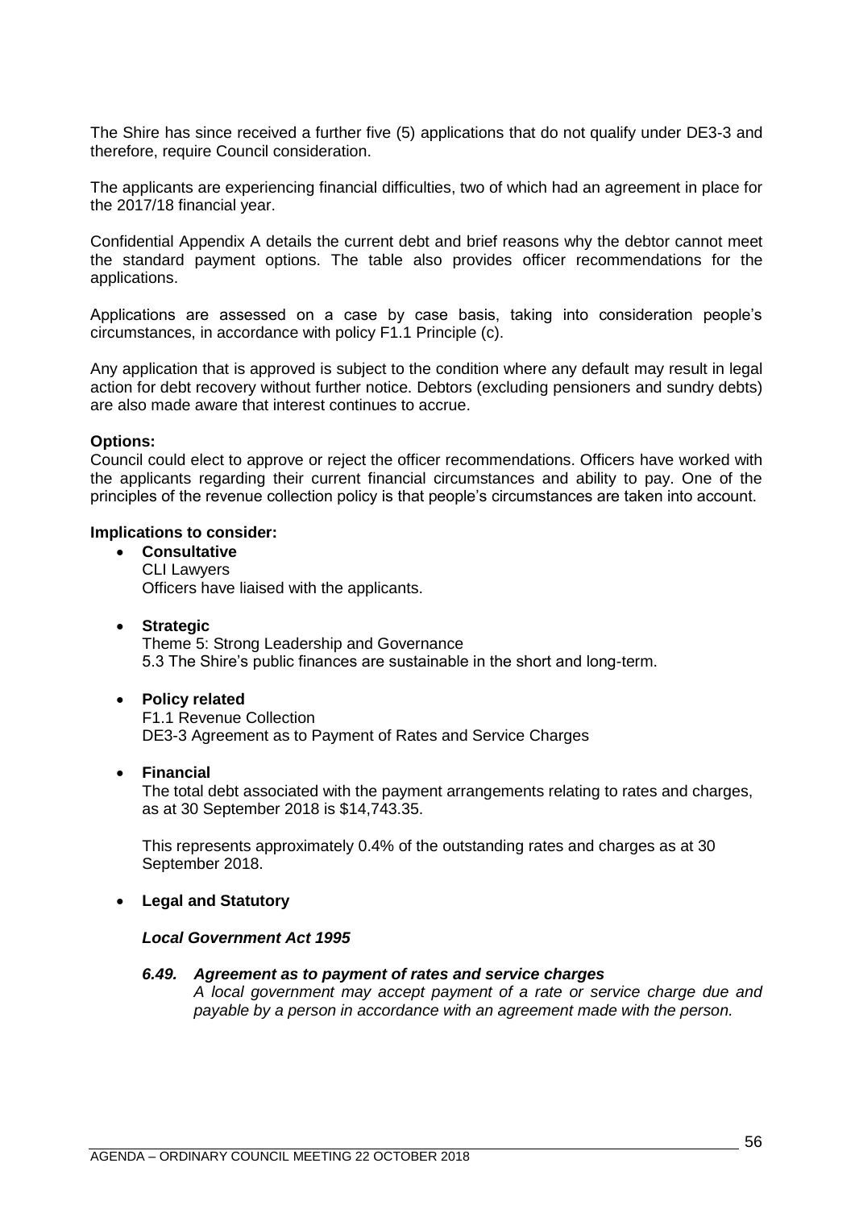The Shire has since received a further five (5) applications that do not qualify under DE3-3 and therefore, require Council consideration.

The applicants are experiencing financial difficulties, two of which had an agreement in place for the 2017/18 financial year.

Confidential Appendix A details the current debt and brief reasons why the debtor cannot meet the standard payment options. The table also provides officer recommendations for the applications.

Applications are assessed on a case by case basis, taking into consideration people's circumstances, in accordance with policy F1.1 Principle (c).

Any application that is approved is subject to the condition where any default may result in legal action for debt recovery without further notice. Debtors (excluding pensioners and sundry debts) are also made aware that interest continues to accrue.

**Options:**
Council could elect to approve or reject the officer recommendations. Officers have worked with the applicants regarding their current financial circumstances and ability to pay. One of the principles of the revenue collection policy is that people's circumstances are taken into account.

**Implications to consider:**

- **Consultative**
  CLI Lawyers
  Officers have liaised with the applicants.

- **Strategic**
  Theme 5: Strong Leadership and Governance
  5.3 The Shire's public finances are sustainable in the short and long-term.

- **Policy related**
  F1.1 Revenue Collection
  DE3-3 Agreement as to Payment of Rates and Service Charges

- **Financial**
  The total debt associated with the payment arrangements relating to rates and charges, as at 30 September 2018 is $14,743.35.

  This represents approximately 0.4% of the outstanding rates and charges as at 30 September 2018.

- **Legal and Statutory**

  ***Local Government Act 1995***

  ***6.49. Agreement as to payment of rates and service charges***
  *A local government may accept payment of a rate or service charge due and payable by a person in accordance with an agreement made with the person.*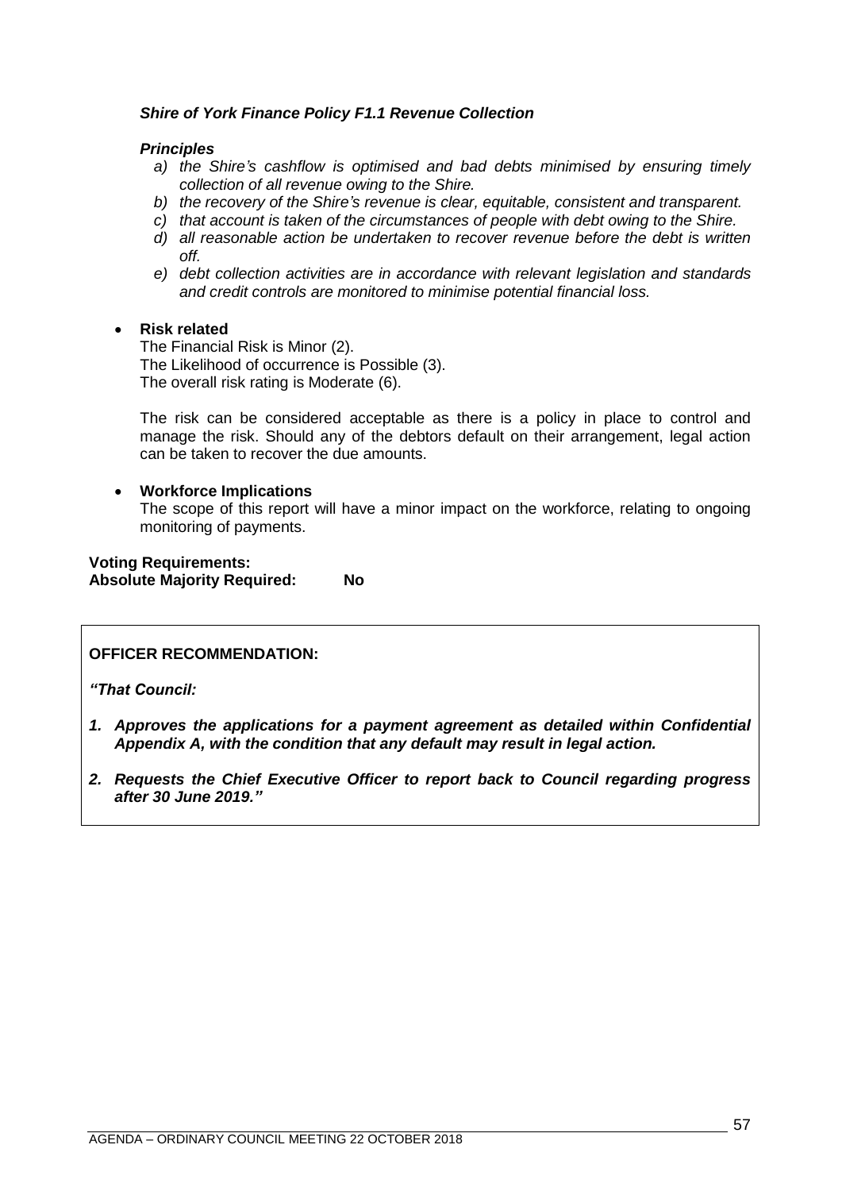***Shire of York Finance Policy F1.1 Revenue Collection***

***Principles***

- *a) the Shire's cashflow is optimised and bad debts minimised by ensuring timely collection of all revenue owing to the Shire.*
- *b) the recovery of the Shire's revenue is clear, equitable, consistent and transparent.*
- *c) that account is taken of the circumstances of people with debt owing to the Shire.*
- *d) all reasonable action be undertaken to recover revenue before the debt is written off.*
- *e) debt collection activities are in accordance with relevant legislation and standards and credit controls are monitored to minimise potential financial loss.*

- **Risk related**

  The Financial Risk is Minor (2).
  The Likelihood of occurrence is Possible (3).
  The overall risk rating is Moderate (6).

  The risk can be considered acceptable as there is a policy in place to control and manage the risk. Should any of the debtors default on their arrangement, legal action can be taken to recover the due amounts.

- **Workforce Implications**

  The scope of this report will have a minor impact on the workforce, relating to ongoing monitoring of payments.

**Voting Requirements:**
**Absolute Majority Required: No**

**OFFICER RECOMMENDATION:**

***"That Council:***

1. ***Approves the applications for a payment agreement as detailed within Confidential Appendix A, with the condition that any default may result in legal action.***
2. ***Requests the Chief Executive Officer to report back to Council regarding progress after 30 June 2019."***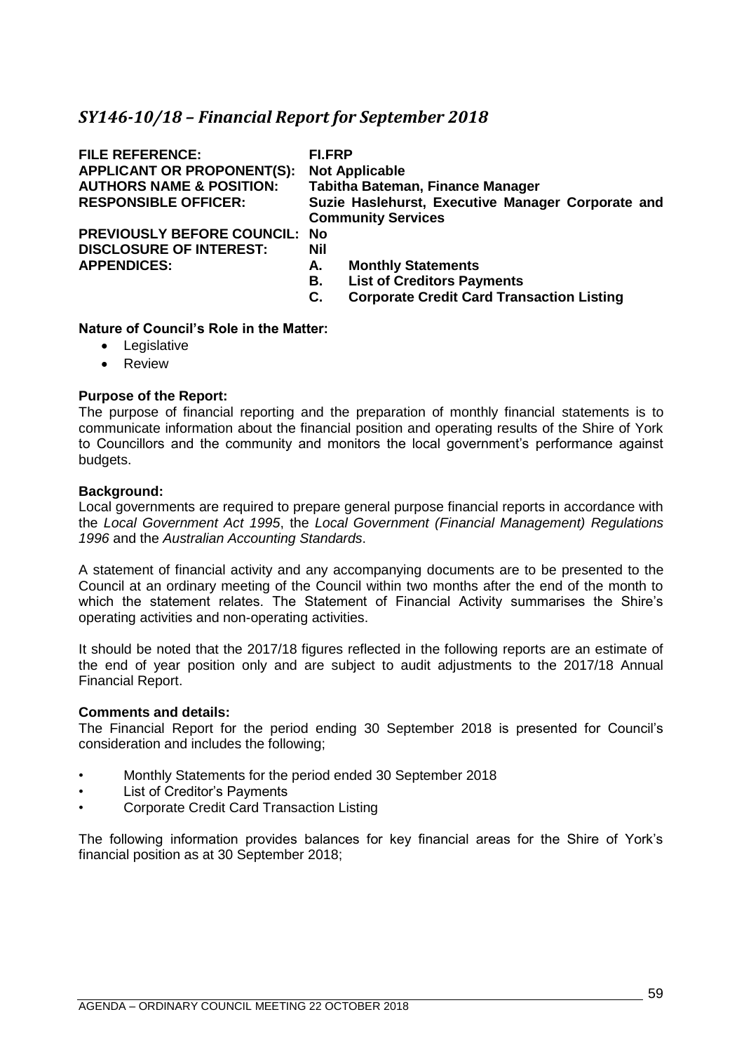## *SY146-10/18 – Financial Report for September 2018*

| | |
|---|---|
| **FILE REFERENCE:** | **FI.FRP** |
| **APPLICANT OR PROPONENT(S):** | **Not Applicable** |
| **AUTHORS NAME & POSITION:** | **Tabitha Bateman, Finance Manager** |
| **RESPONSIBLE OFFICER:** | **Suzie Haslehurst, Executive Manager Corporate and Community Services** |
| **PREVIOUSLY BEFORE COUNCIL:** | **No** |
| **DISCLOSURE OF INTEREST:** | **Nil** |
| **APPENDICES:** | **A. Monthly Statements**<br>**B. List of Creditors Payments**<br>**C. Corporate Credit Card Transaction Listing** |

**Nature of Council's Role in the Matter:**

- Legislative
- Review

**Purpose of the Report:**

The purpose of financial reporting and the preparation of monthly financial statements is to communicate information about the financial position and operating results of the Shire of York to Councillors and the community and monitors the local government's performance against budgets.

**Background:**

Local governments are required to prepare general purpose financial reports in accordance with the *Local Government Act 1995*, the *Local Government (Financial Management) Regulations 1996* and the *Australian Accounting Standards*.

A statement of financial activity and any accompanying documents are to be presented to the Council at an ordinary meeting of the Council within two months after the end of the month to which the statement relates. The Statement of Financial Activity summarises the Shire's operating activities and non-operating activities.

It should be noted that the 2017/18 figures reflected in the following reports are an estimate of the end of year position only and are subject to audit adjustments to the 2017/18 Annual Financial Report.

**Comments and details:**

The Financial Report for the period ending 30 September 2018 is presented for Council's consideration and includes the following;

- Monthly Statements for the period ended 30 September 2018
- List of Creditor's Payments
- Corporate Credit Card Transaction Listing

The following information provides balances for key financial areas for the Shire of York's financial position as at 30 September 2018;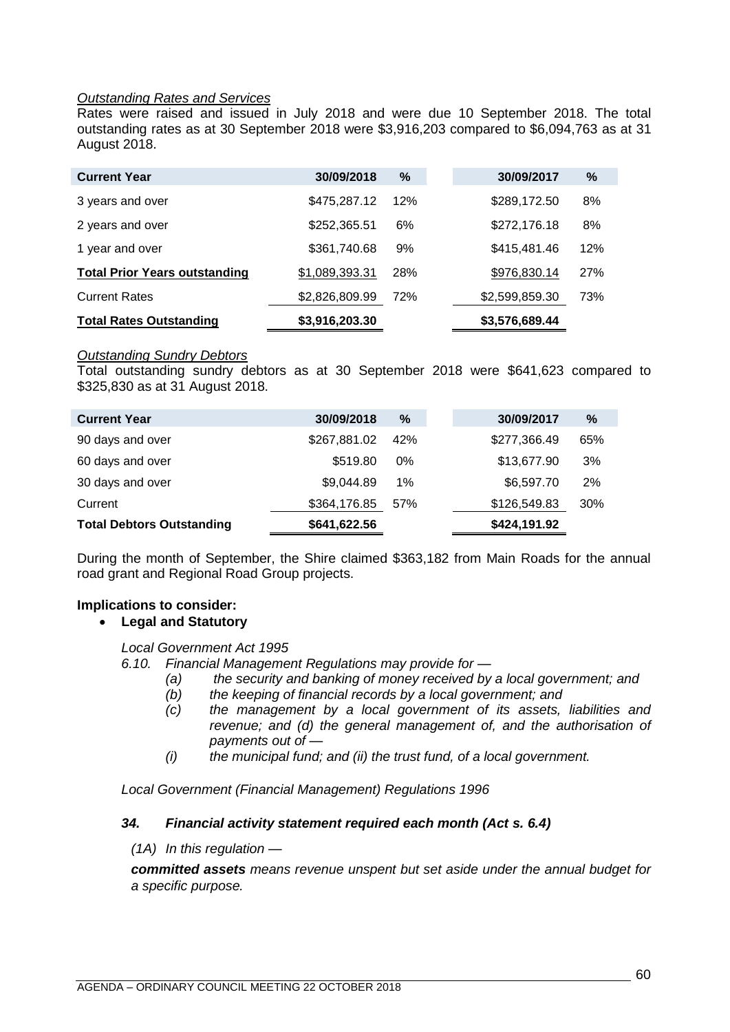*Outstanding Rates and Services*

Rates were raised and issued in July 2018 and were due 10 September 2018. The total outstanding rates as at 30 September 2018 were $3,916,203 compared to $6,094,763 as at 31 August 2018.

| **Current Year** | **30/09/2018** | **%** | **30/09/2017** | **%** |
|---|---|---|---|---|
| 3 years and over | $475,287.12 | 12% | $289,172.50 | 8% |
| 2 years and over | $252,365.51 | 6% | $272,176.18 | 8% |
| 1 year and over | $361,740.68 | 9% | $415,481.46 | 12% |
| **Total Prior Years outstanding** | $1,089,393.31 | 28% | $976,830.14 | 27% |
| Current Rates | $2,826,809.99 | 72% | $2,599,859.30 | 73% |
| **Total Rates Outstanding** | **$3,916,203.30** | | **$3,576,689.44** | |

*Outstanding Sundry Debtors*

Total outstanding sundry debtors as at 30 September 2018 were $641,623 compared to $325,830 as at 31 August 2018.

| **Current Year** | **30/09/2018** | **%** | **30/09/2017** | **%** |
|---|---|---|---|---|
| 90 days and over | $267,881.02 | 42% | $277,366.49 | 65% |
| 60 days and over | $519.80 | 0% | $13,677.90 | 3% |
| 30 days and over | $9,044.89 | 1% | $6,597.70 | 2% |
| Current | $364,176.85 | 57% | $126,549.83 | 30% |
| **Total Debtors Outstanding** | **$641,622.56** | | **$424,191.92** | |

During the month of September, the Shire claimed $363,182 from Main Roads for the annual road grant and Regional Road Group projects.

**Implications to consider:**

- **Legal and Statutory**

*Local Government Act 1995*

*6.10. Financial Management Regulations may provide for —*

*(a) the security and banking of money received by a local government; and*

*(b) the keeping of financial records by a local government; and*

*(c) the management by a local government of its assets, liabilities and revenue; and (d) the general management of, and the authorisation of payments out of —*

*(i) the municipal fund; and (ii) the trust fund, of a local government.*

*Local Government (Financial Management) Regulations 1996*

***34. Financial activity statement required each month (Act s. 6.4)***

*(1A) In this regulation —*

***committed assets*** *means revenue unspent but set aside under the annual budget for a specific purpose.*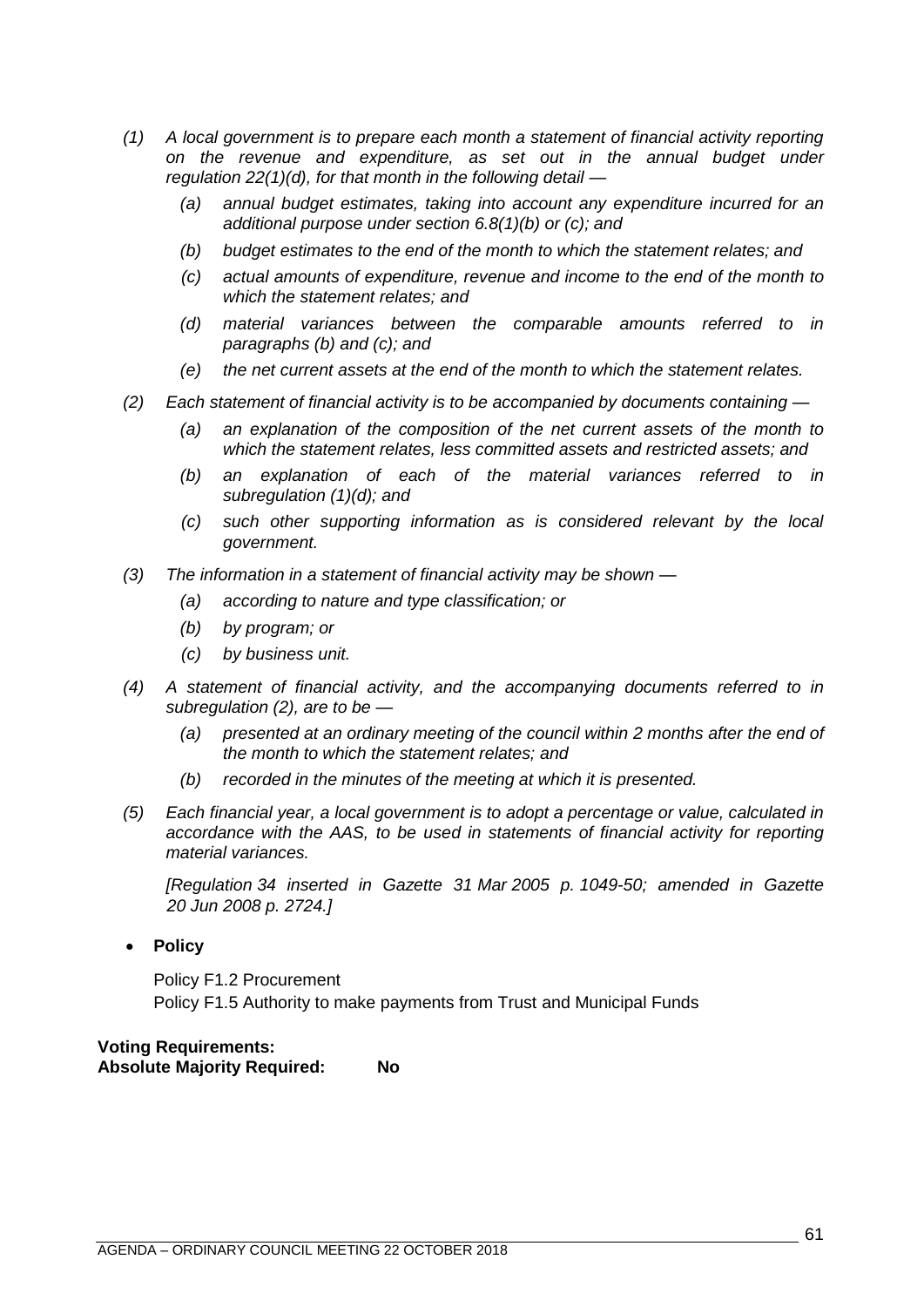*(1) A local government is to prepare each month a statement of financial activity reporting on the revenue and expenditure, as set out in the annual budget under regulation 22(1)(d), for that month in the following detail —*

*(a) annual budget estimates, taking into account any expenditure incurred for an additional purpose under section 6.8(1)(b) or (c); and*

*(b) budget estimates to the end of the month to which the statement relates; and*

*(c) actual amounts of expenditure, revenue and income to the end of the month to which the statement relates; and*

*(d) material variances between the comparable amounts referred to in paragraphs (b) and (c); and*

*(e) the net current assets at the end of the month to which the statement relates.*

*(2) Each statement of financial activity is to be accompanied by documents containing —*

*(a) an explanation of the composition of the net current assets of the month to which the statement relates, less committed assets and restricted assets; and*

*(b) an explanation of each of the material variances referred to in subregulation (1)(d); and*

*(c) such other supporting information as is considered relevant by the local government.*

*(3) The information in a statement of financial activity may be shown —*

*(a) according to nature and type classification; or*

*(b) by program; or*

*(c) by business unit.*

*(4) A statement of financial activity, and the accompanying documents referred to in subregulation (2), are to be —*

*(a) presented at an ordinary meeting of the council within 2 months after the end of the month to which the statement relates; and*

*(b) recorded in the minutes of the meeting at which it is presented.*

*(5) Each financial year, a local government is to adopt a percentage or value, calculated in accordance with the AAS, to be used in statements of financial activity for reporting material variances.*

*[Regulation 34 inserted in Gazette 31 Mar 2005 p. 1049-50; amended in Gazette 20 Jun 2008 p. 2724.]*

- **Policy**

Policy F1.2 Procurement
Policy F1.5 Authority to make payments from Trust and Municipal Funds

**Voting Requirements:**
**Absolute Majority Required: No**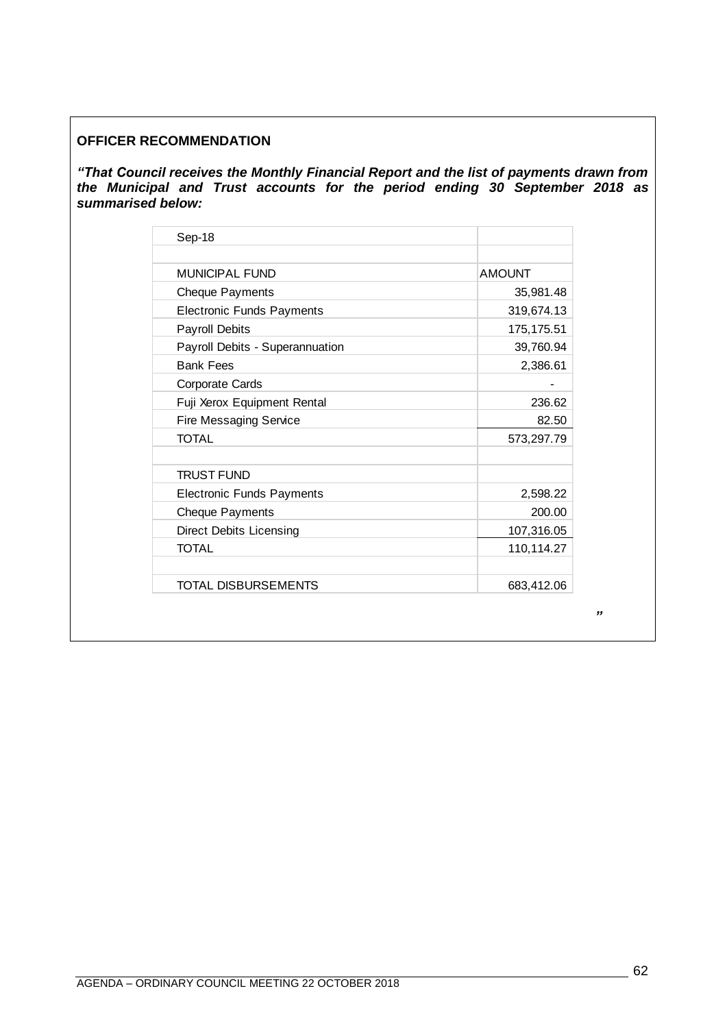**OFFICER RECOMMENDATION**

***"That Council receives the Monthly Financial Report and the list of payments drawn from the Municipal and Trust accounts for the period ending 30 September 2018 as summarised below:***

| | |
|---|---|
| Sep-18 | |
| | |
| MUNICIPAL FUND | AMOUNT |
| Cheque Payments | 35,981.48 |
| Electronic Funds Payments | 319,674.13 |
| Payroll Debits | 175,175.51 |
| Payroll Debits - Superannuation | 39,760.94 |
| Bank Fees | 2,386.61 |
| Corporate Cards | - |
| Fuji Xerox Equipment Rental | 236.62 |
| Fire Messaging Service | 82.50 |
| TOTAL | 573,297.79 |
| | |
| TRUST FUND | |
| Electronic Funds Payments | 2,598.22 |
| Cheque Payments | 200.00 |
| Direct Debits Licensing | 107,316.05 |
| TOTAL | 110,114.27 |
| | |
| TOTAL DISBURSEMENTS | 683,412.06 |

***"***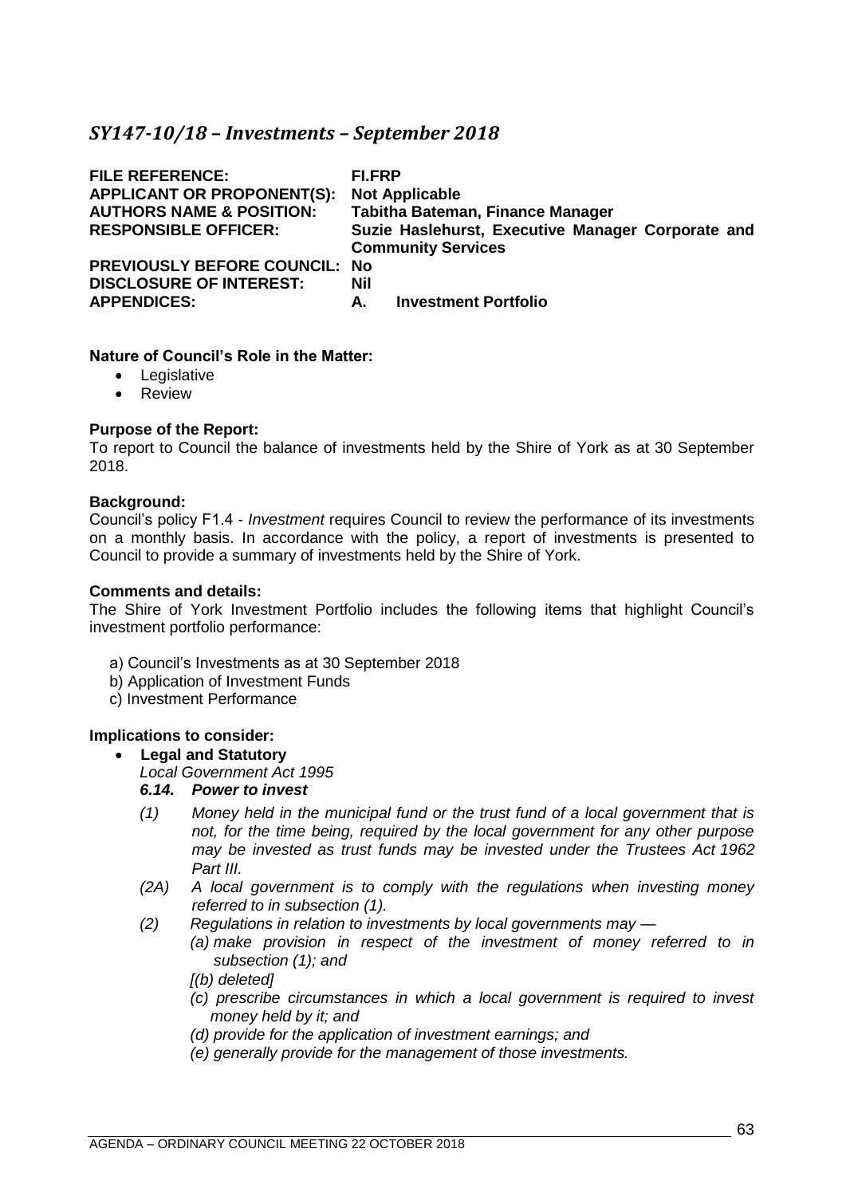## *SY147-10/18 – Investments – September 2018*

| | |
|---|---|
| **FILE REFERENCE:** | **FI.FRP** |
| **APPLICANT OR PROPONENT(S):** | **Not Applicable** |
| **AUTHORS NAME & POSITION:** | **Tabitha Bateman, Finance Manager** |
| **RESPONSIBLE OFFICER:** | **Suzie Haslehurst, Executive Manager Corporate and Community Services** |
| **PREVIOUSLY BEFORE COUNCIL:** | **No** |
| **DISCLOSURE OF INTEREST:** | **Nil** |
| **APPENDICES:** | **A. Investment Portfolio** |

**Nature of Council's Role in the Matter:**

- Legislative
- Review

**Purpose of the Report:**

To report to Council the balance of investments held by the Shire of York as at 30 September 2018.

**Background:**

Council's policy F1.4 - *Investment* requires Council to review the performance of its investments on a monthly basis. In accordance with the policy, a report of investments is presented to Council to provide a summary of investments held by the Shire of York.

**Comments and details:**

The Shire of York Investment Portfolio includes the following items that highlight Council's investment portfolio performance:

a) Council's Investments as at 30 September 2018
b) Application of Investment Funds
c) Investment Performance

**Implications to consider:**

- **Legal and Statutory**

  *Local Government Act 1995*

  ***6.14. Power to invest***

  *(1) Money held in the municipal fund or the trust fund of a local government that is not, for the time being, required by the local government for any other purpose may be invested as trust funds may be invested under the Trustees Act 1962 Part III.*

  *(2A) A local government is to comply with the regulations when investing money referred to in subsection (1).*

  *(2) Regulations in relation to investments by local governments may —*

  *(a) make provision in respect of the investment of money referred to in subsection (1); and*

  *[(b) deleted]*

  *(c) prescribe circumstances in which a local government is required to invest money held by it; and*

  *(d) provide for the application of investment earnings; and*

  *(e) generally provide for the management of those investments.*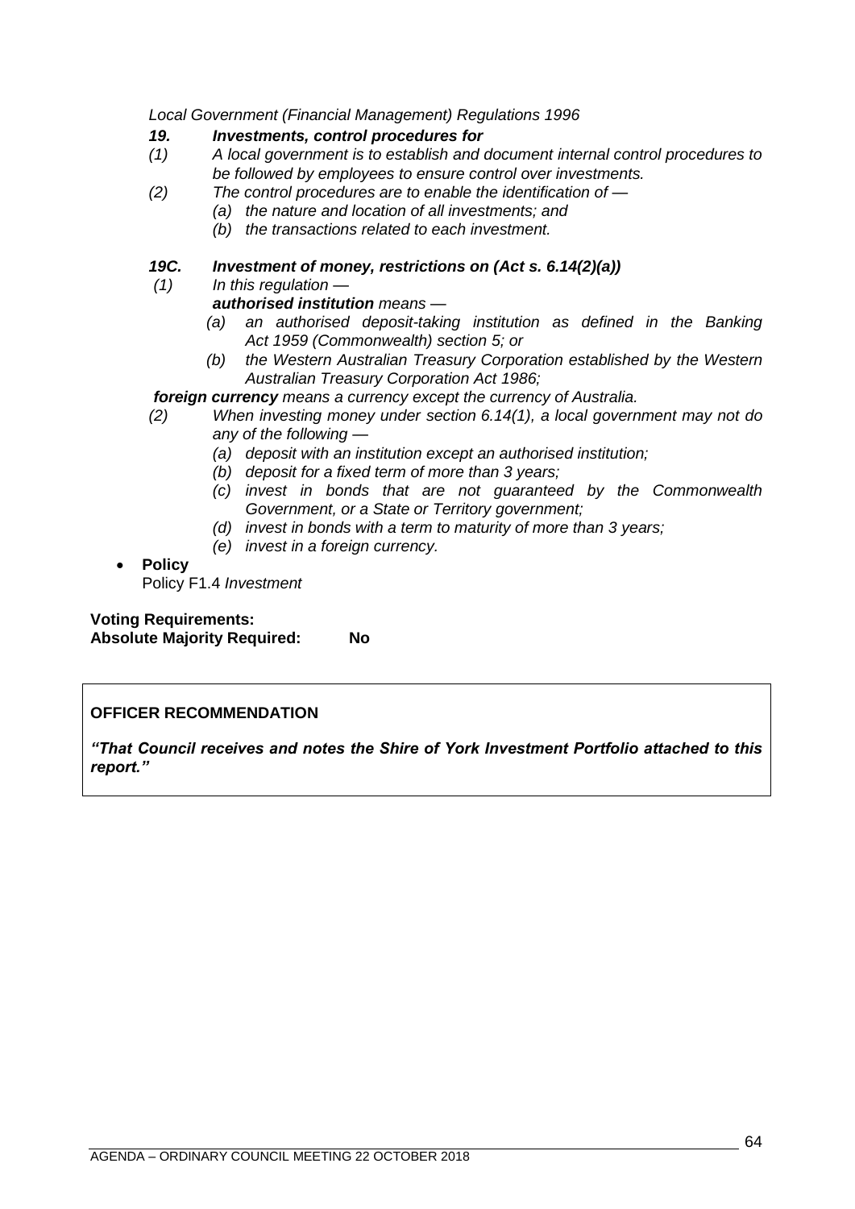*Local Government (Financial Management) Regulations 1996*

***19. Investments, control procedures for***

*(1) A local government is to establish and document internal control procedures to be followed by employees to ensure control over investments.*

*(2) The control procedures are to enable the identification of —*

- *(a) the nature and location of all investments; and*
- *(b) the transactions related to each investment.*

***19C. Investment of money, restrictions on (Act s. 6.14(2)(a))***

*(1) In this regulation —*

***authorised institution*** *means —*

- *(a) an authorised deposit-taking institution as defined in the Banking Act 1959 (Commonwealth) section 5; or*
- *(b) the Western Australian Treasury Corporation established by the Western Australian Treasury Corporation Act 1986;*

***foreign currency*** *means a currency except the currency of Australia.*

*(2) When investing money under section 6.14(1), a local government may not do any of the following —*

- *(a) deposit with an institution except an authorised institution;*
- *(b) deposit for a fixed term of more than 3 years;*
- *(c) invest in bonds that are not guaranteed by the Commonwealth Government, or a State or Territory government;*
- *(d) invest in bonds with a term to maturity of more than 3 years;*
- *(e) invest in a foreign currency.*

- **Policy**
  Policy F1.4 *Investment*

**Voting Requirements:**
**Absolute Majority Required: No**

**OFFICER RECOMMENDATION**

***"That Council receives and notes the Shire of York Investment Portfolio attached to this report."***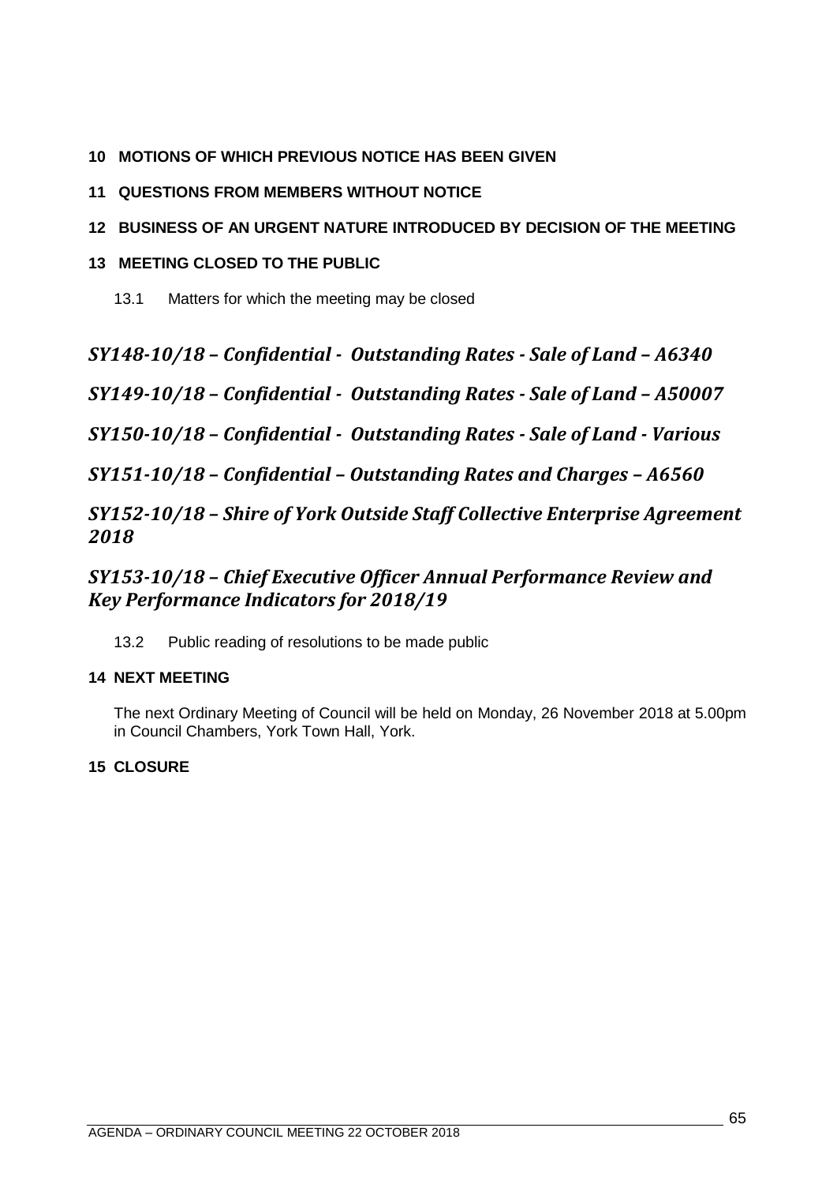## 10 MOTIONS OF WHICH PREVIOUS NOTICE HAS BEEN GIVEN

## 11 QUESTIONS FROM MEMBERS WITHOUT NOTICE

## 12 BUSINESS OF AN URGENT NATURE INTRODUCED BY DECISION OF THE MEETING

## 13 MEETING CLOSED TO THE PUBLIC

13.1 Matters for which the meeting may be closed

### *SY148-10/18 – Confidential - Outstanding Rates - Sale of Land – A6340*

### *SY149-10/18 – Confidential - Outstanding Rates - Sale of Land – A50007*

### *SY150-10/18 – Confidential - Outstanding Rates - Sale of Land - Various*

### *SY151-10/18 – Confidential – Outstanding Rates and Charges – A6560*

### *SY152-10/18 – Shire of York Outside Staff Collective Enterprise Agreement 2018*

### *SY153-10/18 – Chief Executive Officer Annual Performance Review and Key Performance Indicators for 2018/19*

13.2 Public reading of resolutions to be made public

## 14 NEXT MEETING

The next Ordinary Meeting of Council will be held on Monday, 26 November 2018 at 5.00pm in Council Chambers, York Town Hall, York.

## 15 CLOSURE